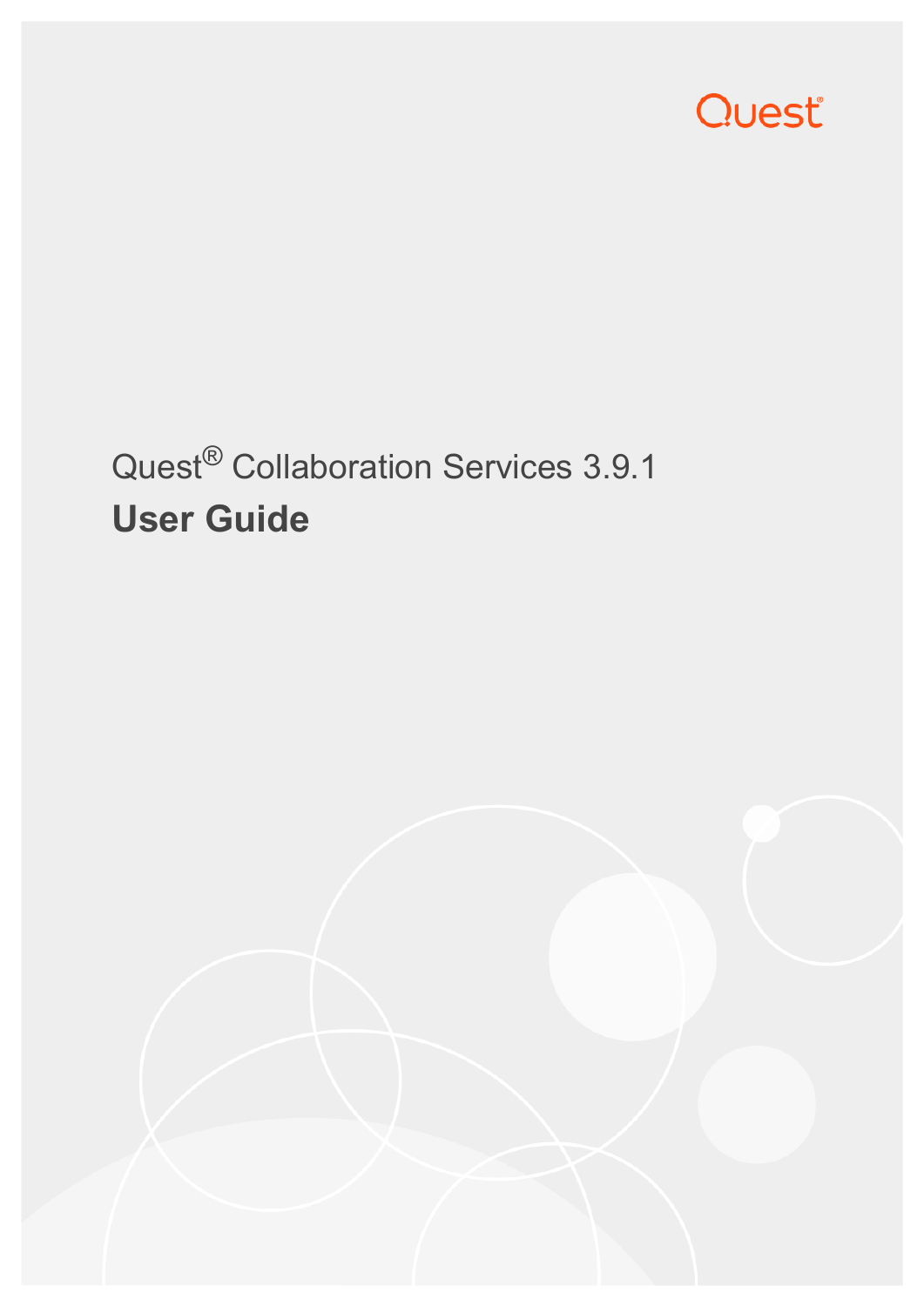Quest

Quest® Collaboration Services 3.9.1

# User Guide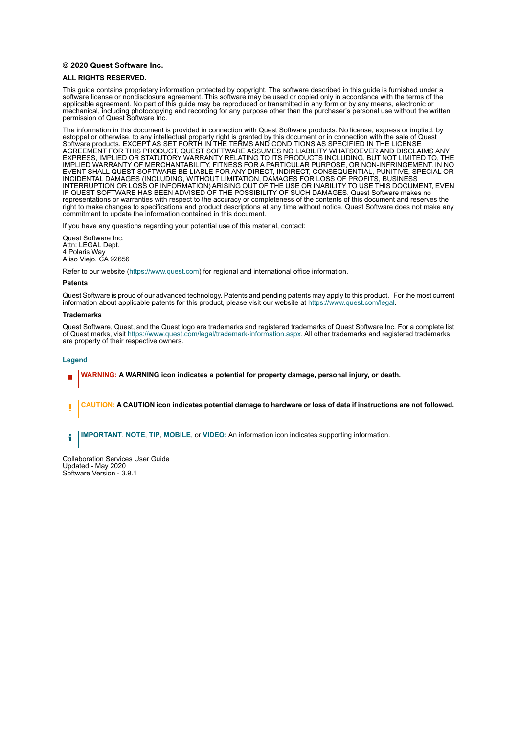**© 2020 Quest Software Inc.**

**ALL RIGHTS RESERVED.**

This guide contains proprietary information protected by copyright. The software described in this guide is furnished under a software license or nondisclosure agreement. This software may be used or copied only in accordance with the terms of the applicable agreement. No part of this guide may be reproduced or transmitted in any form or by any means, electronic or mechanical, including photocopying and recording for any purpose other than the purchaser's personal use without the written permission of Quest Software Inc.

The information in this document is provided in connection with Quest Software products. No license, express or implied, by estoppel or otherwise, to any intellectual property right is granted by this document or in connection with the sale of Quest Software products. EXCEPT AS SET FORTH IN THE TERMS AND CONDITIONS AS SPECIFIED IN THE LICENSE AGREEMENT FOR THIS PRODUCT, QUEST SOFTWARE ASSUMES NO LIABILITY WHATSOEVER AND DISCLAIMS ANY EXPRESS, IMPLIED OR STATUTORY WARRANTY RELATING TO ITS PRODUCTS INCLUDING, BUT NOT LIMITED TO, THE IMPLIED WARRANTY OF MERCHANTABILITY, FITNESS FOR A PARTICULAR PURPOSE, OR NON-INFRINGEMENT. IN NO EVENT SHALL QUEST SOFTWARE BE LIABLE FOR ANY DIRECT, INDIRECT, CONSEQUENTIAL, PUNITIVE, SPECIAL OR INCIDENTAL DAMAGES (INCLUDING, WITHOUT LIMITATION, DAMAGES FOR LOSS OF PROFITS, BUSINESS INTERRUPTION OR LOSS OF INFORMATION) ARISING OUT OF THE USE OR INABILITY TO USE THIS DOCUMENT, EVEN IF QUEST SOFTWARE HAS BEEN ADVISED OF THE POSSIBILITY OF SUCH DAMAGES. Quest Software makes no representations or warranties with respect to the accuracy or completeness of the contents of this document and reserves the right to make changes to specifications and product descriptions at any time without notice. Quest Software does not make any commitment to update the information contained in this document.

If you have any questions regarding your potential use of this material, contact:

Quest Software Inc.
Attn: LEGAL Dept.
4 Polaris Way
Aliso Viejo, CA 92656

Refer to our website (https://www.quest.com) for regional and international office information.

**Patents**

Quest Software is proud of our advanced technology. Patents and pending patents may apply to this product. For the most current information about applicable patents for this product, please visit our website at https://www.quest.com/legal.

**Trademarks**

Quest Software, Quest, and the Quest logo are trademarks and registered trademarks of Quest Software Inc. For a complete list of Quest marks, visit https://www.quest.com/legal/trademark-information.aspx. All other trademarks and registered trademarks are property of their respective owners.

**Legend**

**WARNING: A WARNING icon indicates a potential for property damage, personal injury, or death.**

**CAUTION: A CAUTION icon indicates potential damage to hardware or loss of data if instructions are not followed.**

**IMPORTANT**, **NOTE**, **TIP**, **MOBILE**, or **VIDEO:** An information icon indicates supporting information.

Collaboration Services User Guide
Updated - May 2020
Software Version - 3.9.1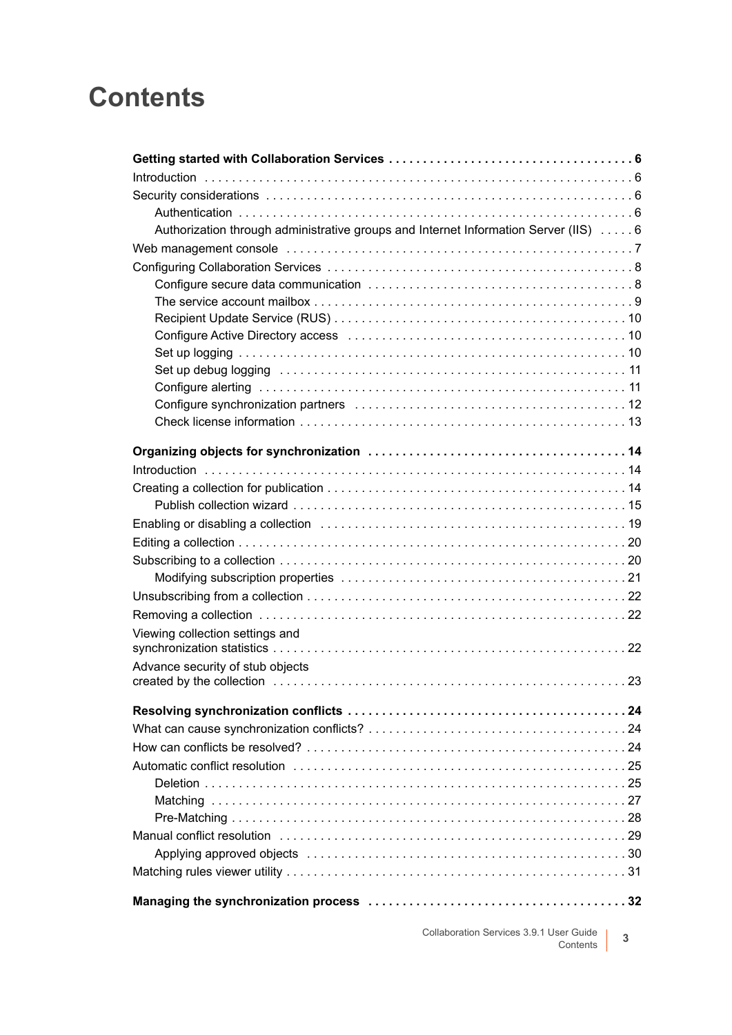# Contents

**Getting started with Collaboration Services 6**

Introduction 6

Security considerations 6

- Authentication 6
- Authorization through administrative groups and Internet Information Server (IIS) 6

Web management console 7

Configuring Collaboration Services 8

- Configure secure data communication 8
- The service account mailbox 9
- Recipient Update Service (RUS) 10
- Configure Active Directory access 10
- Set up logging 10
- Set up debug logging 11
- Configure alerting 11
- Configure synchronization partners 12
- Check license information 13

**Organizing objects for synchronization 14**

Introduction 14

Creating a collection for publication 14

- Publish collection wizard 15

Enabling or disabling a collection 19

Editing a collection 20

Subscribing to a collection 20

- Modifying subscription properties 21

Unsubscribing from a collection 22

Removing a collection 22

Viewing collection settings and synchronization statistics 22

Advance security of stub objects created by the collection 23

**Resolving synchronization conflicts 24**

What can cause synchronization conflicts? 24

How can conflicts be resolved? 24

Automatic conflict resolution 25

- Deletion 25
- Matching 27
- Pre-Matching 28

Manual conflict resolution 29

- Applying approved objects 30

Matching rules viewer utility 31

**Managing the synchronization process 32**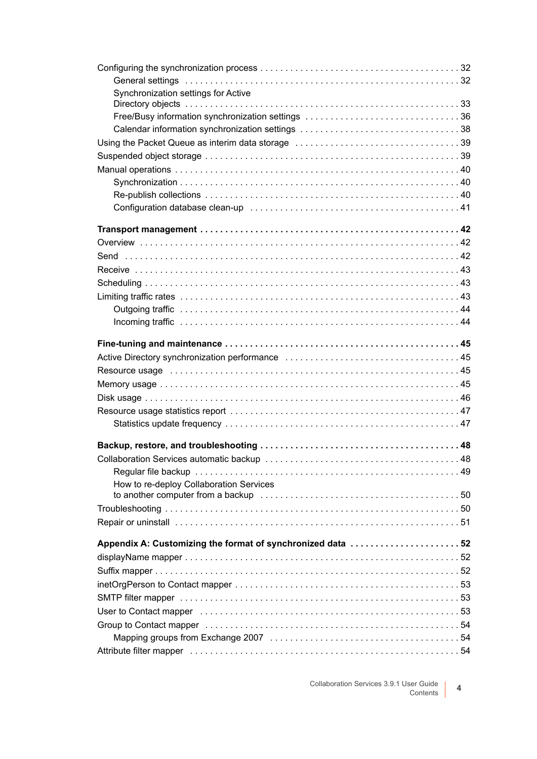Configuring the synchronization process . . . . . . . . . . . . . . . . . . . . . . . . . . . . . . . . . . . . . . . 32

- General settings . . . . . . . . . . . . . . . . . . . . . . . . . . . . . . . . . . . . . . . . . . . . . . . . . . . . . . 32
- Synchronization settings for Active Directory objects . . . . . . . . . . . . . . . . . . . . . . . . . . . . . . . . . . . . . . . . . . . . . . . . . . . . . 33
- Free/Busy information synchronization settings . . . . . . . . . . . . . . . . . . . . . . . . . . . . . . 36
- Calendar information synchronization settings . . . . . . . . . . . . . . . . . . . . . . . . . . . . . . . 38

Using the Packet Queue as interim data storage . . . . . . . . . . . . . . . . . . . . . . . . . . . . . . . . 39

Suspended object storage . . . . . . . . . . . . . . . . . . . . . . . . . . . . . . . . . . . . . . . . . . . . . . . . . . . 39

Manual operations . . . . . . . . . . . . . . . . . . . . . . . . . . . . . . . . . . . . . . . . . . . . . . . . . . . . . . . . . 40

- Synchronization . . . . . . . . . . . . . . . . . . . . . . . . . . . . . . . . . . . . . . . . . . . . . . . . . . . . . . . . 40
- Re-publish collections . . . . . . . . . . . . . . . . . . . . . . . . . . . . . . . . . . . . . . . . . . . . . . . . . . . 40
- Configuration database clean-up . . . . . . . . . . . . . . . . . . . . . . . . . . . . . . . . . . . . . . . . . . 41

**Transport management . . . . . . . . . . . . . . . . . . . . . . . . . . . . . . . . . . . . . . . . . . . . . . . . . . . . 42**

Overview . . . . . . . . . . . . . . . . . . . . . . . . . . . . . . . . . . . . . . . . . . . . . . . . . . . . . . . . . . . . . . . . 42

Send . . . . . . . . . . . . . . . . . . . . . . . . . . . . . . . . . . . . . . . . . . . . . . . . . . . . . . . . . . . . . . . . . . . 42

Receive . . . . . . . . . . . . . . . . . . . . . . . . . . . . . . . . . . . . . . . . . . . . . . . . . . . . . . . . . . . . . . . . . 43

Scheduling . . . . . . . . . . . . . . . . . . . . . . . . . . . . . . . . . . . . . . . . . . . . . . . . . . . . . . . . . . . . . . . 43

Limiting traffic rates . . . . . . . . . . . . . . . . . . . . . . . . . . . . . . . . . . . . . . . . . . . . . . . . . . . . . . . . 43

- Outgoing traffic . . . . . . . . . . . . . . . . . . . . . . . . . . . . . . . . . . . . . . . . . . . . . . . . . . . . . . . . 44
- Incoming traffic . . . . . . . . . . . . . . . . . . . . . . . . . . . . . . . . . . . . . . . . . . . . . . . . . . . . . . . . 44

**Fine-tuning and maintenance . . . . . . . . . . . . . . . . . . . . . . . . . . . . . . . . . . . . . . . . . . . . . . . 45**

Active Directory synchronization performance . . . . . . . . . . . . . . . . . . . . . . . . . . . . . . . . . . 45

Resource usage . . . . . . . . . . . . . . . . . . . . . . . . . . . . . . . . . . . . . . . . . . . . . . . . . . . . . . . . . . 45

Memory usage . . . . . . . . . . . . . . . . . . . . . . . . . . . . . . . . . . . . . . . . . . . . . . . . . . . . . . . . . . . . 45

Disk usage . . . . . . . . . . . . . . . . . . . . . . . . . . . . . . . . . . . . . . . . . . . . . . . . . . . . . . . . . . . . . . . 46

Resource usage statistics report . . . . . . . . . . . . . . . . . . . . . . . . . . . . . . . . . . . . . . . . . . . . . . 47

- Statistics update frequency . . . . . . . . . . . . . . . . . . . . . . . . . . . . . . . . . . . . . . . . . . . . . . . 47

**Backup, restore, and troubleshooting . . . . . . . . . . . . . . . . . . . . . . . . . . . . . . . . . . . . . . . . 48**

Collaboration Services automatic backup . . . . . . . . . . . . . . . . . . . . . . . . . . . . . . . . . . . . . . 48

- Regular file backup . . . . . . . . . . . . . . . . . . . . . . . . . . . . . . . . . . . . . . . . . . . . . . . . . . . . . 49
- How to re-deploy Collaboration Services to another computer from a backup . . . . . . . . . . . . . . . . . . . . . . . . . . . . . . . . . . . . . . . 50

Troubleshooting . . . . . . . . . . . . . . . . . . . . . . . . . . . . . . . . . . . . . . . . . . . . . . . . . . . . . . . . . . 50

Repair or uninstall . . . . . . . . . . . . . . . . . . . . . . . . . . . . . . . . . . . . . . . . . . . . . . . . . . . . . . . . . 51

**Appendix A: Customizing the format of synchronized data . . . . . . . . . . . . . . . . . . . . . . 52**

displayName mapper . . . . . . . . . . . . . . . . . . . . . . . . . . . . . . . . . . . . . . . . . . . . . . . . . . . . . . . 52

Suffix mapper . . . . . . . . . . . . . . . . . . . . . . . . . . . . . . . . . . . . . . . . . . . . . . . . . . . . . . . . . . . . . 52

inetOrgPerson to Contact mapper . . . . . . . . . . . . . . . . . . . . . . . . . . . . . . . . . . . . . . . . . . . . . 53

SMTP filter mapper . . . . . . . . . . . . . . . . . . . . . . . . . . . . . . . . . . . . . . . . . . . . . . . . . . . . . . . . 53

User to Contact mapper . . . . . . . . . . . . . . . . . . . . . . . . . . . . . . . . . . . . . . . . . . . . . . . . . . . . 53

Group to Contact mapper . . . . . . . . . . . . . . . . . . . . . . . . . . . . . . . . . . . . . . . . . . . . . . . . . . . 54

- Mapping groups from Exchange 2007 . . . . . . . . . . . . . . . . . . . . . . . . . . . . . . . . . . . . . . 54

Attribute filter mapper . . . . . . . . . . . . . . . . . . . . . . . . . . . . . . . . . . . . . . . . . . . . . . . . . . . . . . 54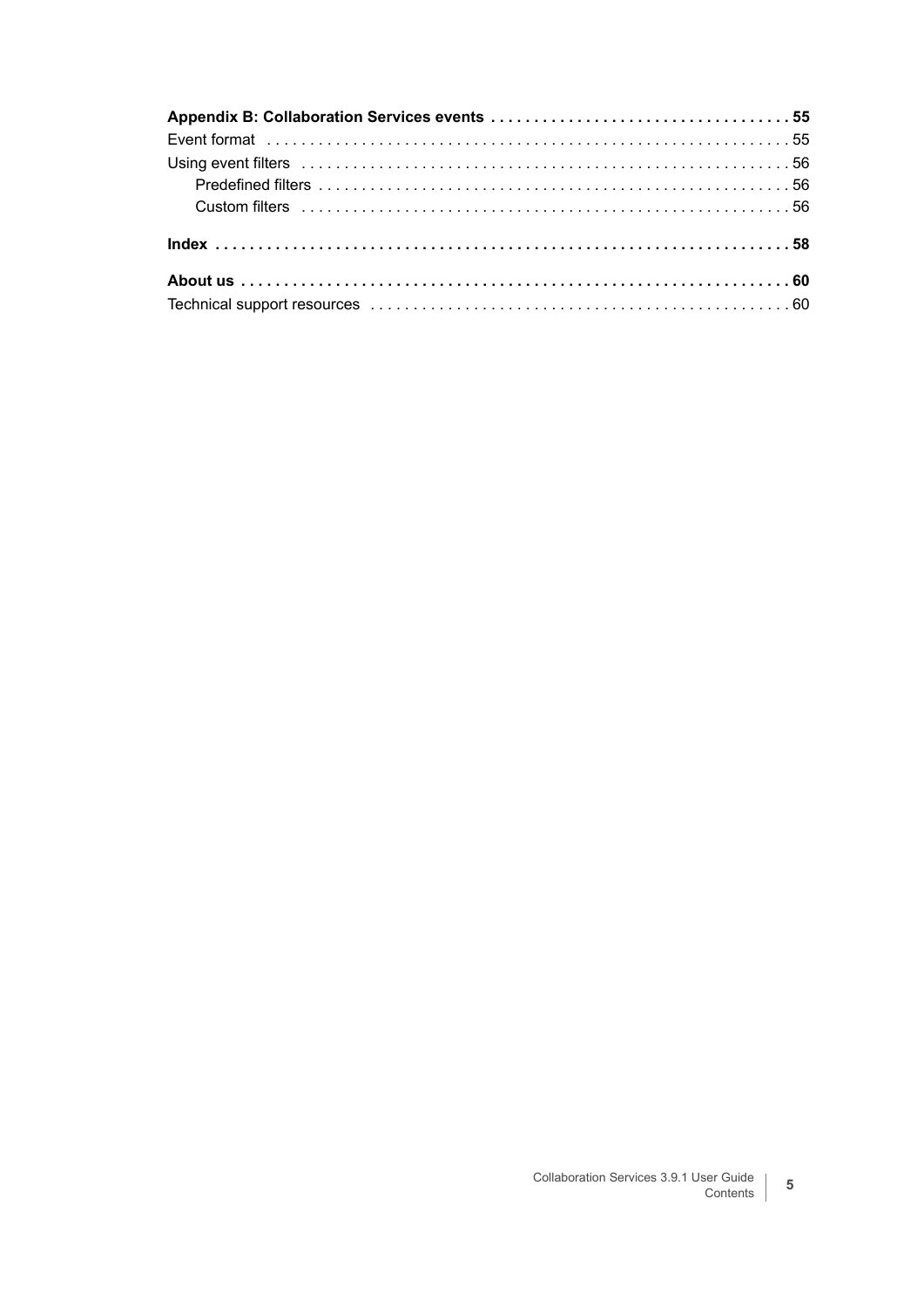**Appendix B: Collaboration Services events . . . . . . . . . . . . . . . . . . . . . . . . . . . . . . . . . . 55**

Event format . . . . . . . . . . . . . . . . . . . . . . . . . . . . . . . . . . . . . . . . . . . . . . . . . . . . . . . . . . . . 55

Using event filters . . . . . . . . . . . . . . . . . . . . . . . . . . . . . . . . . . . . . . . . . . . . . . . . . . . . . . . . 56

- Predefined filters . . . . . . . . . . . . . . . . . . . . . . . . . . . . . . . . . . . . . . . . . . . . . . . . . . . . . . 56
- Custom filters . . . . . . . . . . . . . . . . . . . . . . . . . . . . . . . . . . . . . . . . . . . . . . . . . . . . . . . . . 56

**Index . . . . . . . . . . . . . . . . . . . . . . . . . . . . . . . . . . . . . . . . . . . . . . . . . . . . . . . . . . . . . . . . . . 58**

**About us . . . . . . . . . . . . . . . . . . . . . . . . . . . . . . . . . . . . . . . . . . . . . . . . . . . . . . . . . . . . . . . 60**

Technical support resources . . . . . . . . . . . . . . . . . . . . . . . . . . . . . . . . . . . . . . . . . . . . . . . . 60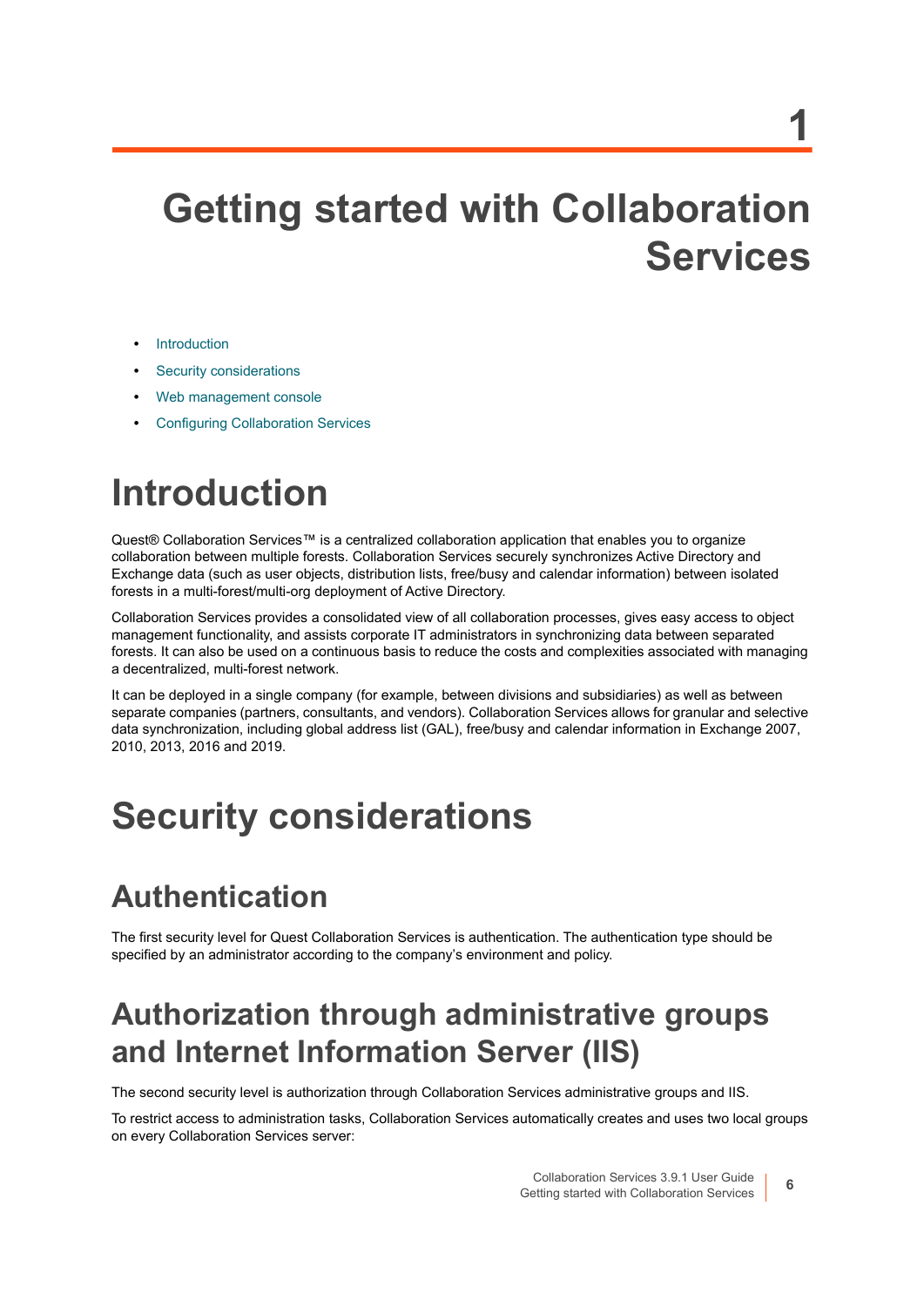# 1 Getting started with Collaboration Services

- Introduction
- Security considerations
- Web management console
- Configuring Collaboration Services

## Introduction

Quest® Collaboration Services™ is a centralized collaboration application that enables you to organize collaboration between multiple forests. Collaboration Services securely synchronizes Active Directory and Exchange data (such as user objects, distribution lists, free/busy and calendar information) between isolated forests in a multi-forest/multi-org deployment of Active Directory.

Collaboration Services provides a consolidated view of all collaboration processes, gives easy access to object management functionality, and assists corporate IT administrators in synchronizing data between separated forests. It can also be used on a continuous basis to reduce the costs and complexities associated with managing a decentralized, multi-forest network.

It can be deployed in a single company (for example, between divisions and subsidiaries) as well as between separate companies (partners, consultants, and vendors). Collaboration Services allows for granular and selective data synchronization, including global address list (GAL), free/busy and calendar information in Exchange 2007, 2010, 2013, 2016 and 2019.

## Security considerations

### Authentication

The first security level for Quest Collaboration Services is authentication. The authentication type should be specified by an administrator according to the company's environment and policy.

### Authorization through administrative groups and Internet Information Server (IIS)

The second security level is authorization through Collaboration Services administrative groups and IIS.

To restrict access to administration tasks, Collaboration Services automatically creates and uses two local groups on every Collaboration Services server: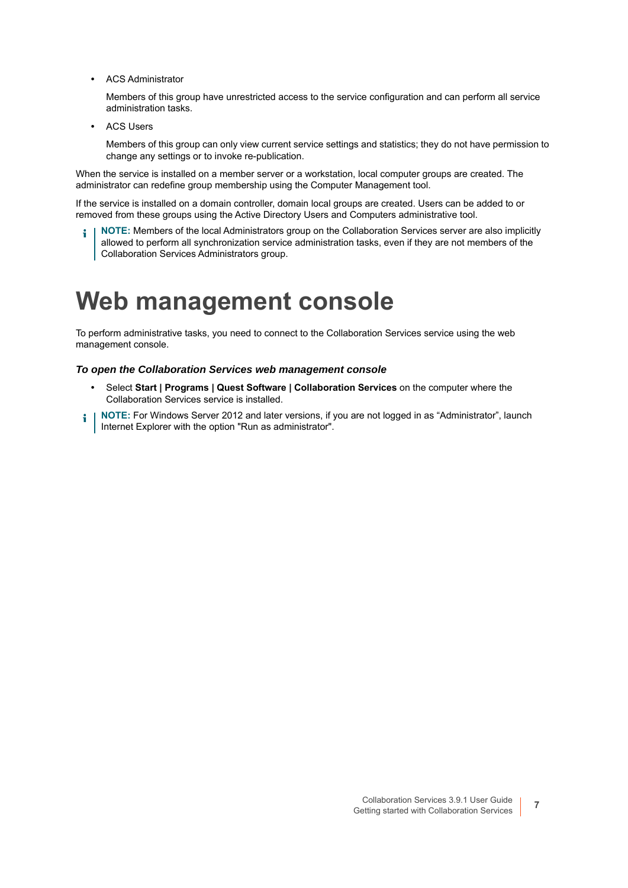- ACS Administrator

  Members of this group have unrestricted access to the service configuration and can perform all service administration tasks.

- ACS Users

  Members of this group can only view current service settings and statistics; they do not have permission to change any settings or to invoke re-publication.

When the service is installed on a member server or a workstation, local computer groups are created. The administrator can redefine group membership using the Computer Management tool.

If the service is installed on a domain controller, domain local groups are created. Users can be added to or removed from these groups using the Active Directory Users and Computers administrative tool.

> **NOTE:** Members of the local Administrators group on the Collaboration Services server are also implicitly allowed to perform all synchronization service administration tasks, even if they are not members of the Collaboration Services Administrators group.

# Web management console

To perform administrative tasks, you need to connect to the Collaboration Services service using the web management console.

***To open the Collaboration Services web management console***

- Select **Start | Programs | Quest Software | Collaboration Services** on the computer where the Collaboration Services service is installed.

> **NOTE:** For Windows Server 2012 and later versions, if you are not logged in as “Administrator”, launch Internet Explorer with the option "Run as administrator".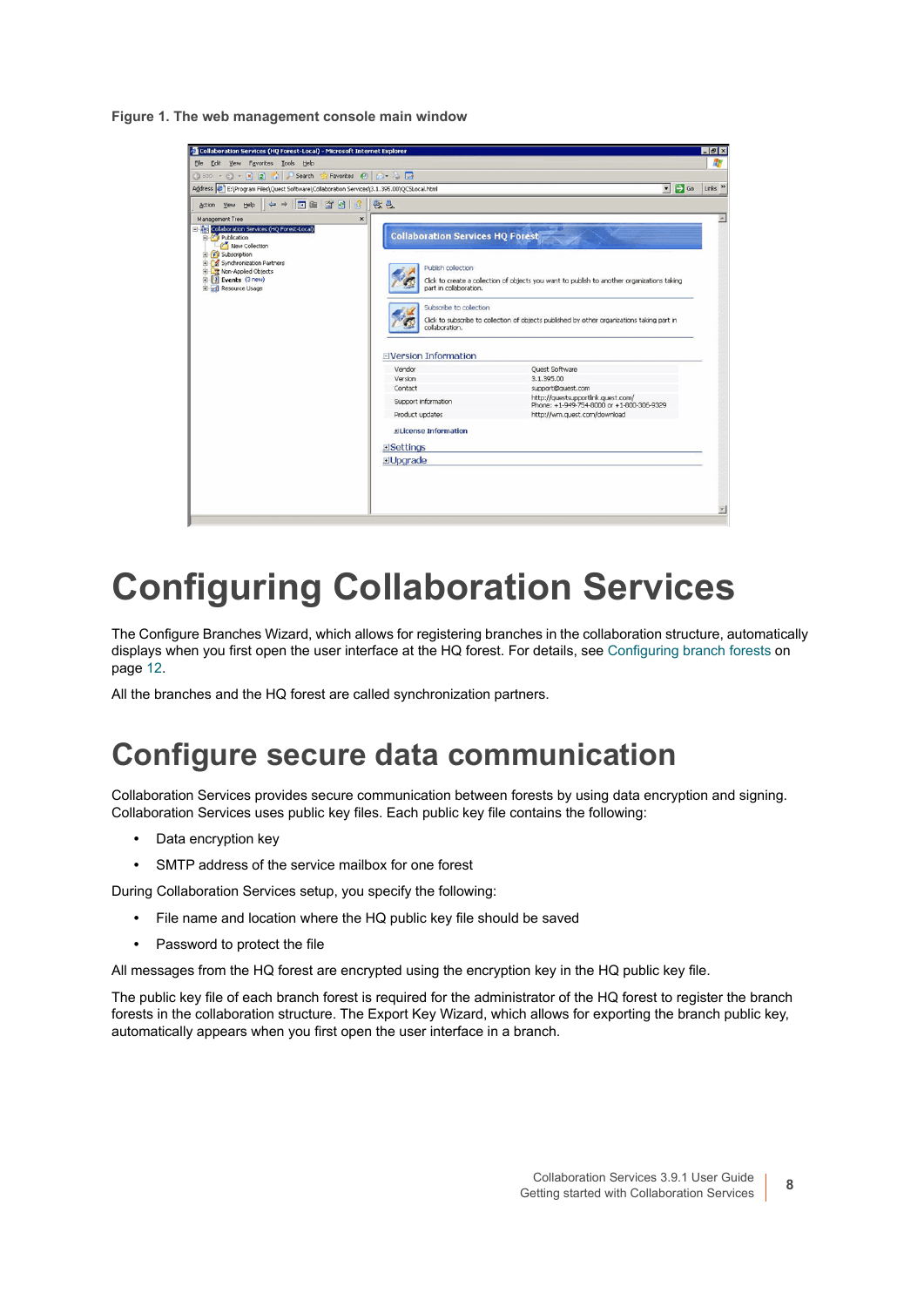**Figure 1. The web management console main window**

# Configuring Collaboration Services

The Configure Branches Wizard, which allows for registering branches in the collaboration structure, automatically displays when you first open the user interface at the HQ forest. For details, see Configuring branch forests on page 12.

All the branches and the HQ forest are called synchronization partners.

## Configure secure data communication

Collaboration Services provides secure communication between forests by using data encryption and signing. Collaboration Services uses public key files. Each public key file contains the following:

- Data encryption key
- SMTP address of the service mailbox for one forest

During Collaboration Services setup, you specify the following:

- File name and location where the HQ public key file should be saved
- Password to protect the file

All messages from the HQ forest are encrypted using the encryption key in the HQ public key file.

The public key file of each branch forest is required for the administrator of the HQ forest to register the branch forests in the collaboration structure. The Export Key Wizard, which allows for exporting the branch public key, automatically appears when you first open the user interface in a branch.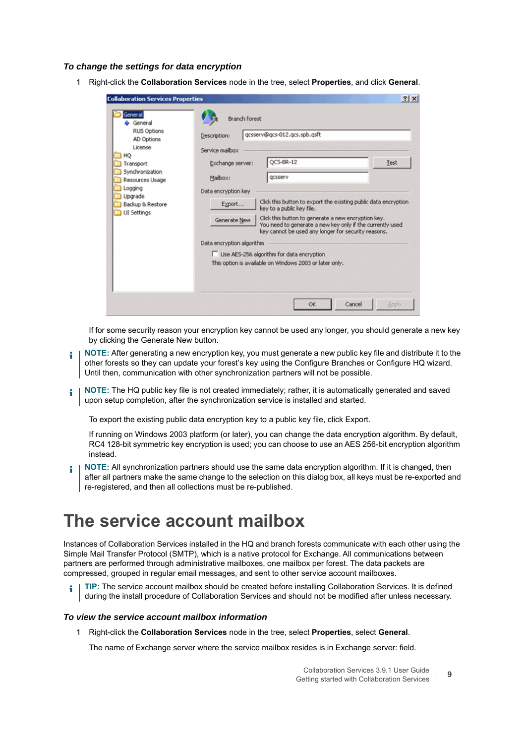*To change the settings for data encryption*

1 Right-click the **Collaboration Services** node in the tree, select **Properties**, and click **General**.

If for some security reason your encryption key cannot be used any longer, you should generate a new key by clicking the Generate New button.

> **NOTE:** After generating a new encryption key, you must generate a new public key file and distribute it to the other forests so they can update your forest's key using the Configure Branches or Configure HQ wizard. Until then, communication with other synchronization partners will not be possible.

> **NOTE:** The HQ public key file is not created immediately; rather, it is automatically generated and saved upon setup completion, after the synchronization service is installed and started.

To export the existing public data encryption key to a public key file, click Export.

If running on Windows 2003 platform (or later), you can change the data encryption algorithm. By default, RC4 128-bit symmetric key encryption is used; you can choose to use an AES 256-bit encryption algorithm instead.

> **NOTE:** All synchronization partners should use the same data encryption algorithm. If it is changed, then after all partners make the same change to the selection on this dialog box, all keys must be re-exported and re-registered, and then all collections must be re-published.

# The service account mailbox

Instances of Collaboration Services installed in the HQ and branch forests communicate with each other using the Simple Mail Transfer Protocol (SMTP), which is a native protocol for Exchange. All communications between partners are performed through administrative mailboxes, one mailbox per forest. The data packets are compressed, grouped in regular email messages, and sent to other service account mailboxes.

> **TIP:** The service account mailbox should be created before installing Collaboration Services. It is defined during the install procedure of Collaboration Services and should not be modified after unless necessary.

*To view the service account mailbox information*

1 Right-click the **Collaboration Services** node in the tree, select **Properties**, select **General**.

The name of Exchange server where the service mailbox resides is in Exchange server: field.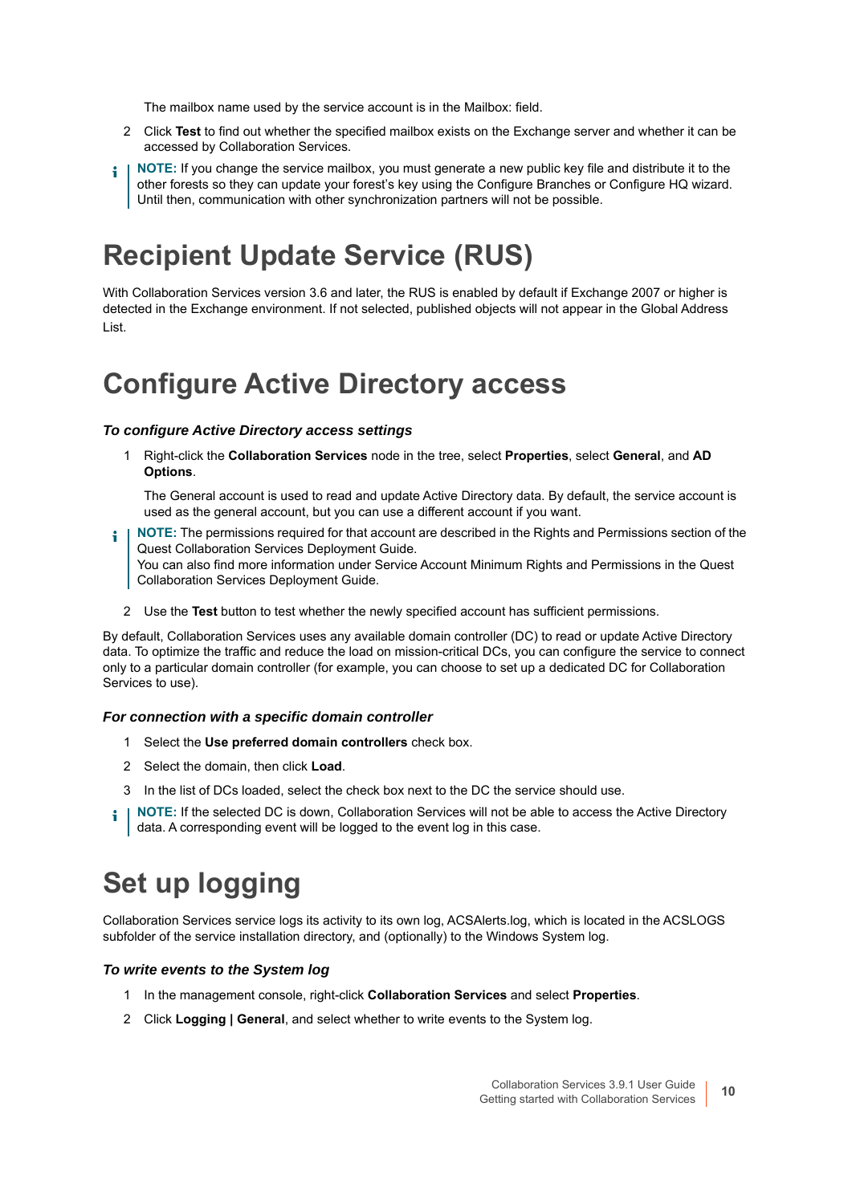The mailbox name used by the service account is in the Mailbox: field.

2. Click **Test** to find out whether the specified mailbox exists on the Exchange server and whether it can be accessed by Collaboration Services.

> **NOTE:** If you change the service mailbox, you must generate a new public key file and distribute it to the other forests so they can update your forest's key using the Configure Branches or Configure HQ wizard. Until then, communication with other synchronization partners will not be possible.

# Recipient Update Service (RUS)

With Collaboration Services version 3.6 and later, the RUS is enabled by default if Exchange 2007 or higher is detected in the Exchange environment. If not selected, published objects will not appear in the Global Address List.

# Configure Active Directory access

### *To configure Active Directory access settings*

1. Right-click the **Collaboration Services** node in the tree, select **Properties**, select **General**, and **AD Options**.

   The General account is used to read and update Active Directory data. By default, the service account is used as the general account, but you can use a different account if you want.

> **NOTE:** The permissions required for that account are described in the Rights and Permissions section of the Quest Collaboration Services Deployment Guide.
> You can also find more information under Service Account Minimum Rights and Permissions in the Quest Collaboration Services Deployment Guide.

2. Use the **Test** button to test whether the newly specified account has sufficient permissions.

By default, Collaboration Services uses any available domain controller (DC) to read or update Active Directory data. To optimize the traffic and reduce the load on mission-critical DCs, you can configure the service to connect only to a particular domain controller (for example, you can choose to set up a dedicated DC for Collaboration Services to use).

### *For connection with a specific domain controller*

1. Select the **Use preferred domain controllers** check box.
2. Select the domain, then click **Load**.
3. In the list of DCs loaded, select the check box next to the DC the service should use.

> **NOTE:** If the selected DC is down, Collaboration Services will not be able to access the Active Directory data. A corresponding event will be logged to the event log in this case.

# Set up logging

Collaboration Services service logs its activity to its own log, ACSAlerts.log, which is located in the ACSLOGS subfolder of the service installation directory, and (optionally) to the Windows System log.

### *To write events to the System log*

1. In the management console, right-click **Collaboration Services** and select **Properties**.
2. Click **Logging | General**, and select whether to write events to the System log.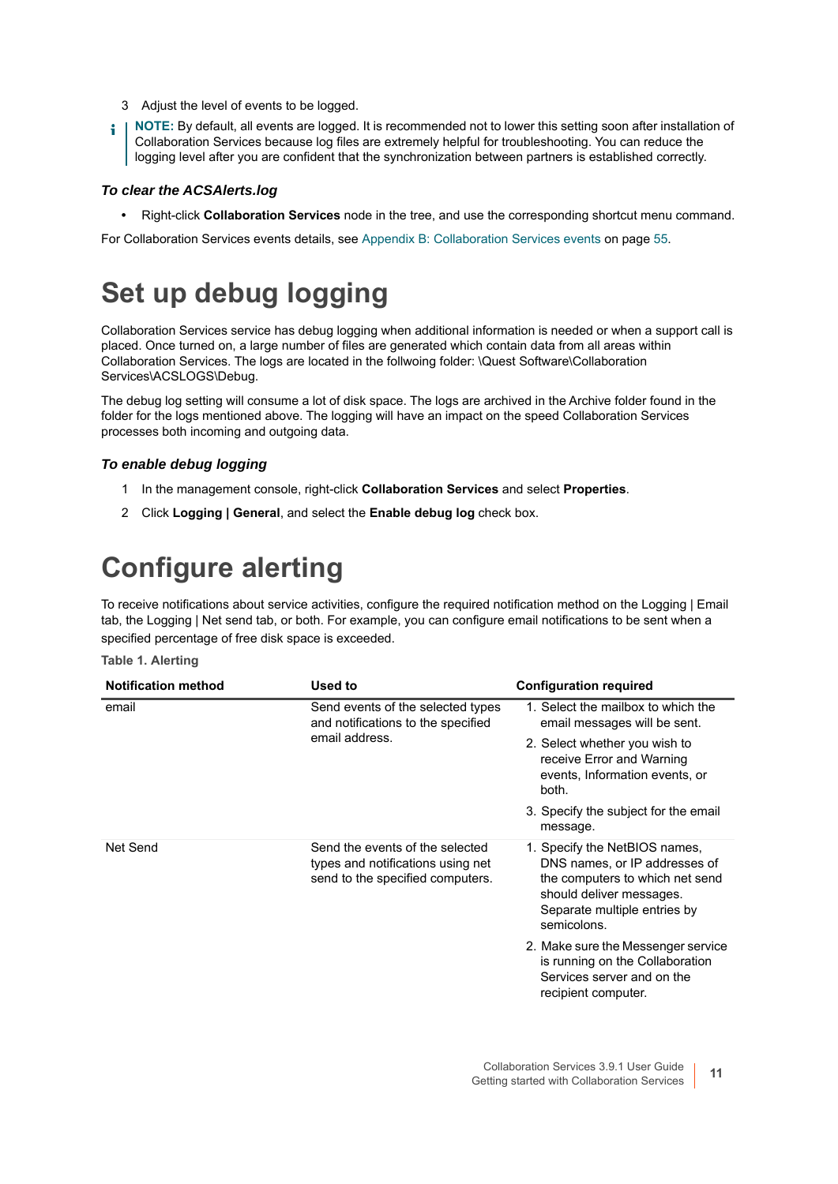3. Adjust the level of events to be logged.

> **NOTE:** By default, all events are logged. It is recommended not to lower this setting soon after installation of Collaboration Services because log files are extremely helpful for troubleshooting. You can reduce the logging level after you are confident that the synchronization between partners is established correctly.

#### *To clear the ACSAlerts.log*

- Right-click **Collaboration Services** node in the tree, and use the corresponding shortcut menu command.

For Collaboration Services events details, see Appendix B: Collaboration Services events on page 55.

# Set up debug logging

Collaboration Services service has debug logging when additional information is needed or when a support call is placed. Once turned on, a large number of files are generated which contain data from all areas within Collaboration Services. The logs are located in the follwoing folder: \Quest Software\Collaboration Services\ACSLOGS\Debug.

The debug log setting will consume a lot of disk space. The logs are archived in the Archive folder found in the folder for the logs mentioned above. The logging will have an impact on the speed Collaboration Services processes both incoming and outgoing data.

#### *To enable debug logging*

1. In the management console, right-click **Collaboration Services** and select **Properties**.
2. Click **Logging | General**, and select the **Enable debug log** check box.

# Configure alerting

To receive notifications about service activities, configure the required notification method on the Logging | Email tab, the Logging | Net send tab, or both. For example, you can configure email notifications to be sent when a specified percentage of free disk space is exceeded.

**Table 1. Alerting**

| Notification method | Used to | Configuration required |
|---|---|---|
| email | Send events of the selected types and notifications to the specified email address. | 1. Select the mailbox to which the email messages will be sent.<br>2. Select whether you wish to receive Error and Warning events, Information events, or both.<br>3. Specify the subject for the email message. |
| Net Send | Send the events of the selected types and notifications using net send to the specified computers. | 1. Specify the NetBIOS names, DNS names, or IP addresses of the computers to which net send should deliver messages. Separate multiple entries by semicolons.<br>2. Make sure the Messenger service is running on the Collaboration Services server and on the recipient computer. |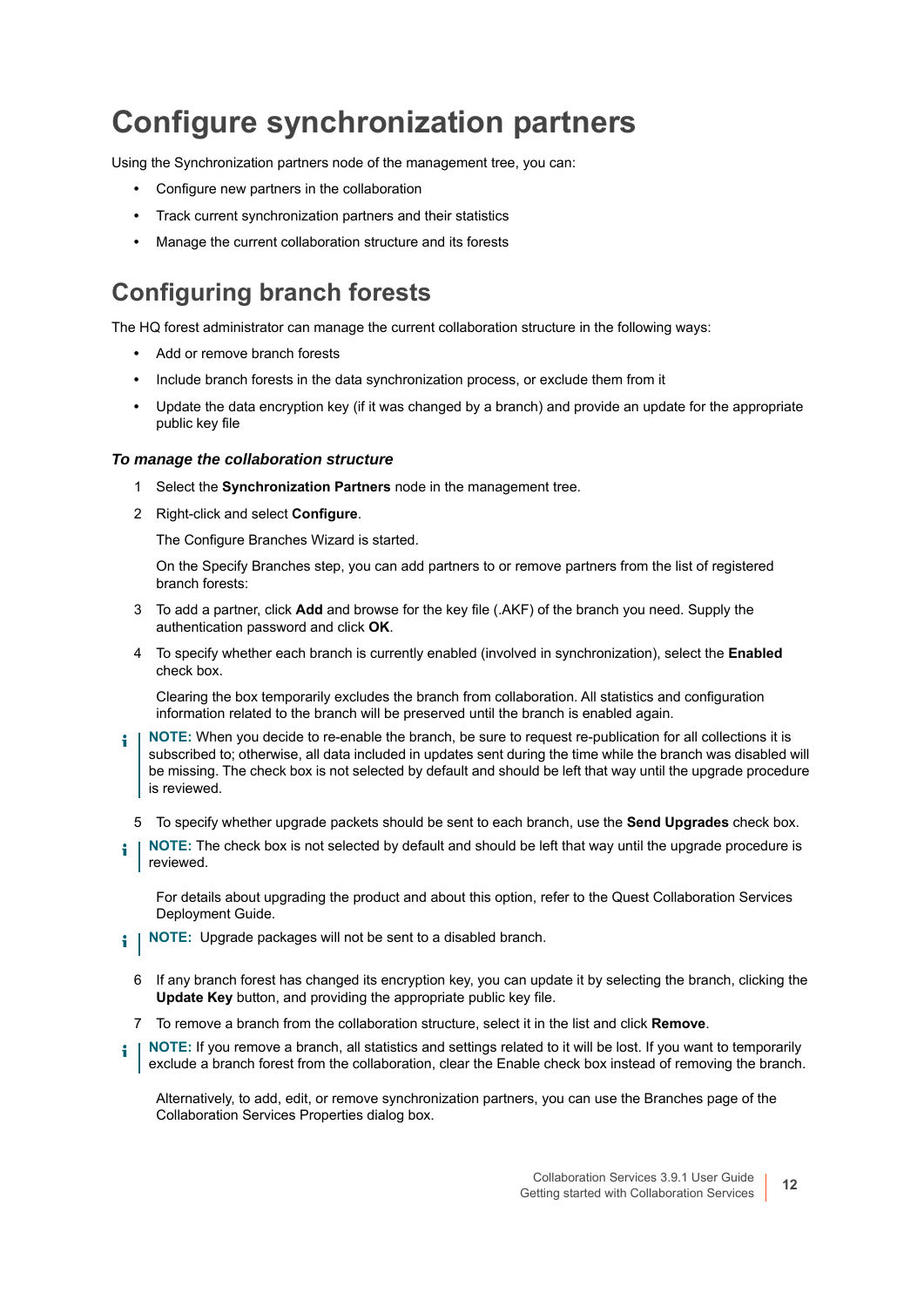# Configure synchronization partners

Using the Synchronization partners node of the management tree, you can:

- Configure new partners in the collaboration
- Track current synchronization partners and their statistics
- Manage the current collaboration structure and its forests

## Configuring branch forests

The HQ forest administrator can manage the current collaboration structure in the following ways:

- Add or remove branch forests
- Include branch forests in the data synchronization process, or exclude them from it
- Update the data encryption key (if it was changed by a branch) and provide an update for the appropriate public key file

### *To manage the collaboration structure*

1. Select the **Synchronization Partners** node in the management tree.
2. Right-click and select **Configure**.

   The Configure Branches Wizard is started.

   On the Specify Branches step, you can add partners to or remove partners from the list of registered branch forests:

3. To add a partner, click **Add** and browse for the key file (.AKF) of the branch you need. Supply the authentication password and click **OK**.
4. To specify whether each branch is currently enabled (involved in synchronization), select the **Enabled** check box.

   Clearing the box temporarily excludes the branch from collaboration. All statistics and configuration information related to the branch will be preserved until the branch is enabled again.

> **NOTE:** When you decide to re-enable the branch, be sure to request re-publication for all collections it is subscribed to; otherwise, all data included in updates sent during the time while the branch was disabled will be missing. The check box is not selected by default and should be left that way until the upgrade procedure is reviewed.

5. To specify whether upgrade packets should be sent to each branch, use the **Send Upgrades** check box.

> **NOTE:** The check box is not selected by default and should be left that way until the upgrade procedure is reviewed.

   For details about upgrading the product and about this option, refer to the Quest Collaboration Services Deployment Guide.

> **NOTE:** Upgrade packages will not be sent to a disabled branch.

6. If any branch forest has changed its encryption key, you can update it by selecting the branch, clicking the **Update Key** button, and providing the appropriate public key file.
7. To remove a branch from the collaboration structure, select it in the list and click **Remove**.

> **NOTE:** If you remove a branch, all statistics and settings related to it will be lost. If you want to temporarily exclude a branch forest from the collaboration, clear the Enable check box instead of removing the branch.

   Alternatively, to add, edit, or remove synchronization partners, you can use the Branches page of the Collaboration Services Properties dialog box.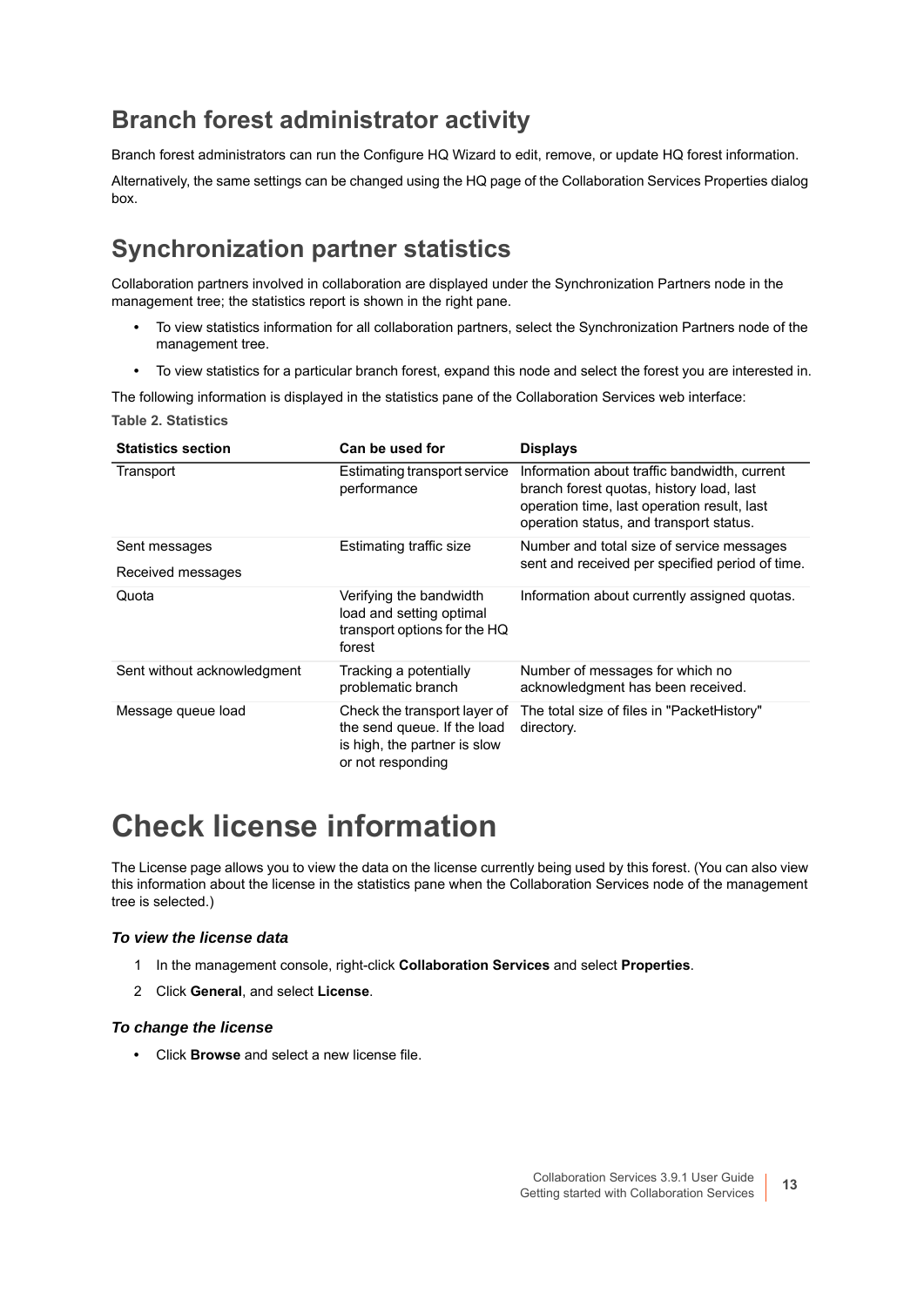## Branch forest administrator activity

Branch forest administrators can run the Configure HQ Wizard to edit, remove, or update HQ forest information.

Alternatively, the same settings can be changed using the HQ page of the Collaboration Services Properties dialog box.

## Synchronization partner statistics

Collaboration partners involved in collaboration are displayed under the Synchronization Partners node in the management tree; the statistics report is shown in the right pane.

- To view statistics information for all collaboration partners, select the Synchronization Partners node of the management tree.
- To view statistics for a particular branch forest, expand this node and select the forest you are interested in.

The following information is displayed in the statistics pane of the Collaboration Services web interface:

**Table 2. Statistics**

| Statistics section | Can be used for | Displays |
|---|---|---|
| Transport | Estimating transport service performance | Information about traffic bandwidth, current branch forest quotas, history load, last operation time, last operation result, last operation status, and transport status. |
| Sent messages<br>Received messages | Estimating traffic size | Number and total size of service messages sent and received per specified period of time. |
| Quota | Verifying the bandwidth load and setting optimal transport options for the HQ forest | Information about currently assigned quotas. |
| Sent without acknowledgment | Tracking a potentially problematic branch | Number of messages for which no acknowledgment has been received. |
| Message queue load | Check the transport layer of the send queue. If the load is high, the partner is slow or not responding | The total size of files in "PacketHistory" directory. |

# Check license information

The License page allows you to view the data on the license currently being used by this forest. (You can also view this information about the license in the statistics pane when the Collaboration Services node of the management tree is selected.)

### *To view the license data*

1. In the management console, right-click **Collaboration Services** and select **Properties**.
2. Click **General**, and select **License**.

### *To change the license*

- Click **Browse** and select a new license file.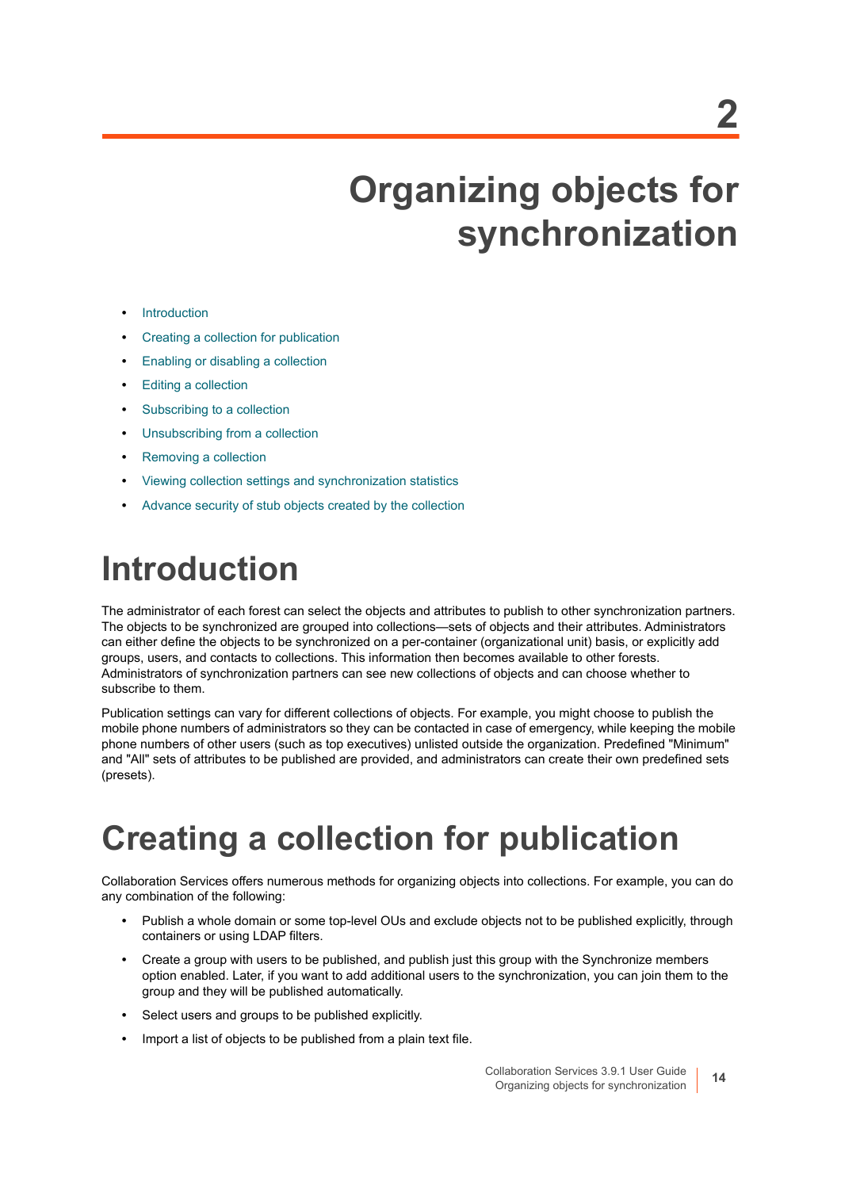# 2 Organizing objects for synchronization

- Introduction
- Creating a collection for publication
- Enabling or disabling a collection
- Editing a collection
- Subscribing to a collection
- Unsubscribing from a collection
- Removing a collection
- Viewing collection settings and synchronization statistics
- Advance security of stub objects created by the collection

## Introduction

The administrator of each forest can select the objects and attributes to publish to other synchronization partners. The objects to be synchronized are grouped into collections—sets of objects and their attributes. Administrators can either define the objects to be synchronized on a per-container (organizational unit) basis, or explicitly add groups, users, and contacts to collections. This information then becomes available to other forests. Administrators of synchronization partners can see new collections of objects and can choose whether to subscribe to them.

Publication settings can vary for different collections of objects. For example, you might choose to publish the mobile phone numbers of administrators so they can be contacted in case of emergency, while keeping the mobile phone numbers of other users (such as top executives) unlisted outside the organization. Predefined "Minimum" and "All" sets of attributes to be published are provided, and administrators can create their own predefined sets (presets).

## Creating a collection for publication

Collaboration Services offers numerous methods for organizing objects into collections. For example, you can do any combination of the following:

- Publish a whole domain or some top-level OUs and exclude objects not to be published explicitly, through containers or using LDAP filters.
- Create a group with users to be published, and publish just this group with the Synchronize members option enabled. Later, if you want to add additional users to the synchronization, you can join them to the group and they will be published automatically.
- Select users and groups to be published explicitly.
- Import a list of objects to be published from a plain text file.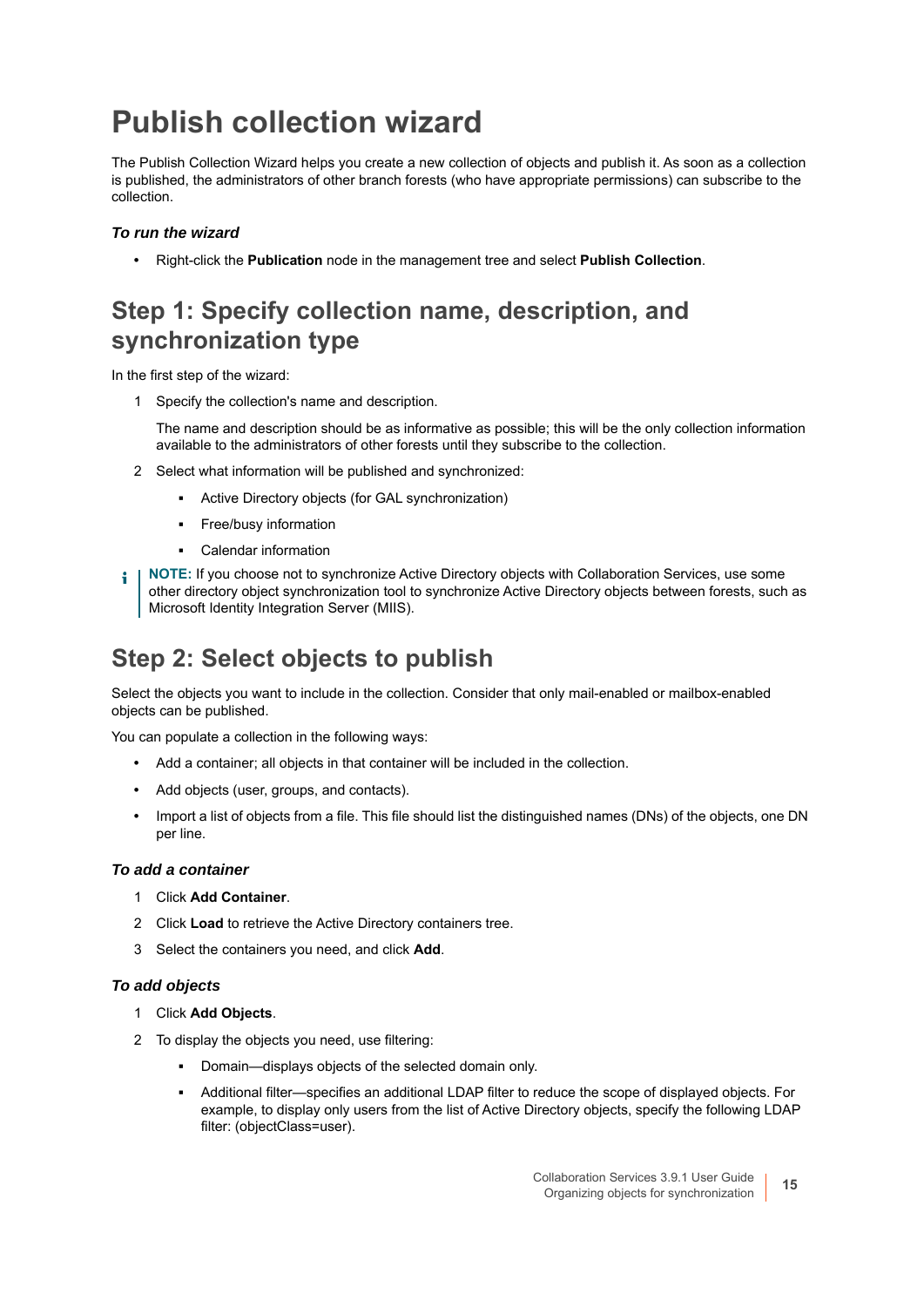# Publish collection wizard

The Publish Collection Wizard helps you create a new collection of objects and publish it. As soon as a collection is published, the administrators of other branch forests (who have appropriate permissions) can subscribe to the collection.

### *To run the wizard*

- Right-click the **Publication** node in the management tree and select **Publish Collection**.

## Step 1: Specify collection name, description, and synchronization type

In the first step of the wizard:

1. Specify the collection's name and description.

   The name and description should be as informative as possible; this will be the only collection information available to the administrators of other forests until they subscribe to the collection.

2. Select what information will be published and synchronized:
   - Active Directory objects (for GAL synchronization)
   - Free/busy information
   - Calendar information

> **NOTE:** If you choose not to synchronize Active Directory objects with Collaboration Services, use some other directory object synchronization tool to synchronize Active Directory objects between forests, such as Microsoft Identity Integration Server (MIIS).

## Step 2: Select objects to publish

Select the objects you want to include in the collection. Consider that only mail-enabled or mailbox-enabled objects can be published.

You can populate a collection in the following ways:

- Add a container; all objects in that container will be included in the collection.
- Add objects (user, groups, and contacts).
- Import a list of objects from a file. This file should list the distinguished names (DNs) of the objects, one DN per line.

### *To add a container*

1. Click **Add Container**.
2. Click **Load** to retrieve the Active Directory containers tree.
3. Select the containers you need, and click **Add**.

### *To add objects*

1. Click **Add Objects**.
2. To display the objects you need, use filtering:
   - Domain—displays objects of the selected domain only.
   - Additional filter—specifies an additional LDAP filter to reduce the scope of displayed objects. For example, to display only users from the list of Active Directory objects, specify the following LDAP filter: (objectClass=user).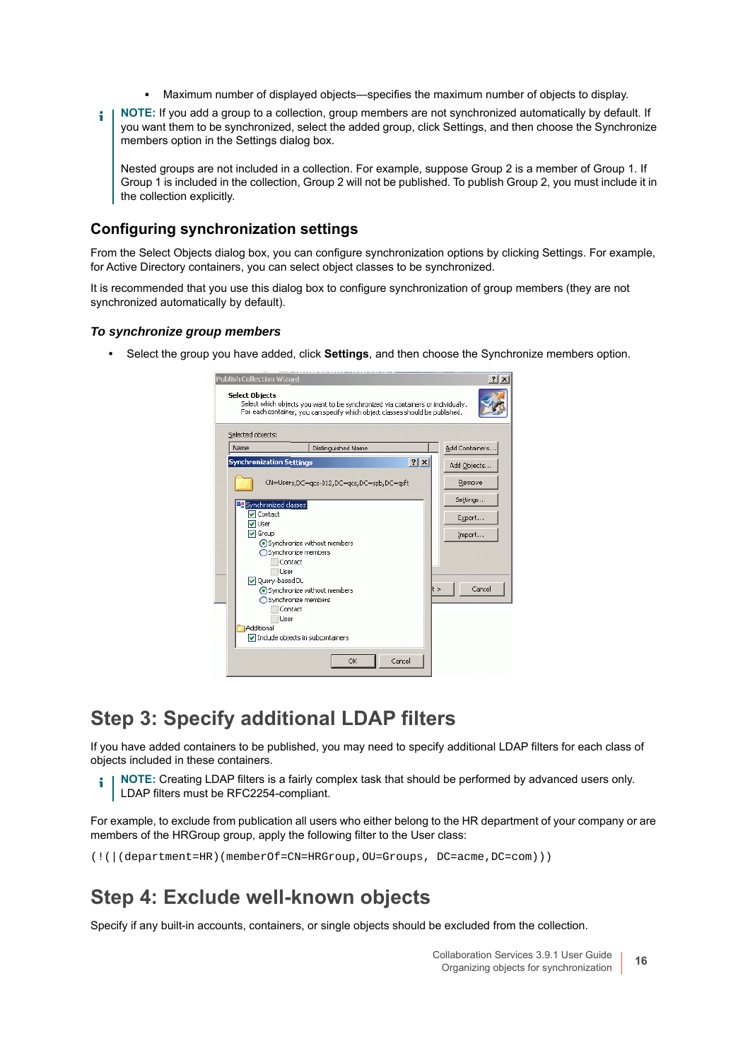- Maximum number of displayed objects—specifies the maximum number of objects to display.

**NOTE:** If you add a group to a collection, group members are not synchronized automatically by default. If you want them to be synchronized, select the added group, click Settings, and then choose the Synchronize members option in the Settings dialog box.

Nested groups are not included in a collection. For example, suppose Group 2 is a member of Group 1. If Group 1 is included in the collection, Group 2 will not be published. To publish Group 2, you must include it in the collection explicitly.

## Configuring synchronization settings

From the Select Objects dialog box, you can configure synchronization options by clicking Settings. For example, for Active Directory containers, you can select object classes to be synchronized.

It is recommended that you use this dialog box to configure synchronization of group members (they are not synchronized automatically by default).

### *To synchronize group members*

- Select the group you have added, click **Settings**, and then choose the Synchronize members option.

# Step 3: Specify additional LDAP filters

If you have added containers to be published, you may need to specify additional LDAP filters for each class of objects included in these containers.

**NOTE:** Creating LDAP filters is a fairly complex task that should be performed by advanced users only. LDAP filters must be RFC2254-compliant.

For example, to exclude from publication all users who either belong to the HR department of your company or are members of the HRGroup group, apply the following filter to the User class:

```
(!(|(department=HR)(memberOf=CN=HRGroup,OU=Groups, DC=acme,DC=com)))
```

# Step 4: Exclude well-known objects

Specify if any built-in accounts, containers, or single objects should be excluded from the collection.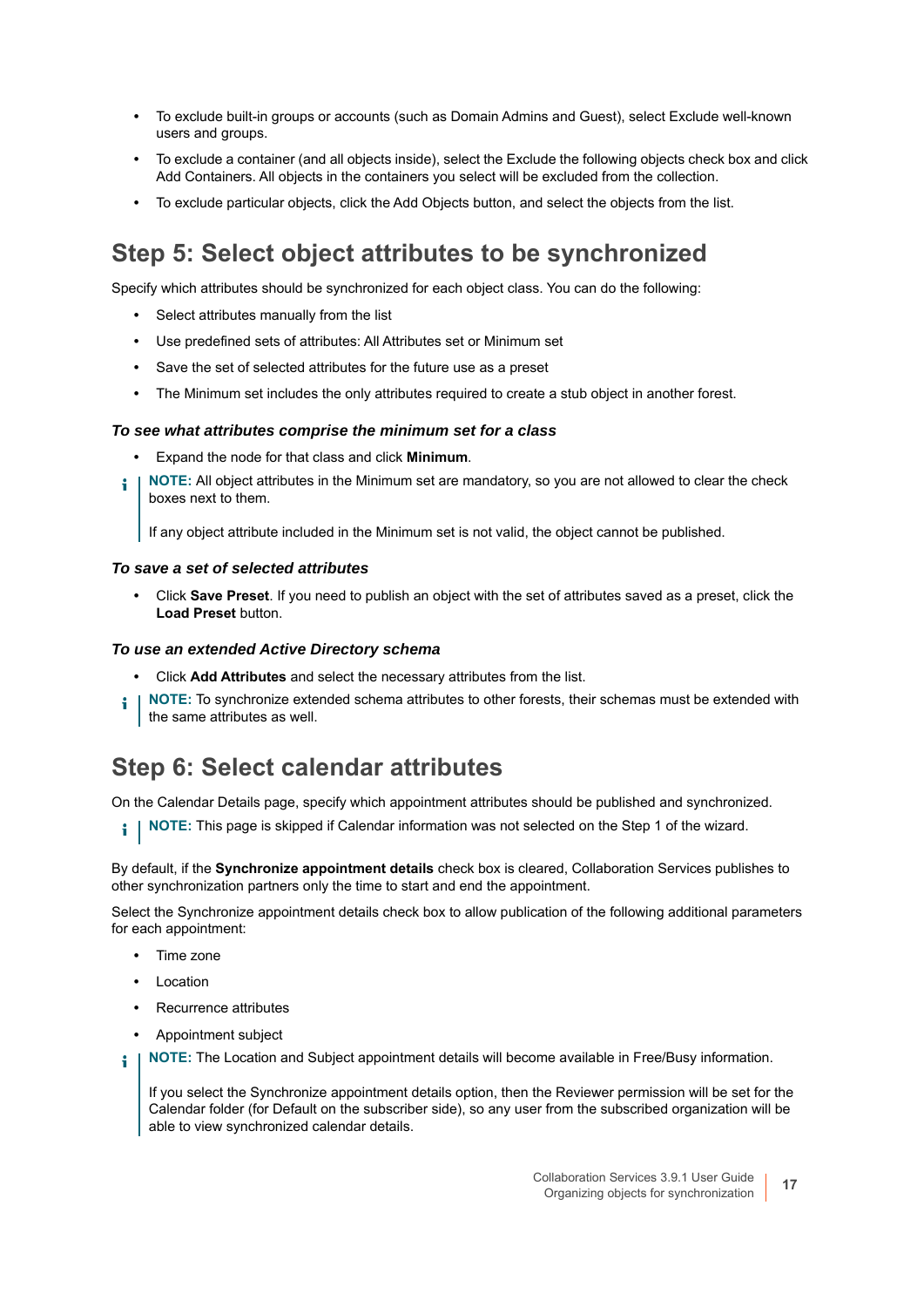- To exclude built-in groups or accounts (such as Domain Admins and Guest), select Exclude well-known users and groups.
- To exclude a container (and all objects inside), select the Exclude the following objects check box and click Add Containers. All objects in the containers you select will be excluded from the collection.
- To exclude particular objects, click the Add Objects button, and select the objects from the list.

## Step 5: Select object attributes to be synchronized

Specify which attributes should be synchronized for each object class. You can do the following:

- Select attributes manually from the list
- Use predefined sets of attributes: All Attributes set or Minimum set
- Save the set of selected attributes for the future use as a preset
- The Minimum set includes the only attributes required to create a stub object in another forest.

### *To see what attributes comprise the minimum set for a class*

- Expand the node for that class and click **Minimum**.

> **NOTE:** All object attributes in the Minimum set are mandatory, so you are not allowed to clear the check boxes next to them.
>
> If any object attribute included in the Minimum set is not valid, the object cannot be published.

### *To save a set of selected attributes*

- Click **Save Preset**. If you need to publish an object with the set of attributes saved as a preset, click the **Load Preset** button.

### *To use an extended Active Directory schema*

- Click **Add Attributes** and select the necessary attributes from the list.

> **NOTE:** To synchronize extended schema attributes to other forests, their schemas must be extended with the same attributes as well.

## Step 6: Select calendar attributes

On the Calendar Details page, specify which appointment attributes should be published and synchronized.

> **NOTE:** This page is skipped if Calendar information was not selected on the Step 1 of the wizard.

By default, if the **Synchronize appointment details** check box is cleared, Collaboration Services publishes to other synchronization partners only the time to start and end the appointment.

Select the Synchronize appointment details check box to allow publication of the following additional parameters for each appointment:

- Time zone
- Location
- Recurrence attributes
- Appointment subject

> **NOTE:** The Location and Subject appointment details will become available in Free/Busy information.
>
> If you select the Synchronize appointment details option, then the Reviewer permission will be set for the Calendar folder (for Default on the subscriber side), so any user from the subscribed organization will be able to view synchronized calendar details.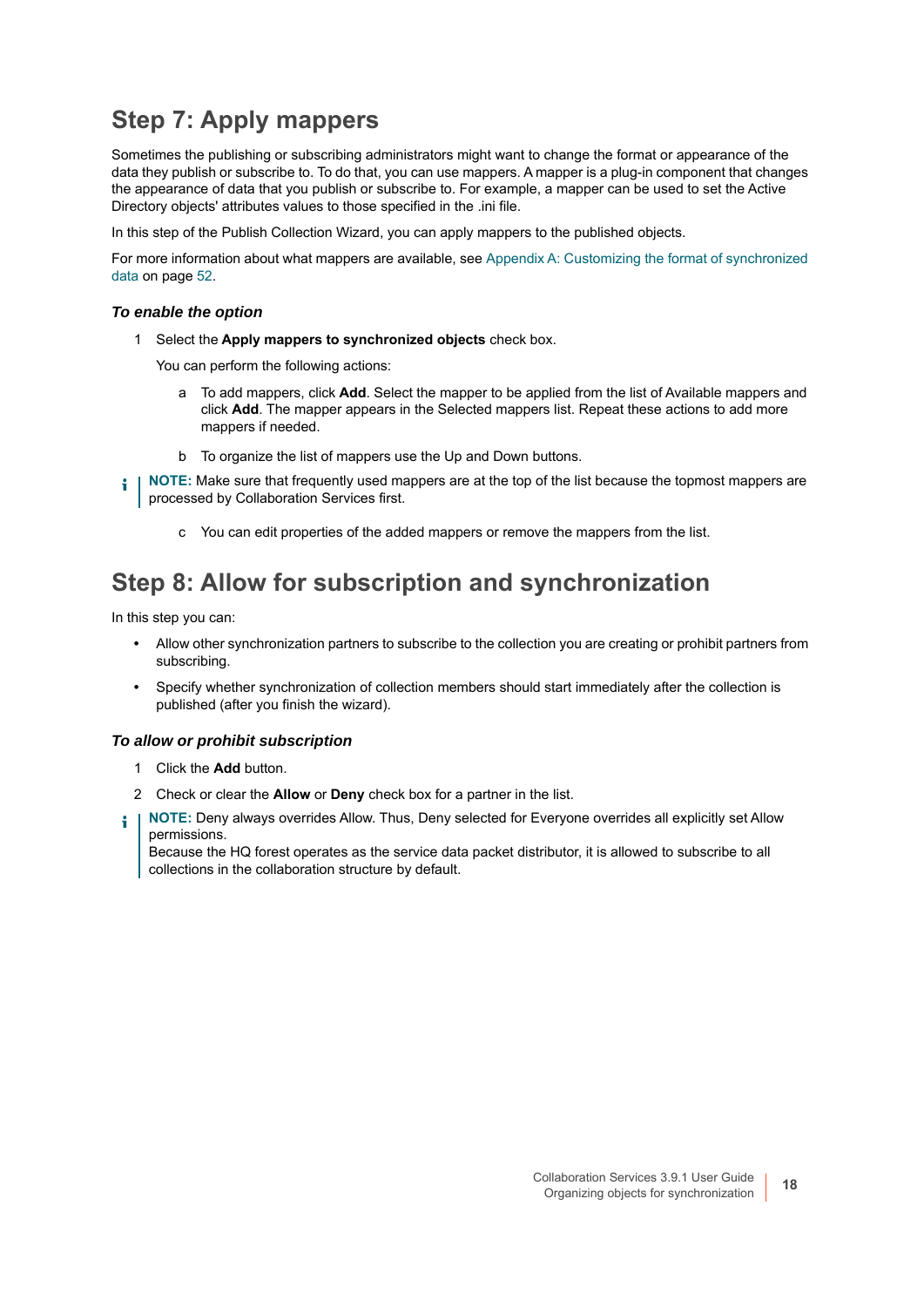## Step 7: Apply mappers

Sometimes the publishing or subscribing administrators might want to change the format or appearance of the data they publish or subscribe to. To do that, you can use mappers. A mapper is a plug-in component that changes the appearance of data that you publish or subscribe to. For example, a mapper can be used to set the Active Directory objects' attributes values to those specified in the .ini file.

In this step of the Publish Collection Wizard, you can apply mappers to the published objects.

For more information about what mappers are available, see Appendix A: Customizing the format of synchronized data on page 52.

### *To enable the option*

1. Select the **Apply mappers to synchronized objects** check box.

   You can perform the following actions:

   a. To add mappers, click **Add**. Select the mapper to be applied from the list of Available mappers and click **Add**. The mapper appears in the Selected mappers list. Repeat these actions to add more mappers if needed.

   b. To organize the list of mappers use the Up and Down buttons.

> **NOTE:** Make sure that frequently used mappers are at the top of the list because the topmost mappers are processed by Collaboration Services first.

   c. You can edit properties of the added mappers or remove the mappers from the list.

## Step 8: Allow for subscription and synchronization

In this step you can:

- Allow other synchronization partners to subscribe to the collection you are creating or prohibit partners from subscribing.
- Specify whether synchronization of collection members should start immediately after the collection is published (after you finish the wizard).

### *To allow or prohibit subscription*

1. Click the **Add** button.
2. Check or clear the **Allow** or **Deny** check box for a partner in the list.

> **NOTE:** Deny always overrides Allow. Thus, Deny selected for Everyone overrides all explicitly set Allow permissions.
> Because the HQ forest operates as the service data packet distributor, it is allowed to subscribe to all collections in the collaboration structure by default.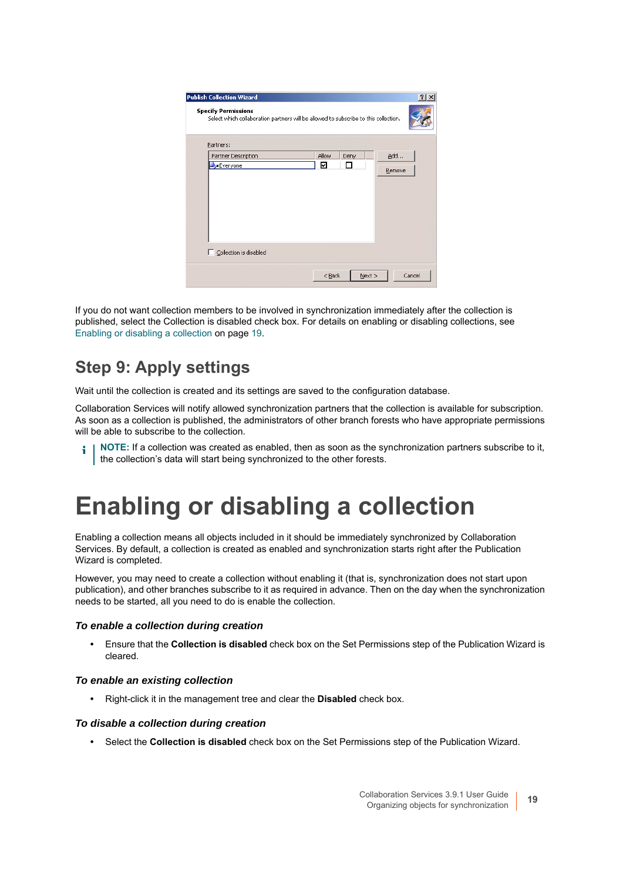If you do not want collection members to be involved in synchronization immediately after the collection is published, select the Collection is disabled check box. For details on enabling or disabling collections, see Enabling or disabling a collection on page 19.

## Step 9: Apply settings

Wait until the collection is created and its settings are saved to the configuration database.

Collaboration Services will notify allowed synchronization partners that the collection is available for subscription. As soon as a collection is published, the administrators of other branch forests who have appropriate permissions will be able to subscribe to the collection.

**NOTE:** If a collection was created as enabled, then as soon as the synchronization partners subscribe to it, the collection's data will start being synchronized to the other forests.

# Enabling or disabling a collection

Enabling a collection means all objects included in it should be immediately synchronized by Collaboration Services. By default, a collection is created as enabled and synchronization starts right after the Publication Wizard is completed.

However, you may need to create a collection without enabling it (that is, synchronization does not start upon publication), and other branches subscribe to it as required in advance. Then on the day when the synchronization needs to be started, all you need to do is enable the collection.

### *To enable a collection during creation*

- Ensure that the **Collection is disabled** check box on the Set Permissions step of the Publication Wizard is cleared.

### *To enable an existing collection*

- Right-click it in the management tree and clear the **Disabled** check box.

### *To disable a collection during creation*

- Select the **Collection is disabled** check box on the Set Permissions step of the Publication Wizard.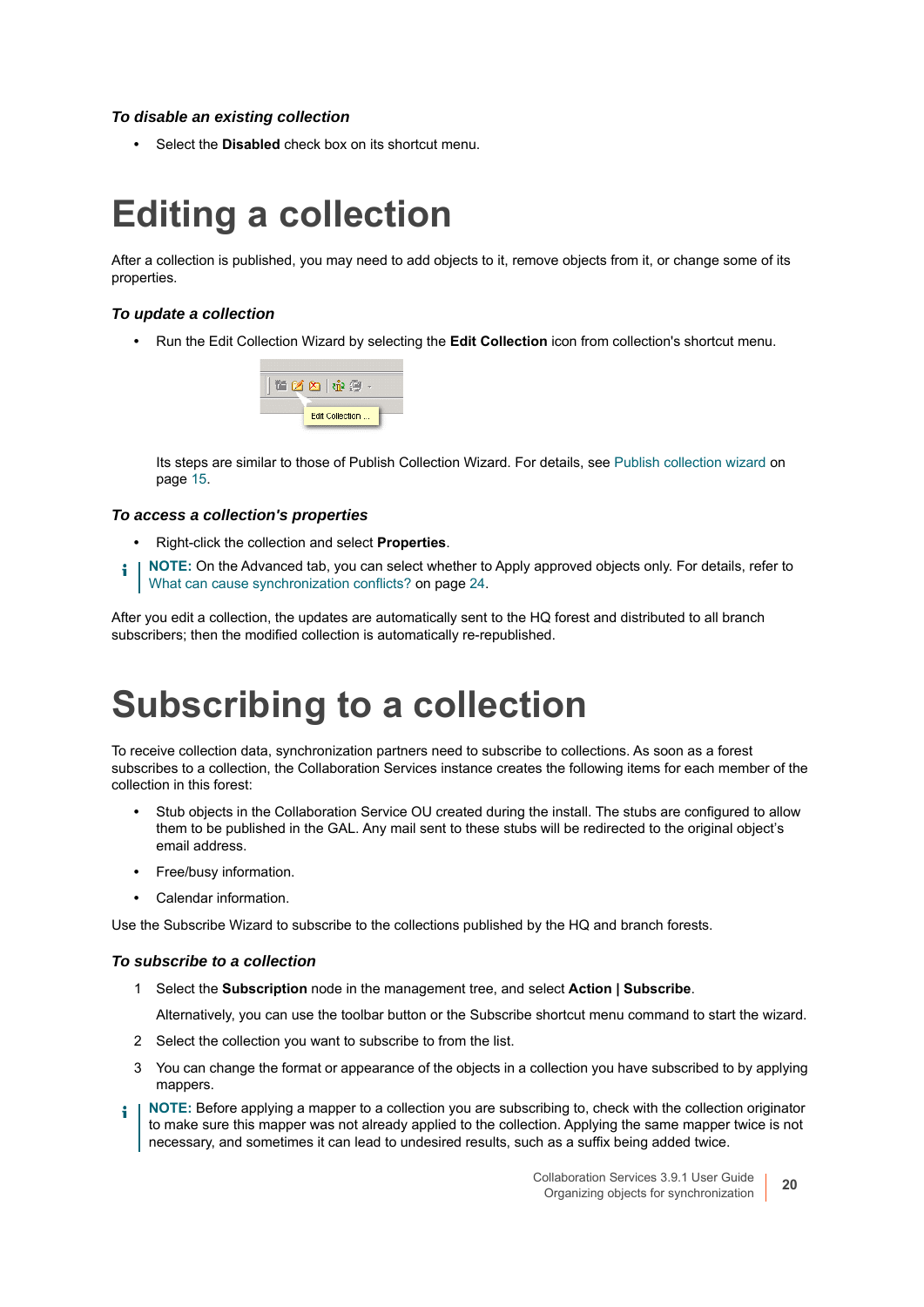*To disable an existing collection*

- Select the **Disabled** check box on its shortcut menu.

# Editing a collection

After a collection is published, you may need to add objects to it, remove objects from it, or change some of its properties.

*To update a collection*

- Run the Edit Collection Wizard by selecting the **Edit Collection** icon from collection's shortcut menu.

  Its steps are similar to those of Publish Collection Wizard. For details, see Publish collection wizard on page 15.

*To access a collection's properties*

- Right-click the collection and select **Properties**.

**NOTE:** On the Advanced tab, you can select whether to Apply approved objects only. For details, refer to What can cause synchronization conflicts? on page 24.

After you edit a collection, the updates are automatically sent to the HQ forest and distributed to all branch subscribers; then the modified collection is automatically re-republished.

# Subscribing to a collection

To receive collection data, synchronization partners need to subscribe to collections. As soon as a forest subscribes to a collection, the Collaboration Services instance creates the following items for each member of the collection in this forest:

- Stub objects in the Collaboration Service OU created during the install. The stubs are configured to allow them to be published in the GAL. Any mail sent to these stubs will be redirected to the original object's email address.
- Free/busy information.
- Calendar information.

Use the Subscribe Wizard to subscribe to the collections published by the HQ and branch forests.

*To subscribe to a collection*

1. Select the **Subscription** node in the management tree, and select **Action | Subscribe**.

   Alternatively, you can use the toolbar button or the Subscribe shortcut menu command to start the wizard.
2. Select the collection you want to subscribe to from the list.
3. You can change the format or appearance of the objects in a collection you have subscribed to by applying mappers.

**NOTE:** Before applying a mapper to a collection you are subscribing to, check with the collection originator to make sure this mapper was not already applied to the collection. Applying the same mapper twice is not necessary, and sometimes it can lead to undesired results, such as a suffix being added twice.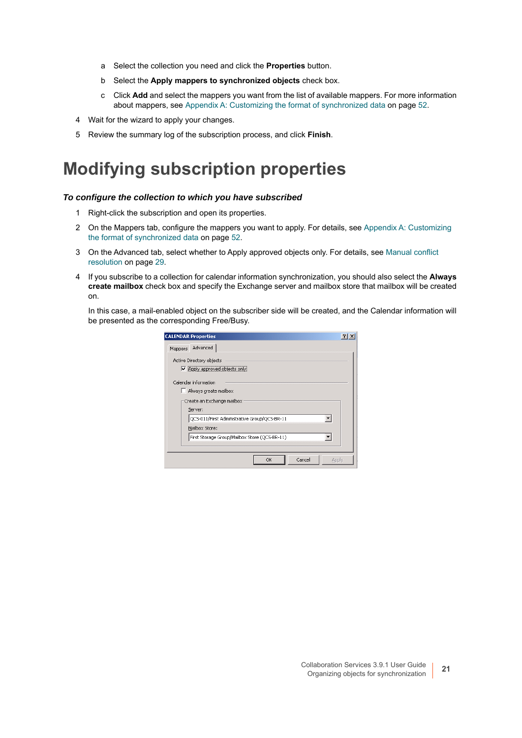a. Select the collection you need and click the **Properties** button.
b. Select the **Apply mappers to synchronized objects** check box.
c. Click **Add** and select the mappers you want from the list of available mappers. For more information about mappers, see Appendix A: Customizing the format of synchronized data on page 52.

4. Wait for the wizard to apply your changes.
5. Review the summary log of the subscription process, and click **Finish**.

# Modifying subscription properties

***To configure the collection to which you have subscribed***

1. Right-click the subscription and open its properties.
2. On the Mappers tab, configure the mappers you want to apply. For details, see Appendix A: Customizing the format of synchronized data on page 52.
3. On the Advanced tab, select whether to Apply approved objects only. For details, see Manual conflict resolution on page 29.
4. If you subscribe to a collection for calendar information synchronization, you should also select the **Always create mailbox** check box and specify the Exchange server and mailbox store that mailbox will be created on.

   In this case, a mail-enabled object on the subscriber side will be created, and the Calendar information will be presented as the corresponding Free/Busy.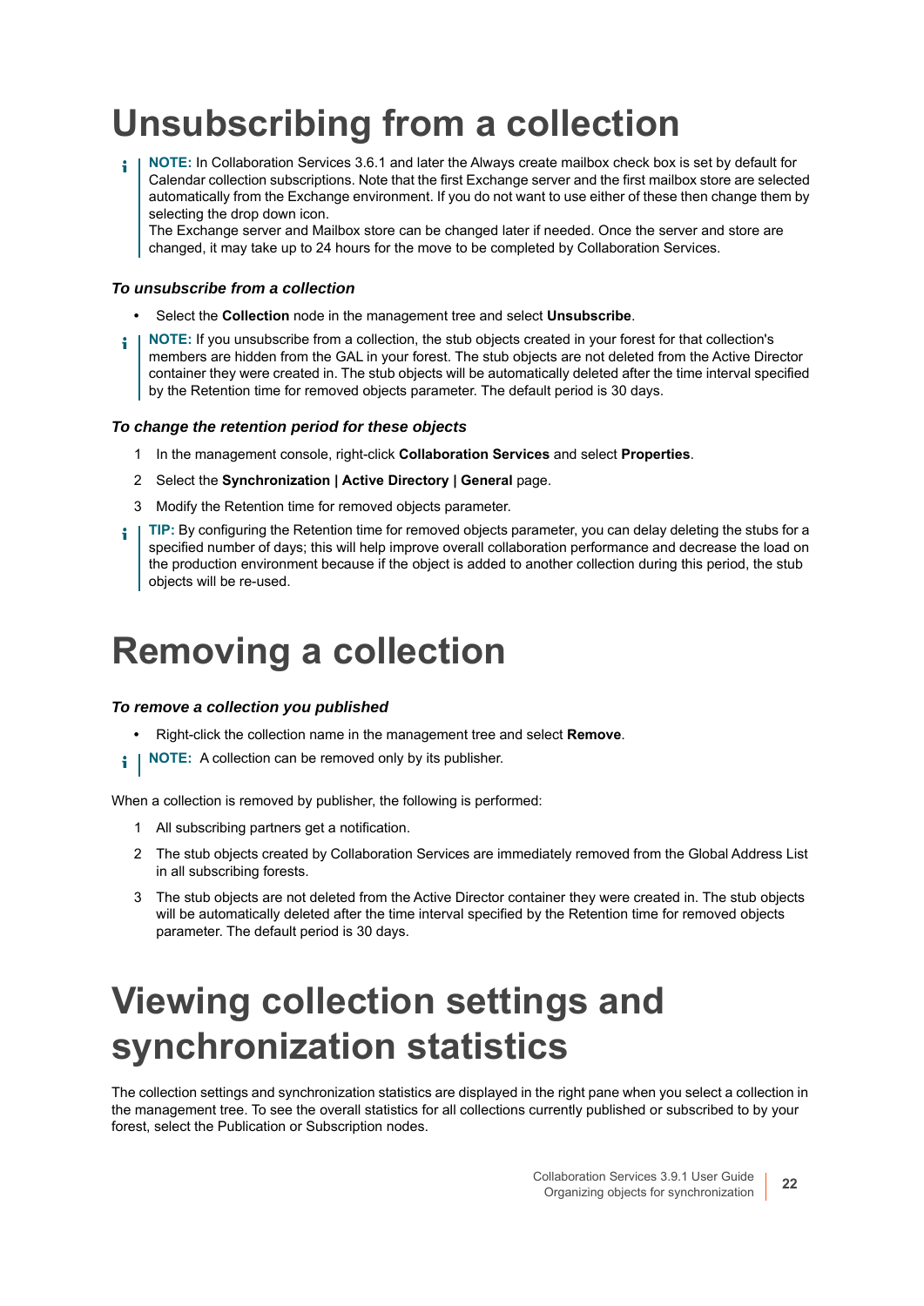# Unsubscribing from a collection

> **NOTE:** In Collaboration Services 3.6.1 and later the Always create mailbox check box is set by default for Calendar collection subscriptions. Note that the first Exchange server and the first mailbox store are selected automatically from the Exchange environment. If you do not want to use either of these then change them by selecting the drop down icon.
> The Exchange server and Mailbox store can be changed later if needed. Once the server and store are changed, it may take up to 24 hours for the move to be completed by Collaboration Services.

### *To unsubscribe from a collection*

- Select the **Collection** node in the management tree and select **Unsubscribe**.

> **NOTE:** If you unsubscribe from a collection, the stub objects created in your forest for that collection's members are hidden from the GAL in your forest. The stub objects are not deleted from the Active Director container they were created in. The stub objects will be automatically deleted after the time interval specified by the Retention time for removed objects parameter. The default period is 30 days.

### *To change the retention period for these objects*

1. In the management console, right-click **Collaboration Services** and select **Properties**.
2. Select the **Synchronization | Active Directory | General** page.
3. Modify the Retention time for removed objects parameter.

> **TIP:** By configuring the Retention time for removed objects parameter, you can delay deleting the stubs for a specified number of days; this will help improve overall collaboration performance and decrease the load on the production environment because if the object is added to another collection during this period, the stub objects will be re-used.

# Removing a collection

### *To remove a collection you published*

- Right-click the collection name in the management tree and select **Remove**.

> **NOTE:** A collection can be removed only by its publisher.

When a collection is removed by publisher, the following is performed:

1. All subscribing partners get a notification.
2. The stub objects created by Collaboration Services are immediately removed from the Global Address List in all subscribing forests.
3. The stub objects are not deleted from the Active Director container they were created in. The stub objects will be automatically deleted after the time interval specified by the Retention time for removed objects parameter. The default period is 30 days.

# Viewing collection settings and synchronization statistics

The collection settings and synchronization statistics are displayed in the right pane when you select a collection in the management tree. To see the overall statistics for all collections currently published or subscribed to by your forest, select the Publication or Subscription nodes.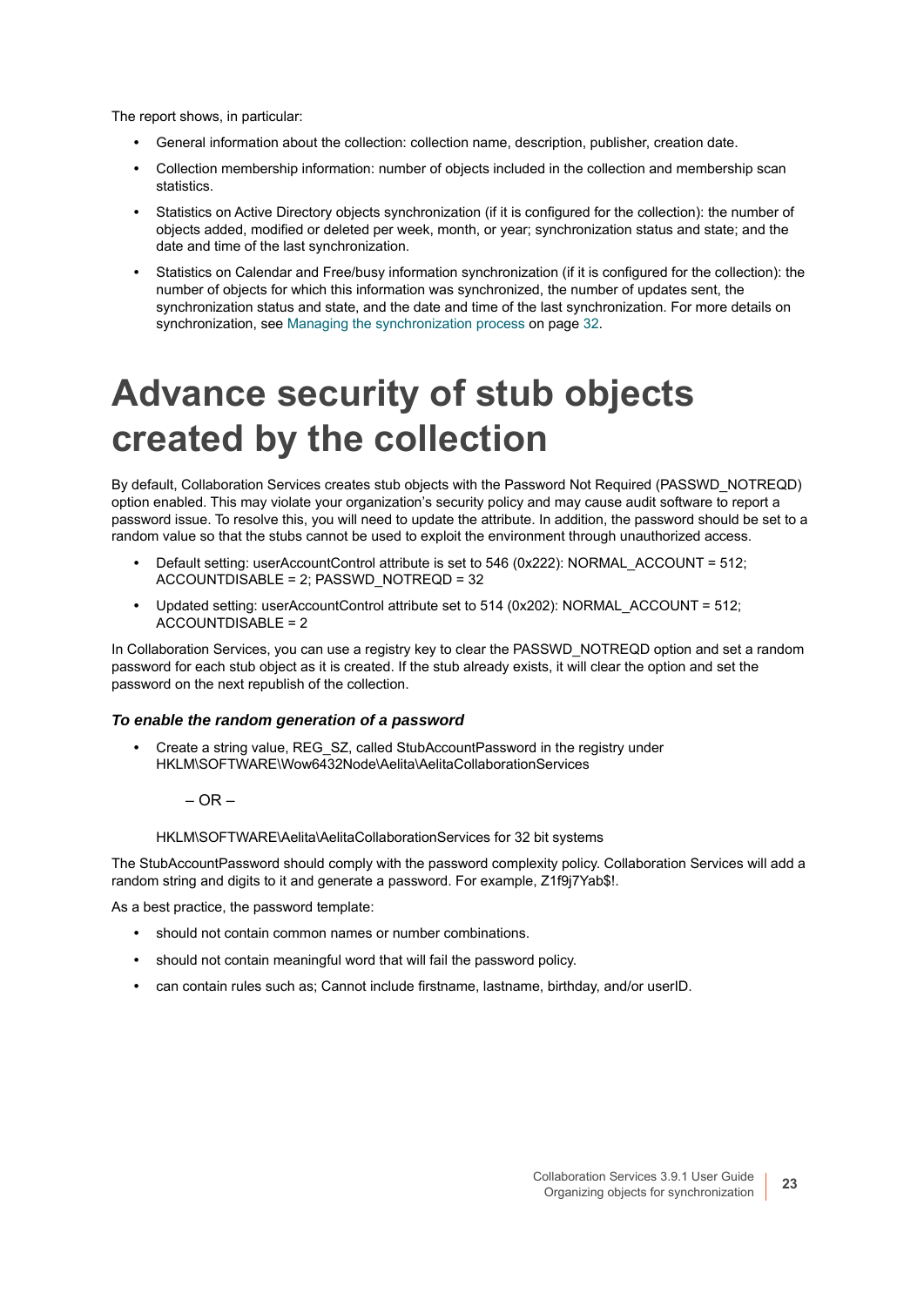The report shows, in particular:

- General information about the collection: collection name, description, publisher, creation date.
- Collection membership information: number of objects included in the collection and membership scan statistics.
- Statistics on Active Directory objects synchronization (if it is configured for the collection): the number of objects added, modified or deleted per week, month, or year; synchronization status and state; and the date and time of the last synchronization.
- Statistics on Calendar and Free/busy information synchronization (if it is configured for the collection): the number of objects for which this information was synchronized, the number of updates sent, the synchronization status and state, and the date and time of the last synchronization. For more details on synchronization, see Managing the synchronization process on page 32.

# Advance security of stub objects created by the collection

By default, Collaboration Services creates stub objects with the Password Not Required (PASSWD_NOTREQD) option enabled. This may violate your organization's security policy and may cause audit software to report a password issue. To resolve this, you will need to update the attribute. In addition, the password should be set to a random value so that the stubs cannot be used to exploit the environment through unauthorized access.

- Default setting: userAccountControl attribute is set to 546 (0x222): NORMAL_ACCOUNT = 512; ACCOUNTDISABLE = 2; PASSWD_NOTREQD = 32
- Updated setting: userAccountControl attribute set to 514 (0x202): NORMAL_ACCOUNT = 512; ACCOUNTDISABLE = 2

In Collaboration Services, you can use a registry key to clear the PASSWD_NOTREQD option and set a random password for each stub object as it is created. If the stub already exists, it will clear the option and set the password on the next republish of the collection.

### *To enable the random generation of a password*

- Create a string value, REG_SZ, called StubAccountPassword in the registry under HKLM\SOFTWARE\Wow6432Node\Aelita\AelitaCollaborationServices

  – OR –

  HKLM\SOFTWARE\Aelita\AelitaCollaborationServices for 32 bit systems

The StubAccountPassword should comply with the password complexity policy. Collaboration Services will add a random string and digits to it and generate a password. For example, Z1f9j7Yab$!.

As a best practice, the password template:

- should not contain common names or number combinations.
- should not contain meaningful word that will fail the password policy.
- can contain rules such as; Cannot include firstname, lastname, birthday, and/or userID.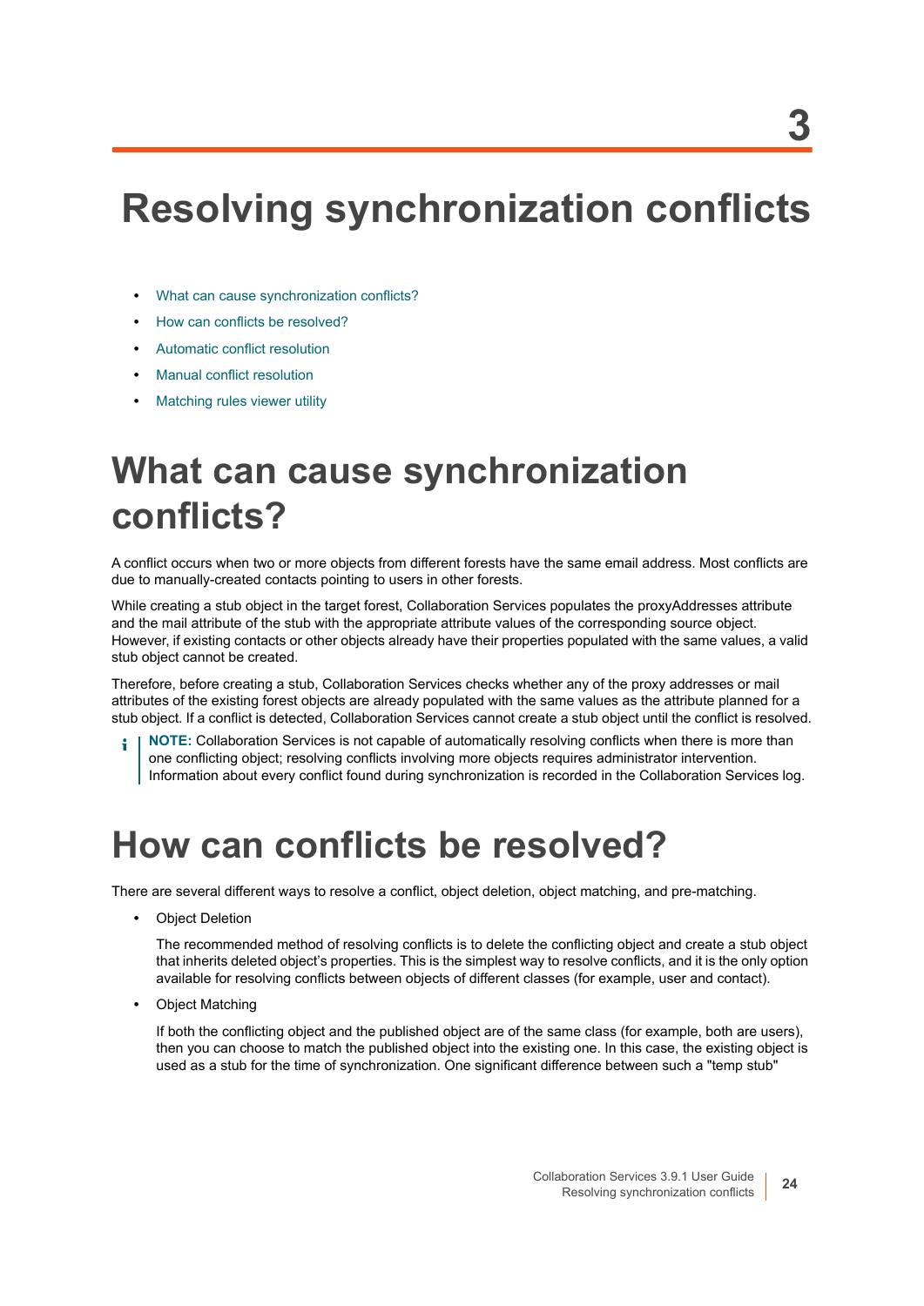3

# Resolving synchronization conflicts

- What can cause synchronization conflicts?
- How can conflicts be resolved?
- Automatic conflict resolution
- Manual conflict resolution
- Matching rules viewer utility

## What can cause synchronization conflicts?

A conflict occurs when two or more objects from different forests have the same email address. Most conflicts are due to manually-created contacts pointing to users in other forests.

While creating a stub object in the target forest, Collaboration Services populates the proxyAddresses attribute and the mail attribute of the stub with the appropriate attribute values of the corresponding source object. However, if existing contacts or other objects already have their properties populated with the same values, a valid stub object cannot be created.

Therefore, before creating a stub, Collaboration Services checks whether any of the proxy addresses or mail attributes of the existing forest objects are already populated with the same values as the attribute planned for a stub object. If a conflict is detected, Collaboration Services cannot create a stub object until the conflict is resolved.

> **NOTE:** Collaboration Services is not capable of automatically resolving conflicts when there is more than one conflicting object; resolving conflicts involving more objects requires administrator intervention. Information about every conflict found during synchronization is recorded in the Collaboration Services log.

## How can conflicts be resolved?

There are several different ways to resolve a conflict, object deletion, object matching, and pre-matching.

- Object Deletion

  The recommended method of resolving conflicts is to delete the conflicting object and create a stub object that inherits deleted object's properties. This is the simplest way to resolve conflicts, and it is the only option available for resolving conflicts between objects of different classes (for example, user and contact).

- Object Matching

  If both the conflicting object and the published object are of the same class (for example, both are users), then you can choose to match the published object into the existing one. In this case, the existing object is used as a stub for the time of synchronization. One significant difference between such a "temp stub"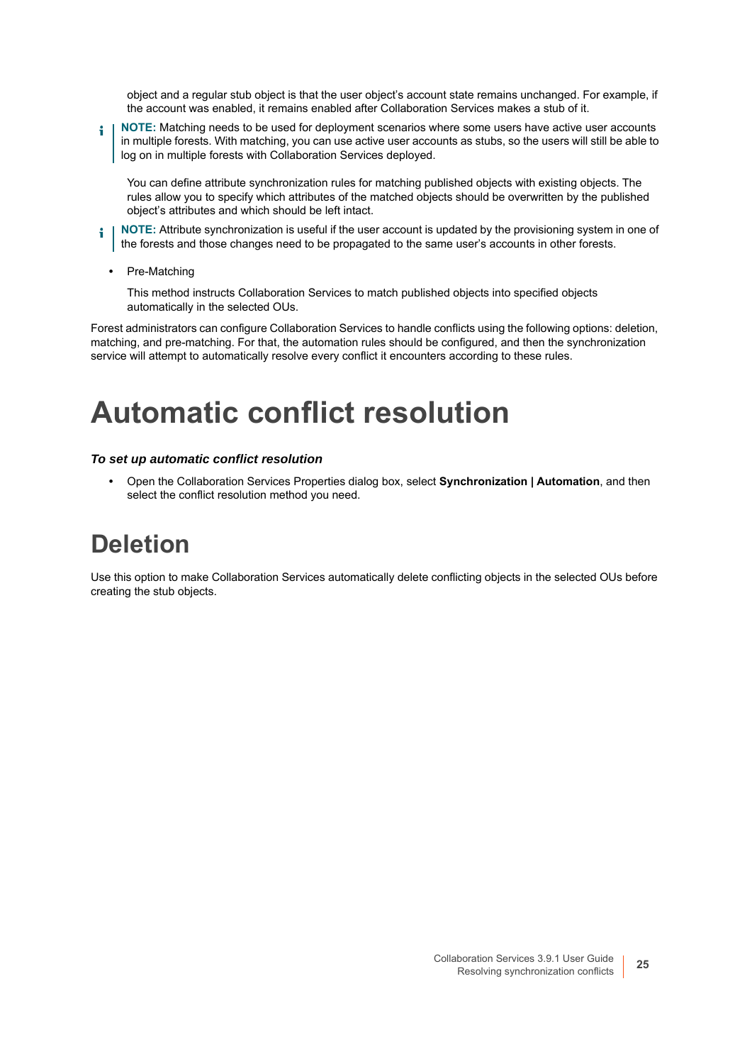object and a regular stub object is that the user object's account state remains unchanged. For example, if the account was enabled, it remains enabled after Collaboration Services makes a stub of it.

> **NOTE:** Matching needs to be used for deployment scenarios where some users have active user accounts in multiple forests. With matching, you can use active user accounts as stubs, so the users will still be able to log on in multiple forests with Collaboration Services deployed.

You can define attribute synchronization rules for matching published objects with existing objects. The rules allow you to specify which attributes of the matched objects should be overwritten by the published object's attributes and which should be left intact.

> **NOTE:** Attribute synchronization is useful if the user account is updated by the provisioning system in one of the forests and those changes need to be propagated to the same user's accounts in other forests.

- Pre-Matching

  This method instructs Collaboration Services to match published objects into specified objects automatically in the selected OUs.

Forest administrators can configure Collaboration Services to handle conflicts using the following options: deletion, matching, and pre-matching. For that, the automation rules should be configured, and then the synchronization service will attempt to automatically resolve every conflict it encounters according to these rules.

# Automatic conflict resolution

***To set up automatic conflict resolution***

- Open the Collaboration Services Properties dialog box, select **Synchronization | Automation**, and then select the conflict resolution method you need.

## Deletion

Use this option to make Collaboration Services automatically delete conflicting objects in the selected OUs before creating the stub objects.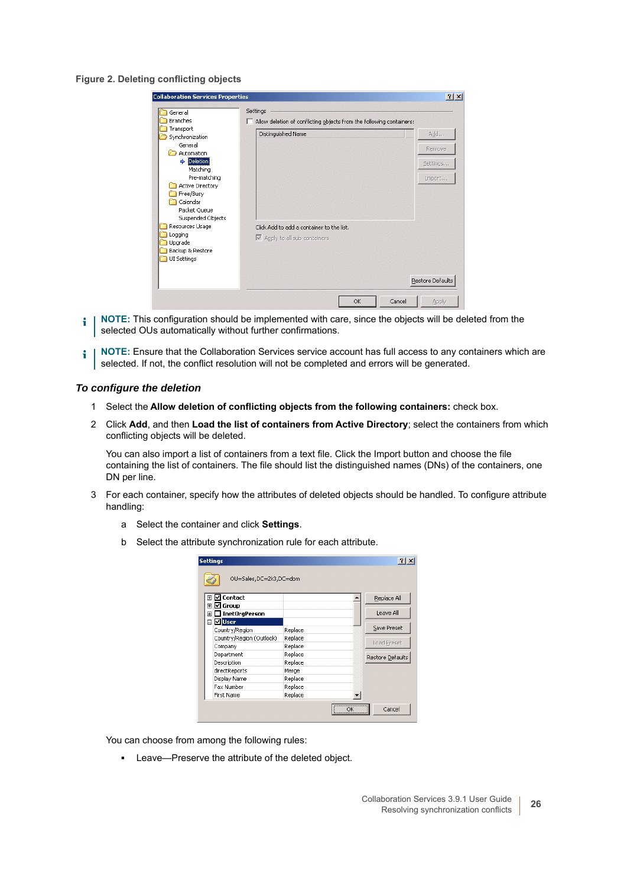**Figure 2. Deleting conflicting objects**

> **NOTE:** This configuration should be implemented with care, since the objects will be deleted from the selected OUs automatically without further confirmations.

> **NOTE:** Ensure that the Collaboration Services service account has full access to any containers which are selected. If not, the conflict resolution will not be completed and errors will be generated.

### *To configure the deletion*

1. Select the **Allow deletion of conflicting objects from the following containers:** check box.
2. Click **Add**, and then **Load the list of containers from Active Directory**; select the containers from which conflicting objects will be deleted.

   You can also import a list of containers from a text file. Click the Import button and choose the file containing the list of containers. The file should list the distinguished names (DNs) of the containers, one DN per line.
3. For each container, specify how the attributes of deleted objects should be handled. To configure attribute handling:
   a. Select the container and click **Settings**.
   b. Select the attribute synchronization rule for each attribute.

You can choose from among the following rules:

- Leave—Preserve the attribute of the deleted object.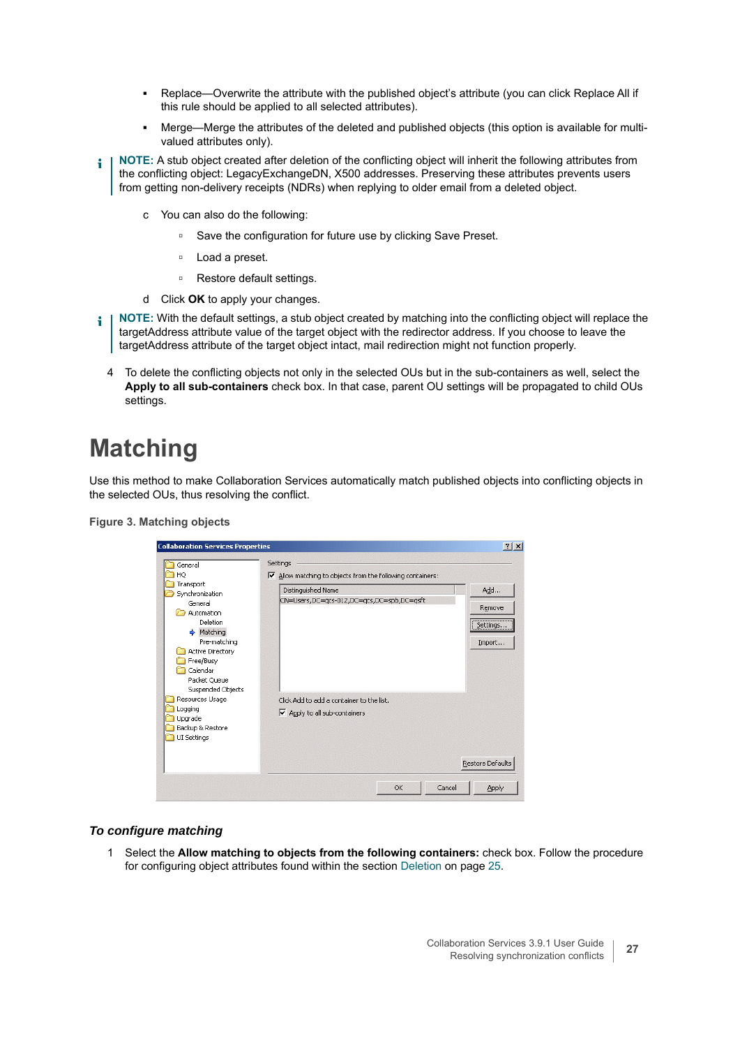- Replace—Overwrite the attribute with the published object's attribute (you can click Replace All if this rule should be applied to all selected attributes).
- Merge—Merge the attributes of the deleted and published objects (this option is available for multi-valued attributes only).

**NOTE:** A stub object created after deletion of the conflicting object will inherit the following attributes from the conflicting object: LegacyExchangeDN, X500 addresses. Preserving these attributes prevents users from getting non-delivery receipts (NDRs) when replying to older email from a deleted object.

c You can also do the following:

- Save the configuration for future use by clicking Save Preset.
- Load a preset.
- Restore default settings.

d Click **OK** to apply your changes.

**NOTE:** With the default settings, a stub object created by matching into the conflicting object will replace the targetAddress attribute value of the target object with the redirector address. If you choose to leave the targetAddress attribute of the target object intact, mail redirection might not function properly.

4 To delete the conflicting objects not only in the selected OUs but in the sub-containers as well, select the **Apply to all sub-containers** check box. In that case, parent OU settings will be propagated to child OUs settings.

# Matching

Use this method to make Collaboration Services automatically match published objects into conflicting objects in the selected OUs, thus resolving the conflict.

**Figure 3. Matching objects**

### *To configure matching*

1 Select the **Allow matching to objects from the following containers:** check box. Follow the procedure for configuring object attributes found within the section Deletion on page 25.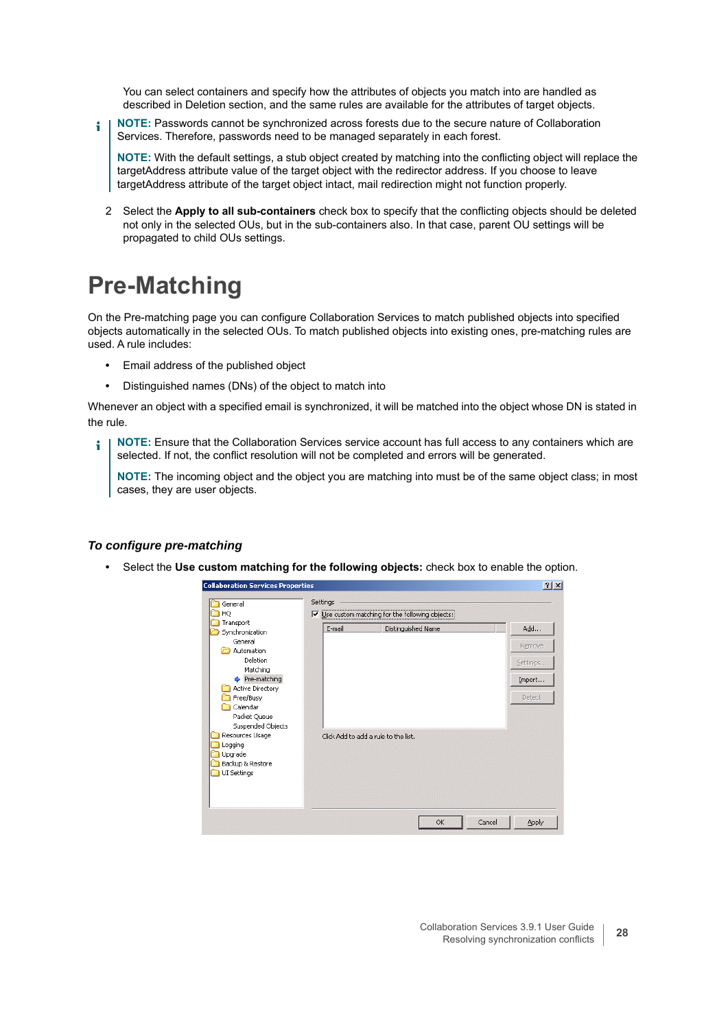You can select containers and specify how the attributes of objects you match into are handled as described in Deletion section, and the same rules are available for the attributes of target objects.

**NOTE:** Passwords cannot be synchronized across forests due to the secure nature of Collaboration Services. Therefore, passwords need to be managed separately in each forest.

**NOTE:** With the default settings, a stub object created by matching into the conflicting object will replace the targetAddress attribute value of the target object with the redirector address. If you choose to leave targetAddress attribute of the target object intact, mail redirection might not function properly.

2 Select the **Apply to all sub-containers** check box to specify that the conflicting objects should be deleted not only in the selected OUs, but in the sub-containers also. In that case, parent OU settings will be propagated to child OUs settings.

# Pre-Matching

On the Pre-matching page you can configure Collaboration Services to match published objects into specified objects automatically in the selected OUs. To match published objects into existing ones, pre-matching rules are used. A rule includes:

- Email address of the published object
- Distinguished names (DNs) of the object to match into

Whenever an object with a specified email is synchronized, it will be matched into the object whose DN is stated in the rule.

**NOTE:** Ensure that the Collaboration Services service account has full access to any containers which are selected. If not, the conflict resolution will not be completed and errors will be generated.

**NOTE:** The incoming object and the object you are matching into must be of the same object class; in most cases, they are user objects.

### *To configure pre-matching*

- Select the **Use custom matching for the following objects:** check box to enable the option.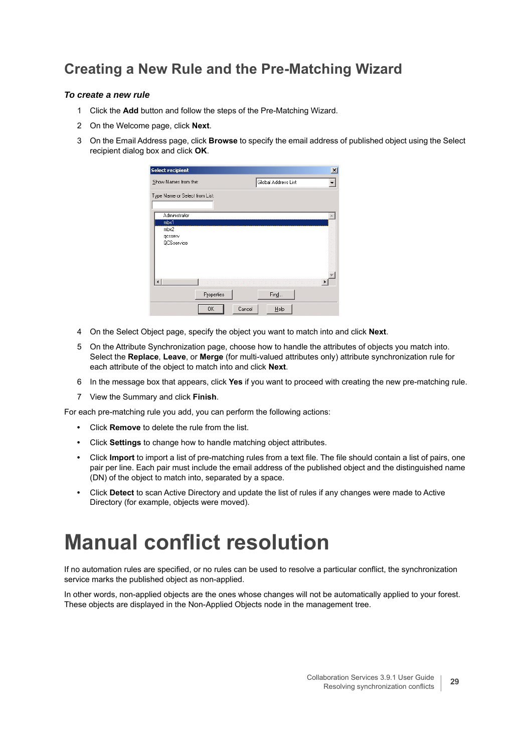## Creating a New Rule and the Pre-Matching Wizard

***To create a new rule***

1. Click the **Add** button and follow the steps of the Pre-Matching Wizard.
2. On the Welcome page, click **Next**.
3. On the Email Address page, click **Browse** to specify the email address of published object using the Select recipient dialog box and click **OK**.
4. On the Select Object page, specify the object you want to match into and click **Next**.
5. On the Attribute Synchronization page, choose how to handle the attributes of objects you match into. Select the **Replace**, **Leave**, or **Merge** (for multi-valued attributes only) attribute synchronization rule for each attribute of the object to match into and click **Next**.
6. In the message box that appears, click **Yes** if you want to proceed with creating the new pre-matching rule.
7. View the Summary and click **Finish**.

For each pre-matching rule you add, you can perform the following actions:

- Click **Remove** to delete the rule from the list.
- Click **Settings** to change how to handle matching object attributes.
- Click **Import** to import a list of pre-matching rules from a text file. The file should contain a list of pairs, one pair per line. Each pair must include the email address of the published object and the distinguished name (DN) of the object to match into, separated by a space.
- Click **Detect** to scan Active Directory and update the list of rules if any changes were made to Active Directory (for example, objects were moved).

# Manual conflict resolution

If no automation rules are specified, or no rules can be used to resolve a particular conflict, the synchronization service marks the published object as non-applied.

In other words, non-applied objects are the ones whose changes will not be automatically applied to your forest. These objects are displayed in the Non-Applied Objects node in the management tree.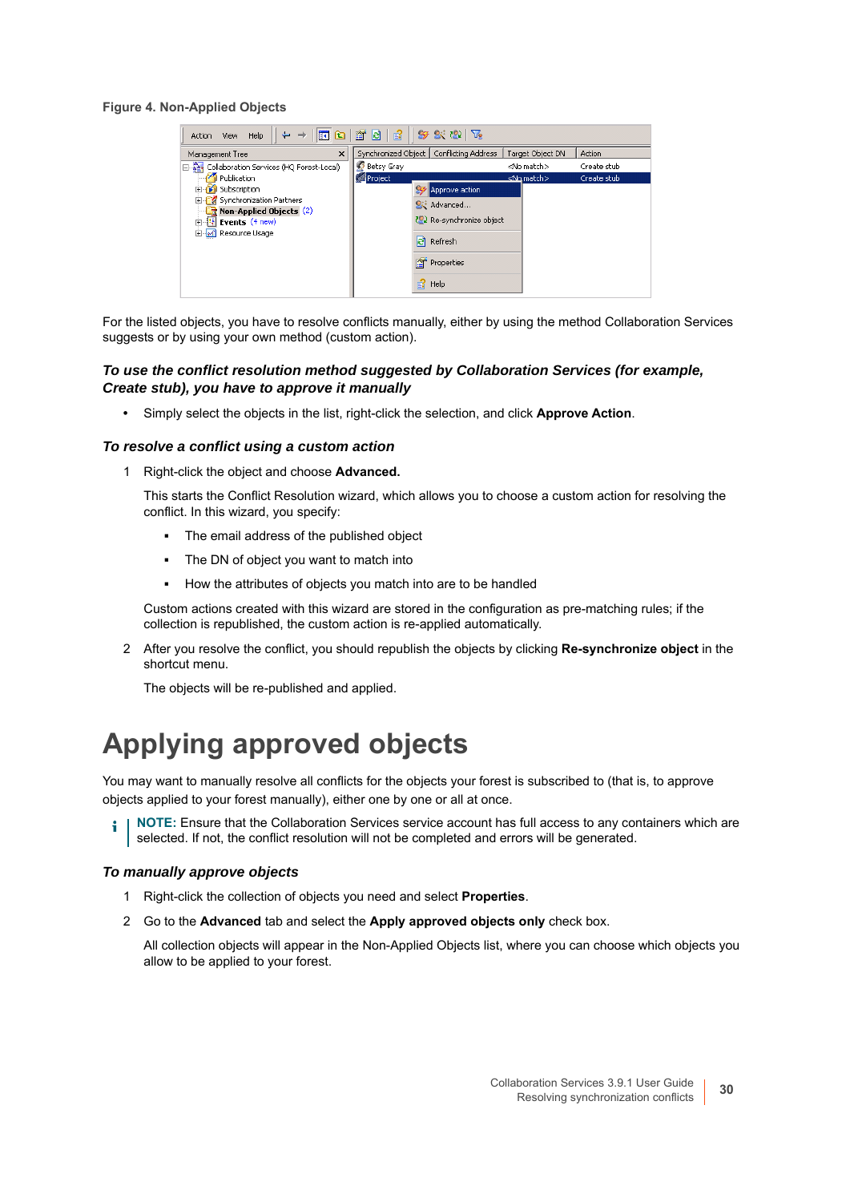Figure 4. Non-Applied Objects

For the listed objects, you have to resolve conflicts manually, either by using the method Collaboration Services suggests or by using your own method (custom action).

### *To use the conflict resolution method suggested by Collaboration Services (for example, Create stub), you have to approve it manually*

- Simply select the objects in the list, right-click the selection, and click **Approve Action**.

### *To resolve a conflict using a custom action*

1. Right-click the object and choose **Advanced.**

   This starts the Conflict Resolution wizard, which allows you to choose a custom action for resolving the conflict. In this wizard, you specify:

   - The email address of the published object
   - The DN of object you want to match into
   - How the attributes of objects you match into are to be handled

   Custom actions created with this wizard are stored in the configuration as pre-matching rules; if the collection is republished, the custom action is re-applied automatically.

2. After you resolve the conflict, you should republish the objects by clicking **Re-synchronize object** in the shortcut menu.

   The objects will be re-published and applied.

# Applying approved objects

You may want to manually resolve all conflicts for the objects your forest is subscribed to (that is, to approve objects applied to your forest manually), either one by one or all at once.

**NOTE:** Ensure that the Collaboration Services service account has full access to any containers which are selected. If not, the conflict resolution will not be completed and errors will be generated.

### *To manually approve objects*

1. Right-click the collection of objects you need and select **Properties**.
2. Go to the **Advanced** tab and select the **Apply approved objects only** check box.

   All collection objects will appear in the Non-Applied Objects list, where you can choose which objects you allow to be applied to your forest.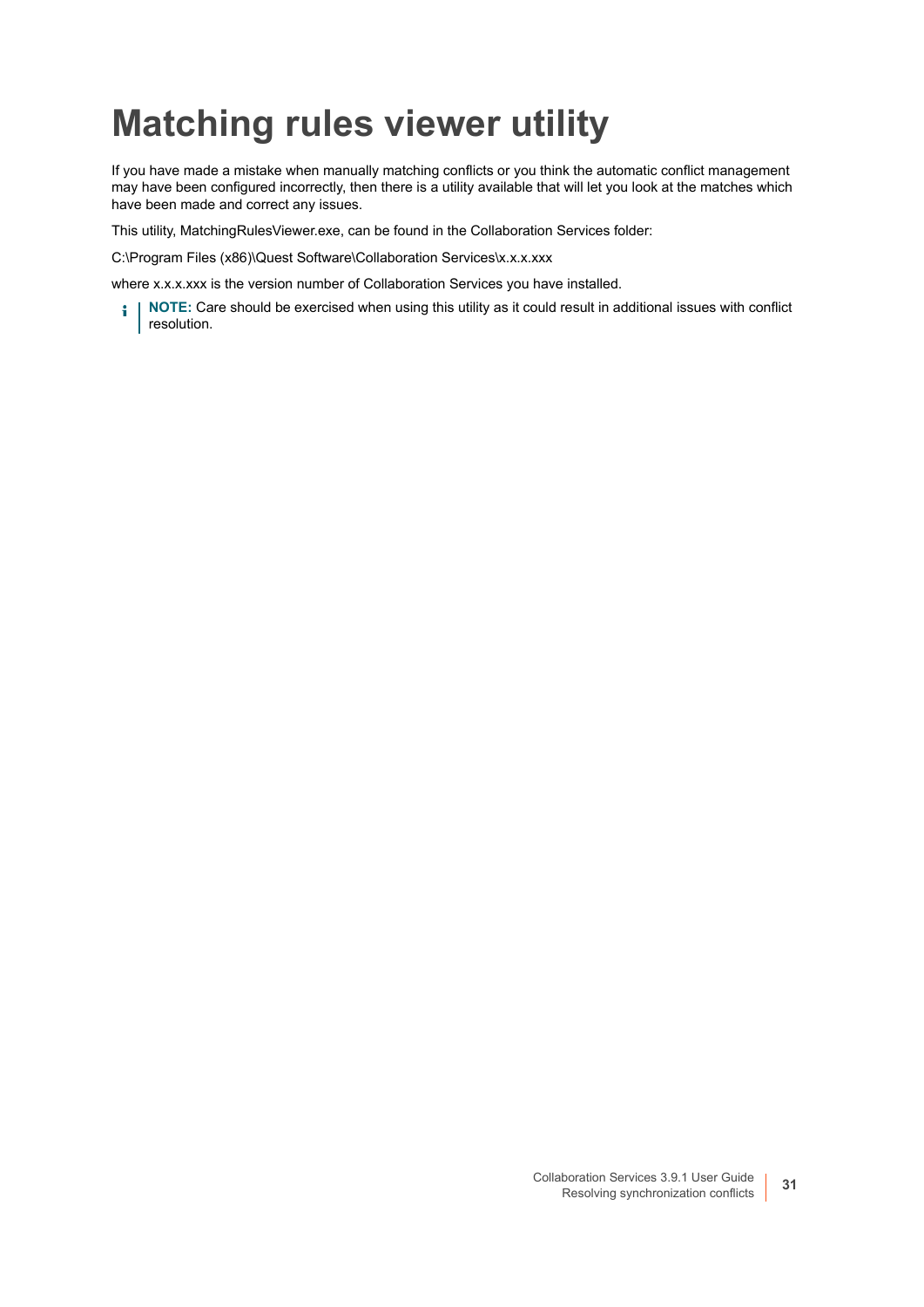# Matching rules viewer utility

If you have made a mistake when manually matching conflicts or you think the automatic conflict management may have been configured incorrectly, then there is a utility available that will let you look at the matches which have been made and correct any issues.

This utility, MatchingRulesViewer.exe, can be found in the Collaboration Services folder:

C:\Program Files (x86)\Quest Software\Collaboration Services\x.x.x.xxx

where x.x.x.xxx is the version number of Collaboration Services you have installed.

> **NOTE:** Care should be exercised when using this utility as it could result in additional issues with conflict resolution.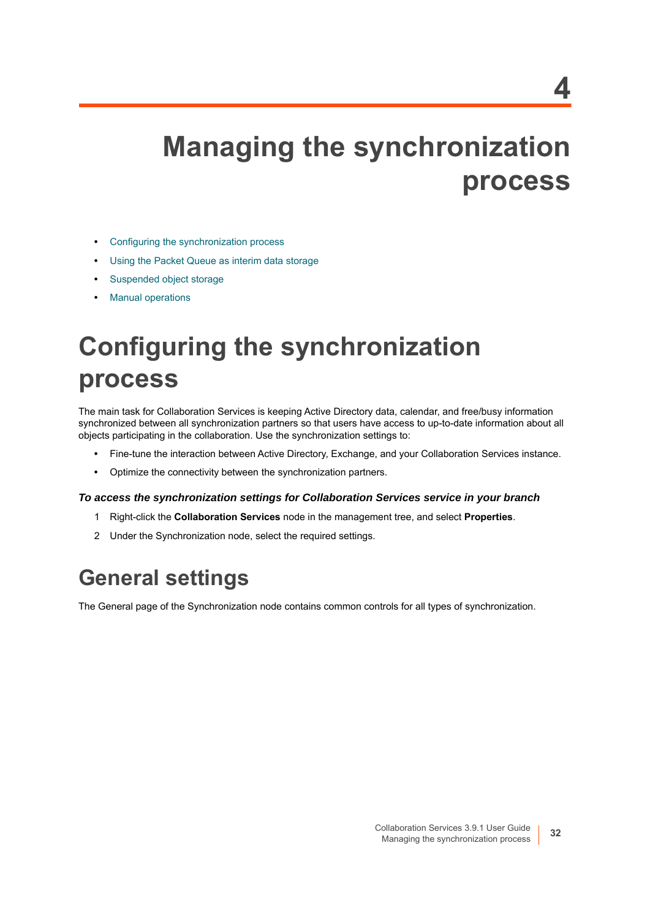# 4 Managing the synchronization process

- Configuring the synchronization process
- Using the Packet Queue as interim data storage
- Suspended object storage
- Manual operations

## Configuring the synchronization process

The main task for Collaboration Services is keeping Active Directory data, calendar, and free/busy information synchronized between all synchronization partners so that users have access to up-to-date information about all objects participating in the collaboration. Use the synchronization settings to:

- Fine-tune the interaction between Active Directory, Exchange, and your Collaboration Services instance.
- Optimize the connectivity between the synchronization partners.

***To access the synchronization settings for Collaboration Services service in your branch***

1. Right-click the **Collaboration Services** node in the management tree, and select **Properties**.
2. Under the Synchronization node, select the required settings.

### General settings

The General page of the Synchronization node contains common controls for all types of synchronization.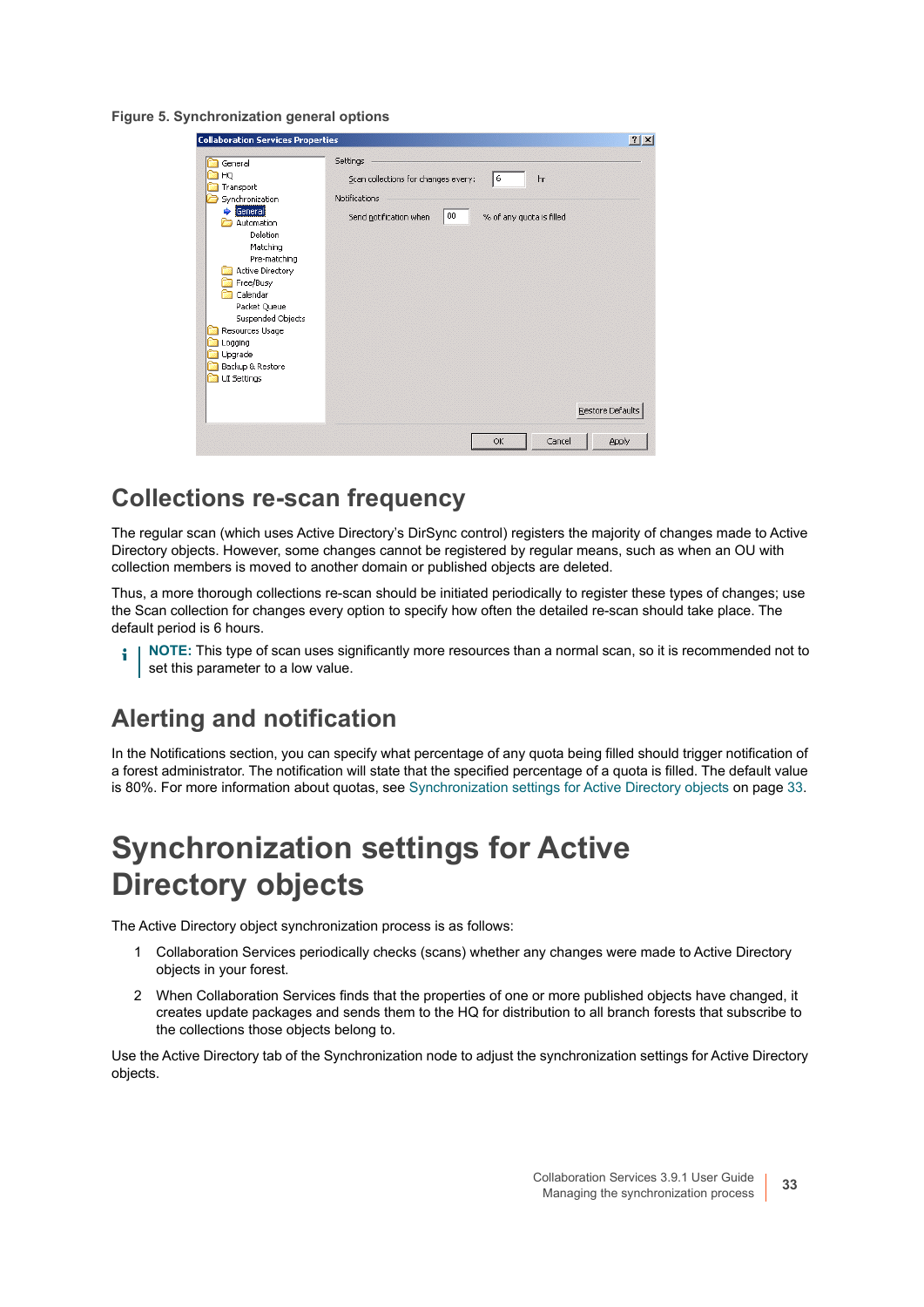**Figure 5. Synchronization general options**

## Collections re-scan frequency

The regular scan (which uses Active Directory's DirSync control) registers the majority of changes made to Active Directory objects. However, some changes cannot be registered by regular means, such as when an OU with collection members is moved to another domain or published objects are deleted.

Thus, a more thorough collections re-scan should be initiated periodically to register these types of changes; use the Scan collection for changes every option to specify how often the detailed re-scan should take place. The default period is 6 hours.

**NOTE:** This type of scan uses significantly more resources than a normal scan, so it is recommended not to set this parameter to a low value.

## Alerting and notification

In the Notifications section, you can specify what percentage of any quota being filled should trigger notification of a forest administrator. The notification will state that the specified percentage of a quota is filled. The default value is 80%. For more information about quotas, see Synchronization settings for Active Directory objects on page 33.

# Synchronization settings for Active Directory objects

The Active Directory object synchronization process is as follows:

1. Collaboration Services periodically checks (scans) whether any changes were made to Active Directory objects in your forest.
2. When Collaboration Services finds that the properties of one or more published objects have changed, it creates update packages and sends them to the HQ for distribution to all branch forests that subscribe to the collections those objects belong to.

Use the Active Directory tab of the Synchronization node to adjust the synchronization settings for Active Directory objects.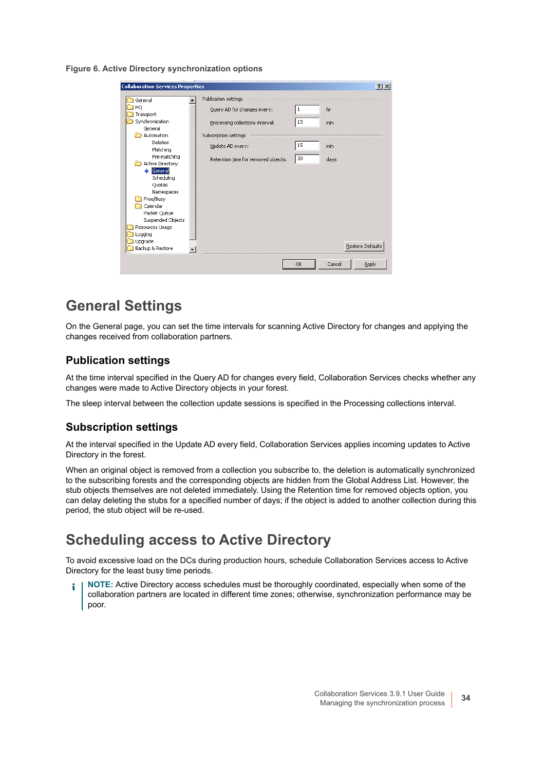**Figure 6. Active Directory synchronization options**

# General Settings

On the General page, you can set the time intervals for scanning Active Directory for changes and applying the changes received from collaboration partners.

## Publication settings

At the time interval specified in the Query AD for changes every field, Collaboration Services checks whether any changes were made to Active Directory objects in your forest.

The sleep interval between the collection update sessions is specified in the Processing collections interval.

## Subscription settings

At the interval specified in the Update AD every field, Collaboration Services applies incoming updates to Active Directory in the forest.

When an original object is removed from a collection you subscribe to, the deletion is automatically synchronized to the subscribing forests and the corresponding objects are hidden from the Global Address List. However, the stub objects themselves are not deleted immediately. Using the Retention time for removed objects option, you can delay deleting the stubs for a specified number of days; if the object is added to another collection during this period, the stub object will be re-used.

# Scheduling access to Active Directory

To avoid excessive load on the DCs during production hours, schedule Collaboration Services access to Active Directory for the least busy time periods.

> **NOTE:** Active Directory access schedules must be thoroughly coordinated, especially when some of the collaboration partners are located in different time zones; otherwise, synchronization performance may be poor.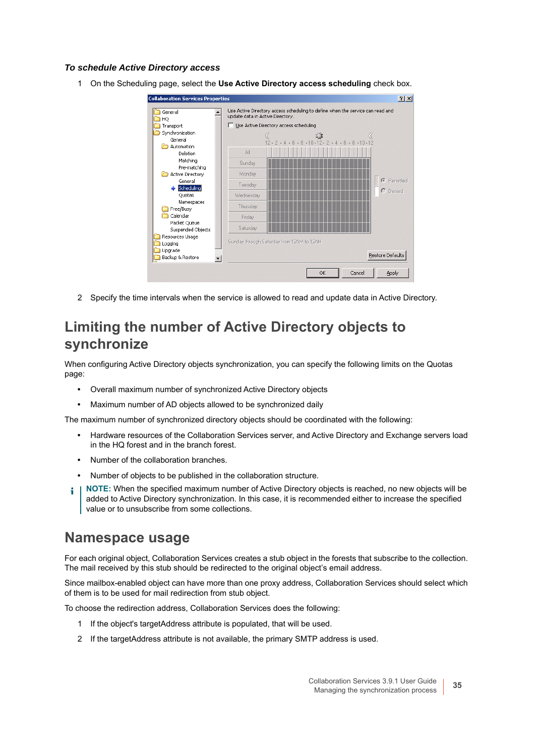*To schedule Active Directory access*

1. On the Scheduling page, select the **Use Active Directory access scheduling** check box.

2. Specify the time intervals when the service is allowed to read and update data in Active Directory.

## Limiting the number of Active Directory objects to synchronize

When configuring Active Directory objects synchronization, you can specify the following limits on the Quotas page:

- Overall maximum number of synchronized Active Directory objects
- Maximum number of AD objects allowed to be synchronized daily

The maximum number of synchronized directory objects should be coordinated with the following:

- Hardware resources of the Collaboration Services server, and Active Directory and Exchange servers load in the HQ forest and in the branch forest.
- Number of the collaboration branches.
- Number of objects to be published in the collaboration structure.

**NOTE:** When the specified maximum number of Active Directory objects is reached, no new objects will be added to Active Directory synchronization. In this case, it is recommended either to increase the specified value or to unsubscribe from some collections.

## Namespace usage

For each original object, Collaboration Services creates a stub object in the forests that subscribe to the collection. The mail received by this stub should be redirected to the original object's email address.

Since mailbox-enabled object can have more than one proxy address, Collaboration Services should select which of them is to be used for mail redirection from stub object.

To choose the redirection address, Collaboration Services does the following:

1. If the object's targetAddress attribute is populated, that will be used.
2. If the targetAddress attribute is not available, the primary SMTP address is used.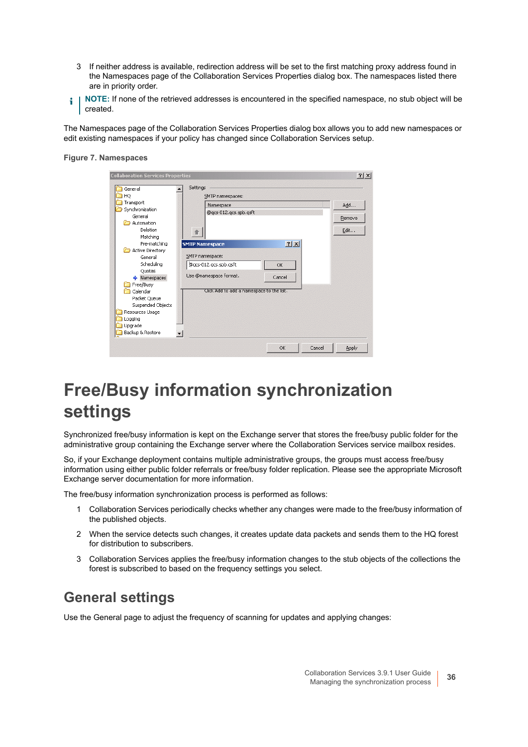3. If neither address is available, redirection address will be set to the first matching proxy address found in the Namespaces page of the Collaboration Services Properties dialog box. The namespaces listed there are in priority order.

**NOTE:** If none of the retrieved addresses is encountered in the specified namespace, no stub object will be created.

The Namespaces page of the Collaboration Services Properties dialog box allows you to add new namespaces or edit existing namespaces if your policy has changed since Collaboration Services setup.

**Figure 7. Namespaces**

# Free/Busy information synchronization settings

Synchronized free/busy information is kept on the Exchange server that stores the free/busy public folder for the administrative group containing the Exchange server where the Collaboration Services service mailbox resides.

So, if your Exchange deployment contains multiple administrative groups, the groups must access free/busy information using either public folder referrals or free/busy folder replication. Please see the appropriate Microsoft Exchange server documentation for more information.

The free/busy information synchronization process is performed as follows:

1. Collaboration Services periodically checks whether any changes were made to the free/busy information of the published objects.
2. When the service detects such changes, it creates update data packets and sends them to the HQ forest for distribution to subscribers.
3. Collaboration Services applies the free/busy information changes to the stub objects of the collections the forest is subscribed to based on the frequency settings you select.

## General settings

Use the General page to adjust the frequency of scanning for updates and applying changes: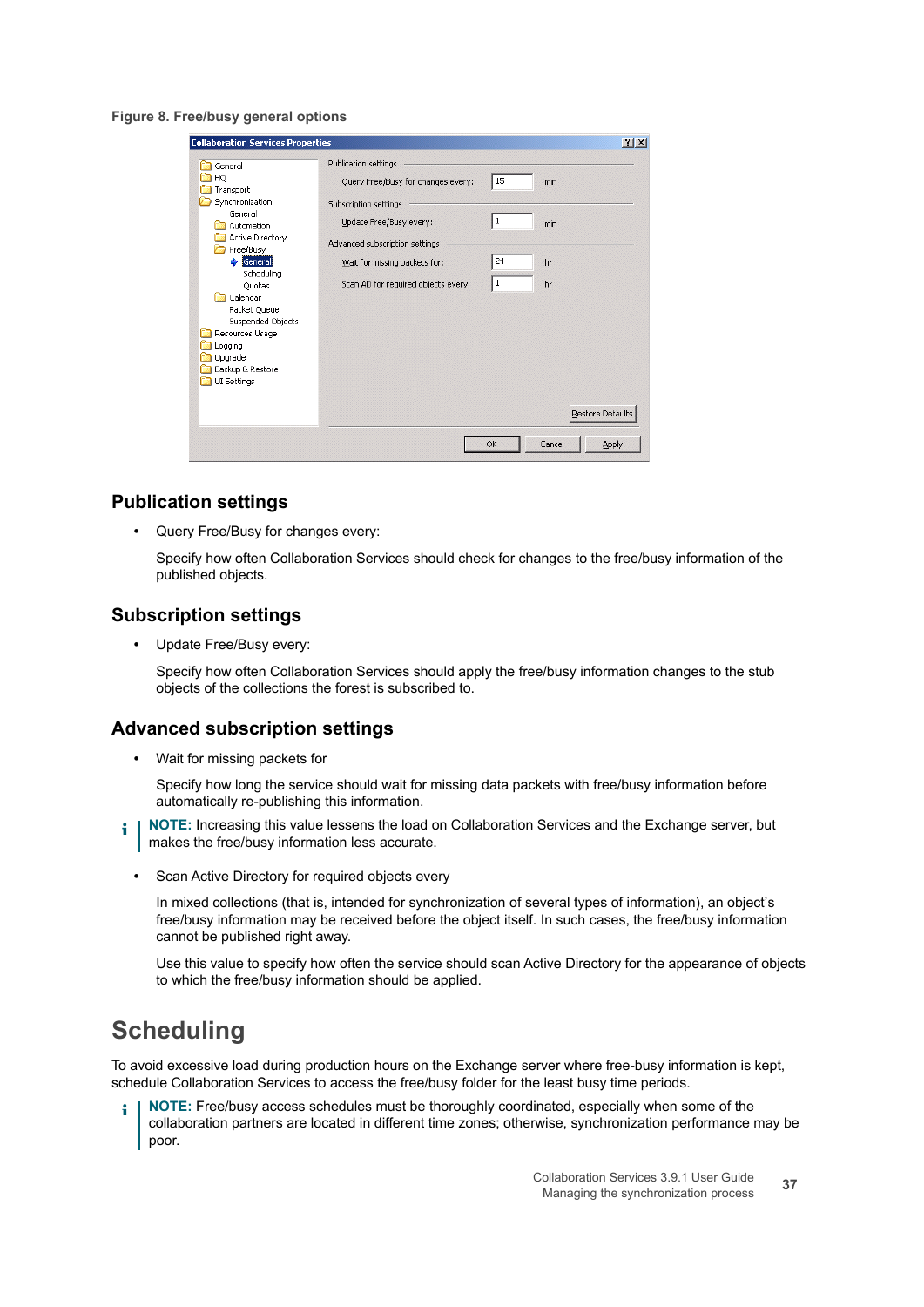**Figure 8. Free/busy general options**

## Publication settings

- Query Free/Busy for changes every:

  Specify how often Collaboration Services should check for changes to the free/busy information of the published objects.

## Subscription settings

- Update Free/Busy every:

  Specify how often Collaboration Services should apply the free/busy information changes to the stub objects of the collections the forest is subscribed to.

## Advanced subscription settings

- Wait for missing packets for

  Specify how long the service should wait for missing data packets with free/busy information before automatically re-publishing this information.

> **NOTE:** Increasing this value lessens the load on Collaboration Services and the Exchange server, but makes the free/busy information less accurate.

- Scan Active Directory for required objects every

  In mixed collections (that is, intended for synchronization of several types of information), an object's free/busy information may be received before the object itself. In such cases, the free/busy information cannot be published right away.

  Use this value to specify how often the service should scan Active Directory for the appearance of objects to which the free/busy information should be applied.

# Scheduling

To avoid excessive load during production hours on the Exchange server where free-busy information is kept, schedule Collaboration Services to access the free/busy folder for the least busy time periods.

> **NOTE:** Free/busy access schedules must be thoroughly coordinated, especially when some of the collaboration partners are located in different time zones; otherwise, synchronization performance may be poor.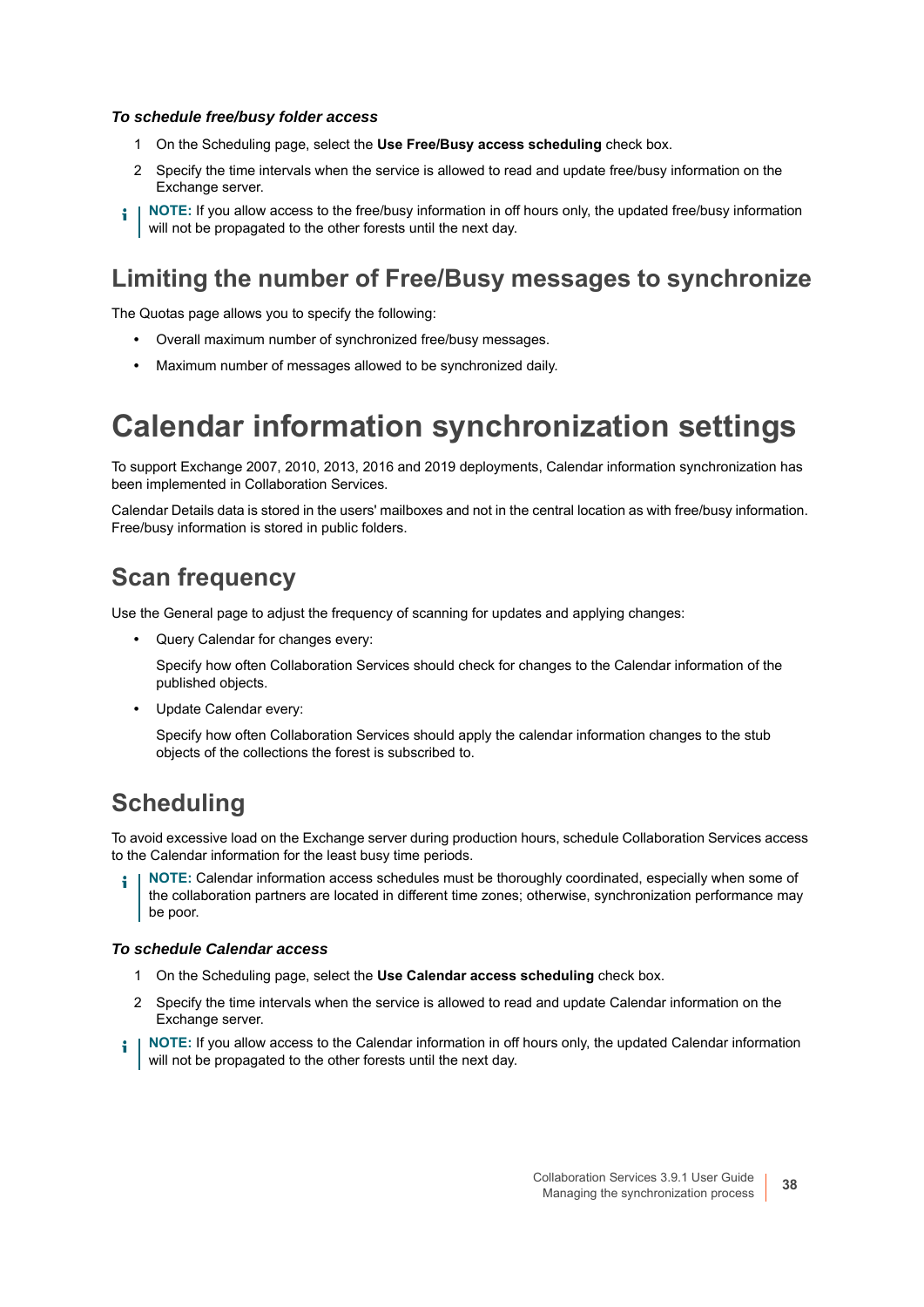***To schedule free/busy folder access***

1. On the Scheduling page, select the **Use Free/Busy access scheduling** check box.
2. Specify the time intervals when the service is allowed to read and update free/busy information on the Exchange server.

**NOTE:** If you allow access to the free/busy information in off hours only, the updated free/busy information will not be propagated to the other forests until the next day.

## Limiting the number of Free/Busy messages to synchronize

The Quotas page allows you to specify the following:

- Overall maximum number of synchronized free/busy messages.
- Maximum number of messages allowed to be synchronized daily.

# Calendar information synchronization settings

To support Exchange 2007, 2010, 2013, 2016 and 2019 deployments, Calendar information synchronization has been implemented in Collaboration Services.

Calendar Details data is stored in the users' mailboxes and not in the central location as with free/busy information. Free/busy information is stored in public folders.

## Scan frequency

Use the General page to adjust the frequency of scanning for updates and applying changes:

- Query Calendar for changes every:

  Specify how often Collaboration Services should check for changes to the Calendar information of the published objects.

- Update Calendar every:

  Specify how often Collaboration Services should apply the calendar information changes to the stub objects of the collections the forest is subscribed to.

## Scheduling

To avoid excessive load on the Exchange server during production hours, schedule Collaboration Services access to the Calendar information for the least busy time periods.

**NOTE:** Calendar information access schedules must be thoroughly coordinated, especially when some of the collaboration partners are located in different time zones; otherwise, synchronization performance may be poor.

***To schedule Calendar access***

1. On the Scheduling page, select the **Use Calendar access scheduling** check box.
2. Specify the time intervals when the service is allowed to read and update Calendar information on the Exchange server.

**NOTE:** If you allow access to the Calendar information in off hours only, the updated Calendar information will not be propagated to the other forests until the next day.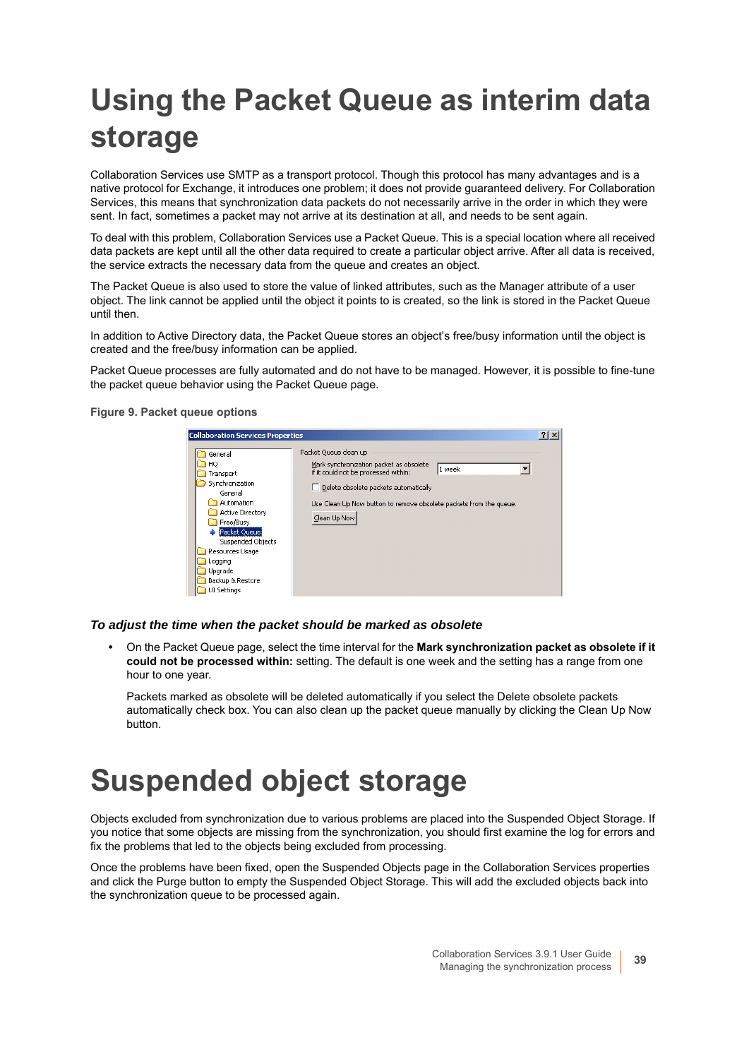# Using the Packet Queue as interim data storage

Collaboration Services use SMTP as a transport protocol. Though this protocol has many advantages and is a native protocol for Exchange, it introduces one problem; it does not provide guaranteed delivery. For Collaboration Services, this means that synchronization data packets do not necessarily arrive in the order in which they were sent. In fact, sometimes a packet may not arrive at its destination at all, and needs to be sent again.

To deal with this problem, Collaboration Services use a Packet Queue. This is a special location where all received data packets are kept until all the other data required to create a particular object arrive. After all data is received, the service extracts the necessary data from the queue and creates an object.

The Packet Queue is also used to store the value of linked attributes, such as the Manager attribute of a user object. The link cannot be applied until the object it points to is created, so the link is stored in the Packet Queue until then.

In addition to Active Directory data, the Packet Queue stores an object's free/busy information until the object is created and the free/busy information can be applied.

Packet Queue processes are fully automated and do not have to be managed. However, it is possible to fine-tune the packet queue behavior using the Packet Queue page.

**Figure 9. Packet queue options**

### *To adjust the time when the packet should be marked as obsolete*

- On the Packet Queue page, select the time interval for the **Mark synchronization packet as obsolete if it could not be processed within:** setting. The default is one week and the setting has a range from one hour to one year.

  Packets marked as obsolete will be deleted automatically if you select the Delete obsolete packets automatically check box. You can also clean up the packet queue manually by clicking the Clean Up Now button.

# Suspended object storage

Objects excluded from synchronization due to various problems are placed into the Suspended Object Storage. If you notice that some objects are missing from the synchronization, you should first examine the log for errors and fix the problems that led to the objects being excluded from processing.

Once the problems have been fixed, open the Suspended Objects page in the Collaboration Services properties and click the Purge button to empty the Suspended Object Storage. This will add the excluded objects back into the synchronization queue to be processed again.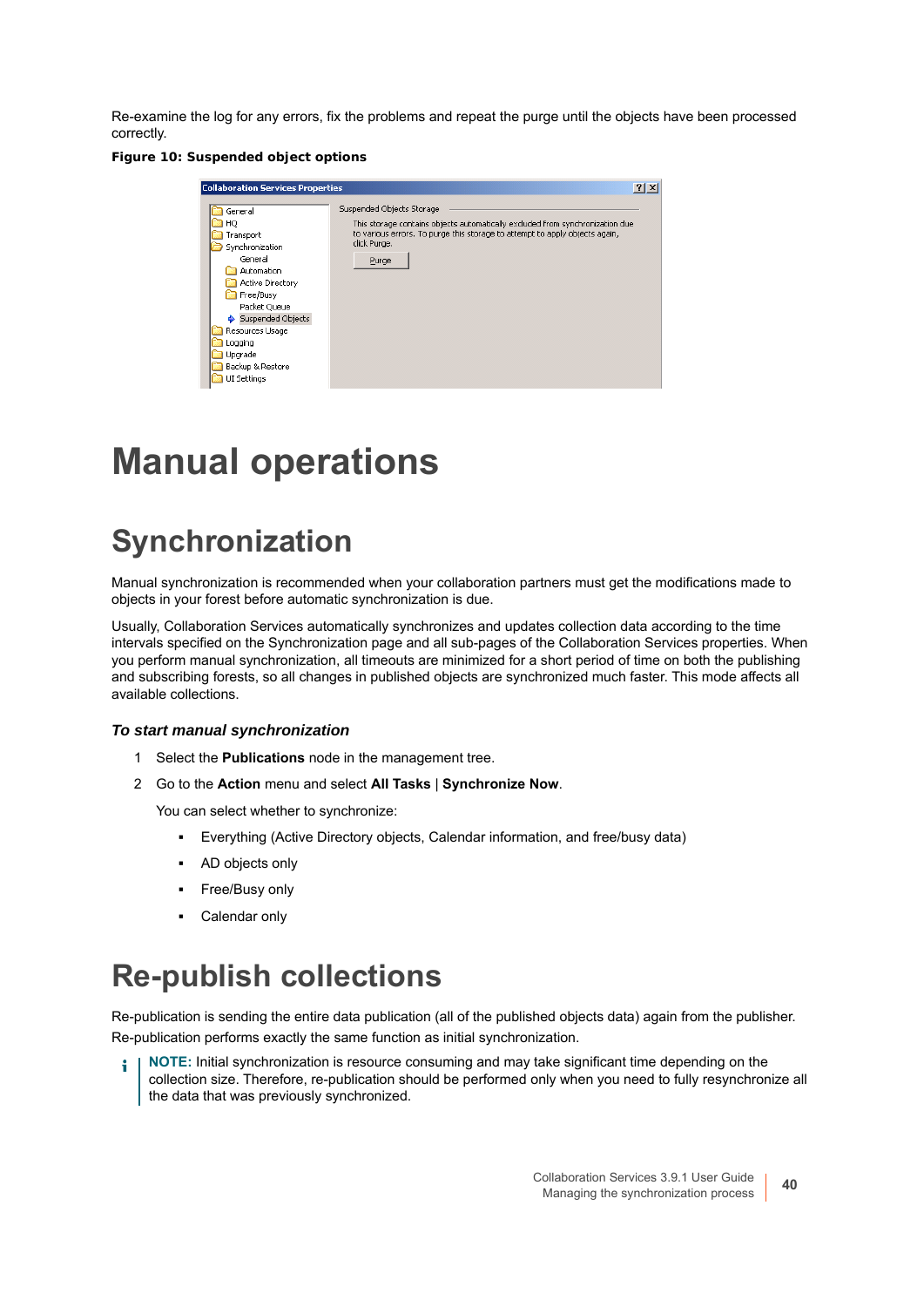Re-examine the log for any errors, fix the problems and repeat the purge until the objects have been processed correctly.

**Figure 10: Suspended object options**

# Manual operations

## Synchronization

Manual synchronization is recommended when your collaboration partners must get the modifications made to objects in your forest before automatic synchronization is due.

Usually, Collaboration Services automatically synchronizes and updates collection data according to the time intervals specified on the Synchronization page and all sub-pages of the Collaboration Services properties. When you perform manual synchronization, all timeouts are minimized for a short period of time on both the publishing and subscribing forests, so all changes in published objects are synchronized much faster. This mode affects all available collections.

### *To start manual synchronization*

1. Select the **Publications** node in the management tree.
2. Go to the **Action** menu and select **All Tasks** | **Synchronize Now**.

   You can select whether to synchronize:

   - Everything (Active Directory objects, Calendar information, and free/busy data)
   - AD objects only
   - Free/Busy only
   - Calendar only

## Re-publish collections

Re-publication is sending the entire data publication (all of the published objects data) again from the publisher. Re-publication performs exactly the same function as initial synchronization.

**NOTE:** Initial synchronization is resource consuming and may take significant time depending on the collection size. Therefore, re-publication should be performed only when you need to fully resynchronize all the data that was previously synchronized.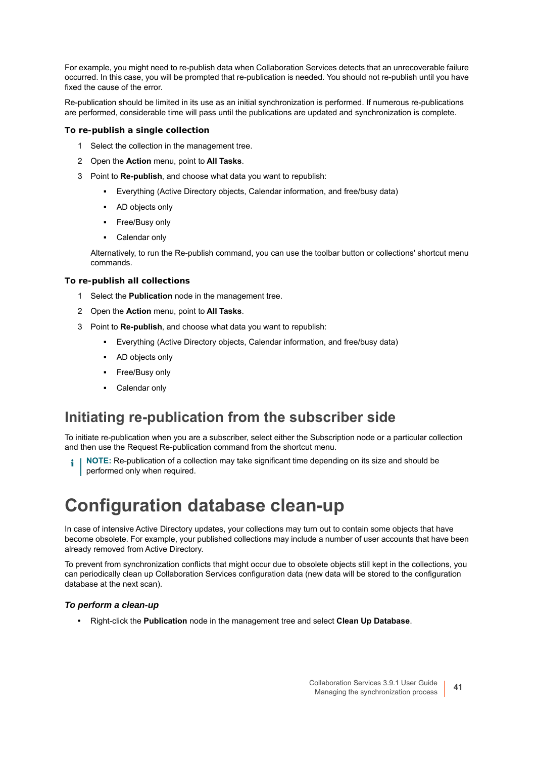For example, you might need to re-publish data when Collaboration Services detects that an unrecoverable failure occurred. In this case, you will be prompted that re-publication is needed. You should not re-publish until you have fixed the cause of the error.

Re-publication should be limited in its use as an initial synchronization is performed. If numerous re-publications are performed, considerable time will pass until the publications are updated and synchronization is complete.

#### To re-publish a single collection

1. Select the collection in the management tree.
2. Open the **Action** menu, point to **All Tasks**.
3. Point to **Re-publish**, and choose what data you want to republish:
   - Everything (Active Directory objects, Calendar information, and free/busy data)
   - AD objects only
   - Free/Busy only
   - Calendar only

   Alternatively, to run the Re-publish command, you can use the toolbar button or collections' shortcut menu commands.

#### To re-publish all collections

1. Select the **Publication** node in the management tree.
2. Open the **Action** menu, point to **All Tasks**.
3. Point to **Re-publish**, and choose what data you want to republish:
   - Everything (Active Directory objects, Calendar information, and free/busy data)
   - AD objects only
   - Free/Busy only
   - Calendar only

## Initiating re-publication from the subscriber side

To initiate re-publication when you are a subscriber, select either the Subscription node or a particular collection and then use the Request Re-publication command from the shortcut menu.

> **NOTE:** Re-publication of a collection may take significant time depending on its size and should be performed only when required.

# Configuration database clean-up

In case of intensive Active Directory updates, your collections may turn out to contain some objects that have become obsolete. For example, your published collections may include a number of user accounts that have been already removed from Active Directory.

To prevent from synchronization conflicts that might occur due to obsolete objects still kept in the collections, you can periodically clean up Collaboration Services configuration data (new data will be stored to the configuration database at the next scan).

#### *To perform a clean-up*

- Right-click the **Publication** node in the management tree and select **Clean Up Database**.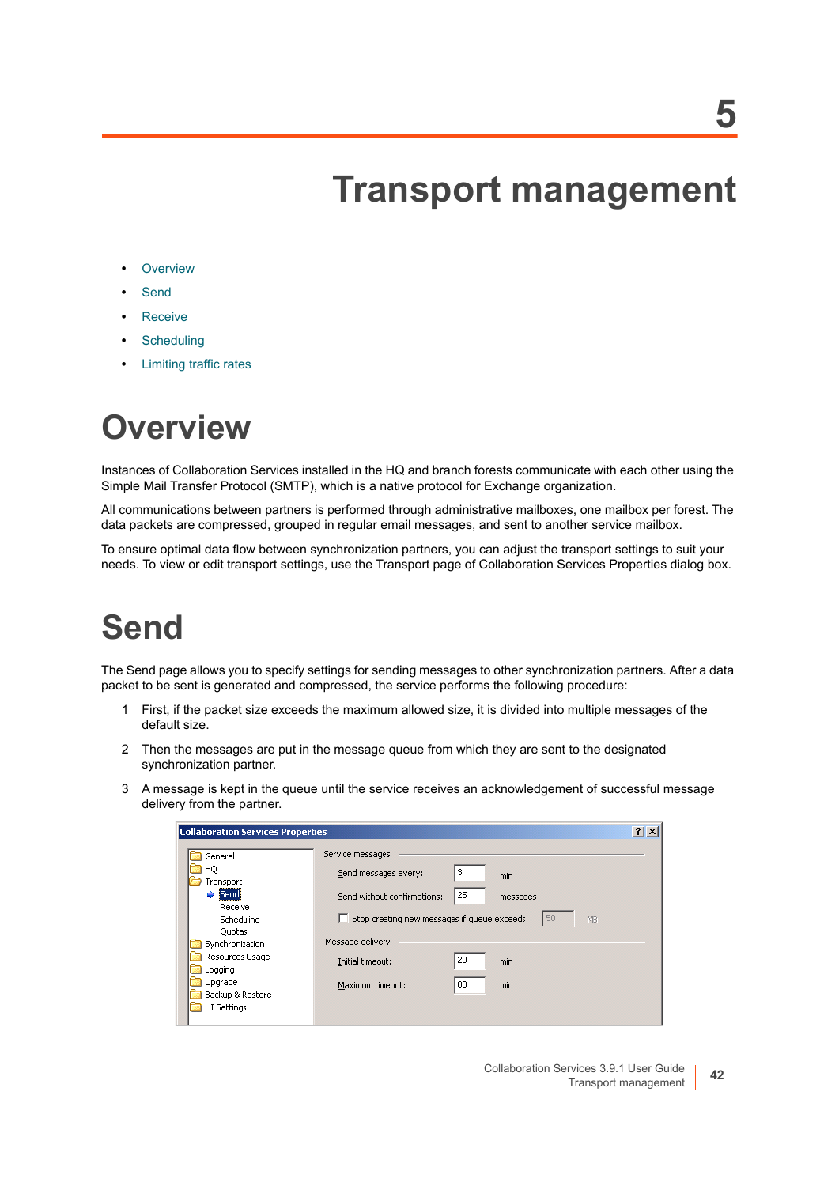# 5 Transport management

- Overview
- Send
- Receive
- Scheduling
- Limiting traffic rates

## Overview

Instances of Collaboration Services installed in the HQ and branch forests communicate with each other using the Simple Mail Transfer Protocol (SMTP), which is a native protocol for Exchange organization.

All communications between partners is performed through administrative mailboxes, one mailbox per forest. The data packets are compressed, grouped in regular email messages, and sent to another service mailbox.

To ensure optimal data flow between synchronization partners, you can adjust the transport settings to suit your needs. To view or edit transport settings, use the Transport page of Collaboration Services Properties dialog box.

## Send

The Send page allows you to specify settings for sending messages to other synchronization partners. After a data packet to be sent is generated and compressed, the service performs the following procedure:

1. First, if the packet size exceeds the maximum allowed size, it is divided into multiple messages of the default size.
2. Then the messages are put in the message queue from which they are sent to the designated synchronization partner.
3. A message is kept in the queue until the service receives an acknowledgement of successful message delivery from the partner.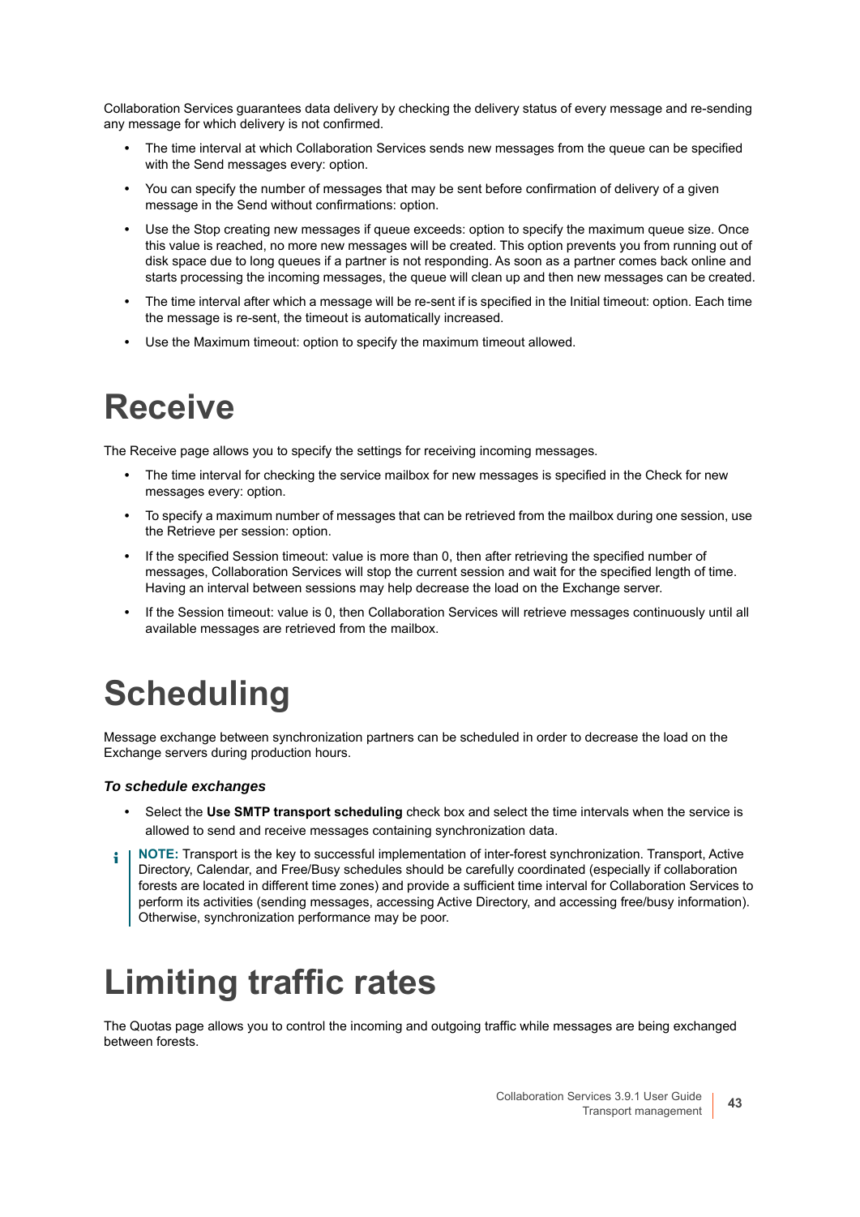Collaboration Services guarantees data delivery by checking the delivery status of every message and re-sending any message for which delivery is not confirmed.

- The time interval at which Collaboration Services sends new messages from the queue can be specified with the Send messages every: option.
- You can specify the number of messages that may be sent before confirmation of delivery of a given message in the Send without confirmations: option.
- Use the Stop creating new messages if queue exceeds: option to specify the maximum queue size. Once this value is reached, no more new messages will be created. This option prevents you from running out of disk space due to long queues if a partner is not responding. As soon as a partner comes back online and starts processing the incoming messages, the queue will clean up and then new messages can be created.
- The time interval after which a message will be re-sent if is specified in the Initial timeout: option. Each time the message is re-sent, the timeout is automatically increased.
- Use the Maximum timeout: option to specify the maximum timeout allowed.

# Receive

The Receive page allows you to specify the settings for receiving incoming messages.

- The time interval for checking the service mailbox for new messages is specified in the Check for new messages every: option.
- To specify a maximum number of messages that can be retrieved from the mailbox during one session, use the Retrieve per session: option.
- If the specified Session timeout: value is more than 0, then after retrieving the specified number of messages, Collaboration Services will stop the current session and wait for the specified length of time. Having an interval between sessions may help decrease the load on the Exchange server.
- If the Session timeout: value is 0, then Collaboration Services will retrieve messages continuously until all available messages are retrieved from the mailbox.

# Scheduling

Message exchange between synchronization partners can be scheduled in order to decrease the load on the Exchange servers during production hours.

### *To schedule exchanges*

- Select the **Use SMTP transport scheduling** check box and select the time intervals when the service is allowed to send and receive messages containing synchronization data.

**NOTE:** Transport is the key to successful implementation of inter-forest synchronization. Transport, Active Directory, Calendar, and Free/Busy schedules should be carefully coordinated (especially if collaboration forests are located in different time zones) and provide a sufficient time interval for Collaboration Services to perform its activities (sending messages, accessing Active Directory, and accessing free/busy information). Otherwise, synchronization performance may be poor.

# Limiting traffic rates

The Quotas page allows you to control the incoming and outgoing traffic while messages are being exchanged between forests.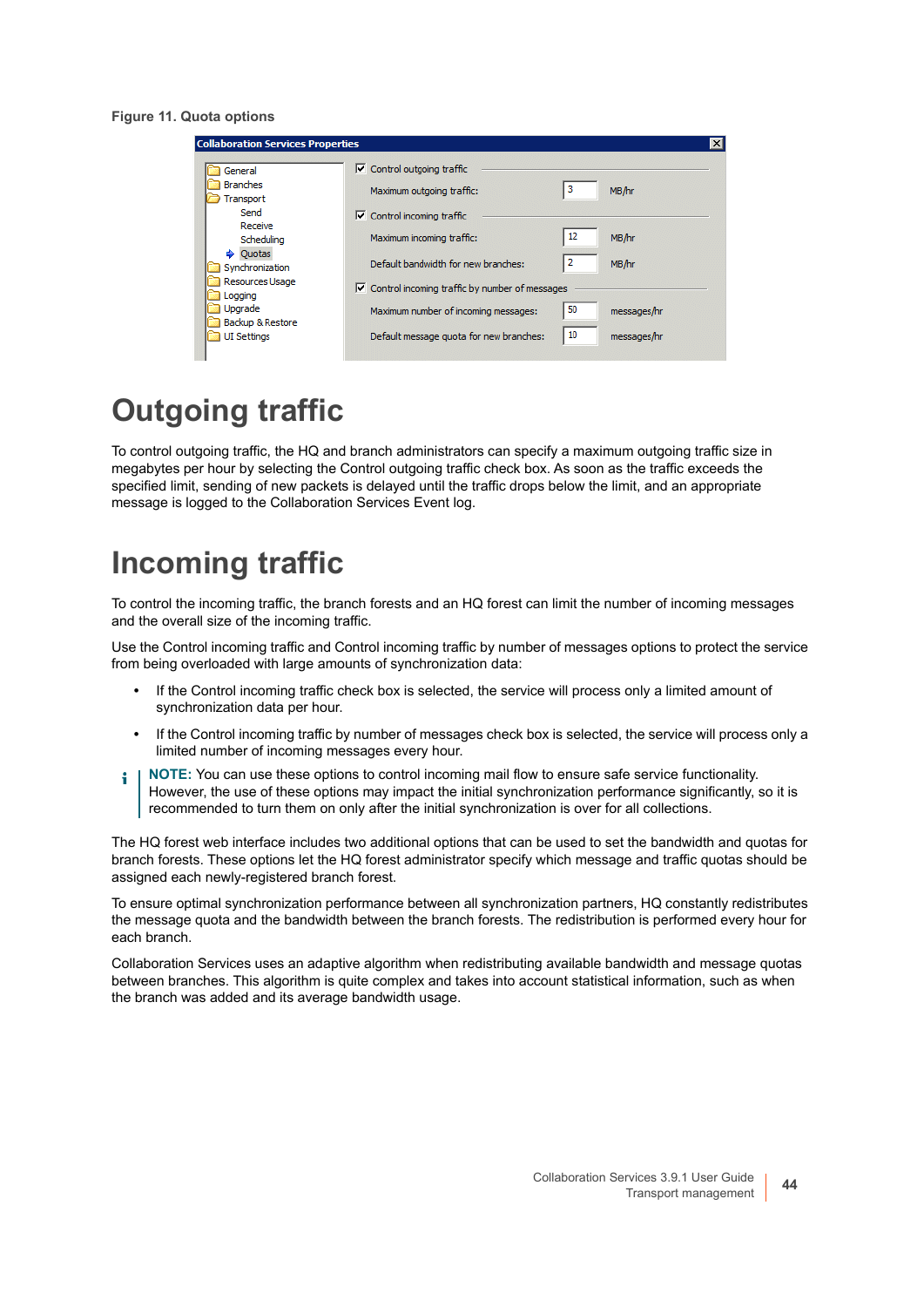Figure 11. Quota options

# Outgoing traffic

To control outgoing traffic, the HQ and branch administrators can specify a maximum outgoing traffic size in megabytes per hour by selecting the Control outgoing traffic check box. As soon as the traffic exceeds the specified limit, sending of new packets is delayed until the traffic drops below the limit, and an appropriate message is logged to the Collaboration Services Event log.

# Incoming traffic

To control the incoming traffic, the branch forests and an HQ forest can limit the number of incoming messages and the overall size of the incoming traffic.

Use the Control incoming traffic and Control incoming traffic by number of messages options to protect the service from being overloaded with large amounts of synchronization data:

- If the Control incoming traffic check box is selected, the service will process only a limited amount of synchronization data per hour.
- If the Control incoming traffic by number of messages check box is selected, the service will process only a limited number of incoming messages every hour.

**NOTE:** You can use these options to control incoming mail flow to ensure safe service functionality. However, the use of these options may impact the initial synchronization performance significantly, so it is recommended to turn them on only after the initial synchronization is over for all collections.

The HQ forest web interface includes two additional options that can be used to set the bandwidth and quotas for branch forests. These options let the HQ forest administrator specify which message and traffic quotas should be assigned each newly-registered branch forest.

To ensure optimal synchronization performance between all synchronization partners, HQ constantly redistributes the message quota and the bandwidth between the branch forests. The redistribution is performed every hour for each branch.

Collaboration Services uses an adaptive algorithm when redistributing available bandwidth and message quotas between branches. This algorithm is quite complex and takes into account statistical information, such as when the branch was added and its average bandwidth usage.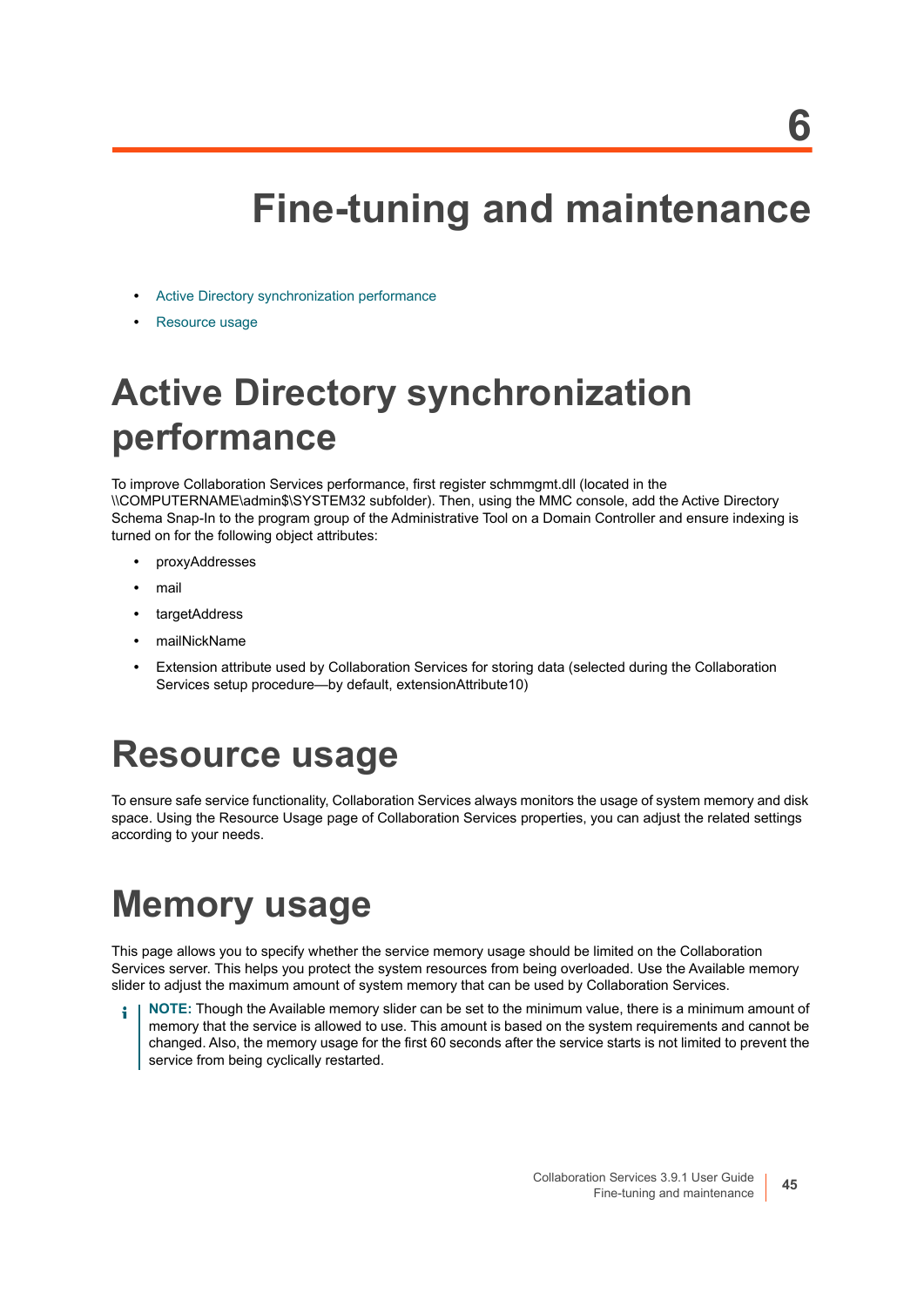6

# Fine-tuning and maintenance

- Active Directory synchronization performance
- Resource usage

## Active Directory synchronization performance

To improve Collaboration Services performance, first register schmmgmt.dll (located in the \\COMPUTERNAME\admin$\SYSTEM32 subfolder). Then, using the MMC console, add the Active Directory Schema Snap-In to the program group of the Administrative Tool on a Domain Controller and ensure indexing is turned on for the following object attributes:

- proxyAddresses
- mail
- targetAddress
- mailNickName
- Extension attribute used by Collaboration Services for storing data (selected during the Collaboration Services setup procedure—by default, extensionAttribute10)

## Resource usage

To ensure safe service functionality, Collaboration Services always monitors the usage of system memory and disk space. Using the Resource Usage page of Collaboration Services properties, you can adjust the related settings according to your needs.

## Memory usage

This page allows you to specify whether the service memory usage should be limited on the Collaboration Services server. This helps you protect the system resources from being overloaded. Use the Available memory slider to adjust the maximum amount of system memory that can be used by Collaboration Services.

> **NOTE:** Though the Available memory slider can be set to the minimum value, there is a minimum amount of memory that the service is allowed to use. This amount is based on the system requirements and cannot be changed. Also, the memory usage for the first 60 seconds after the service starts is not limited to prevent the service from being cyclically restarted.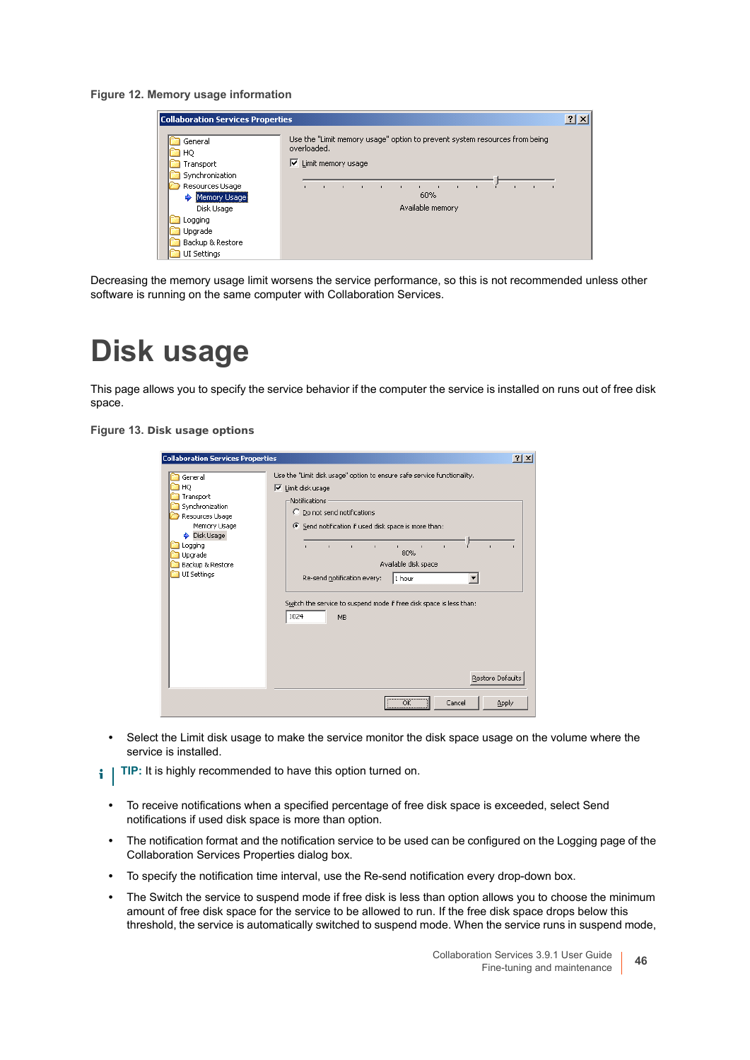**Figure 12. Memory usage information**

Decreasing the memory usage limit worsens the service performance, so this is not recommended unless other software is running on the same computer with Collaboration Services.

# Disk usage

This page allows you to specify the service behavior if the computer the service is installed on runs out of free disk space.

**Figure 13. Disk usage options**

- Select the Limit disk usage to make the service monitor the disk space usage on the volume where the service is installed.

**TIP:** It is highly recommended to have this option turned on.

- To receive notifications when a specified percentage of free disk space is exceeded, select Send notifications if used disk space is more than option.
- The notification format and the notification service to be used can be configured on the Logging page of the Collaboration Services Properties dialog box.
- To specify the notification time interval, use the Re-send notification every drop-down box.
- The Switch the service to suspend mode if free disk is less than option allows you to choose the minimum amount of free disk space for the service to be allowed to run. If the free disk space drops below this threshold, the service is automatically switched to suspend mode. When the service runs in suspend mode,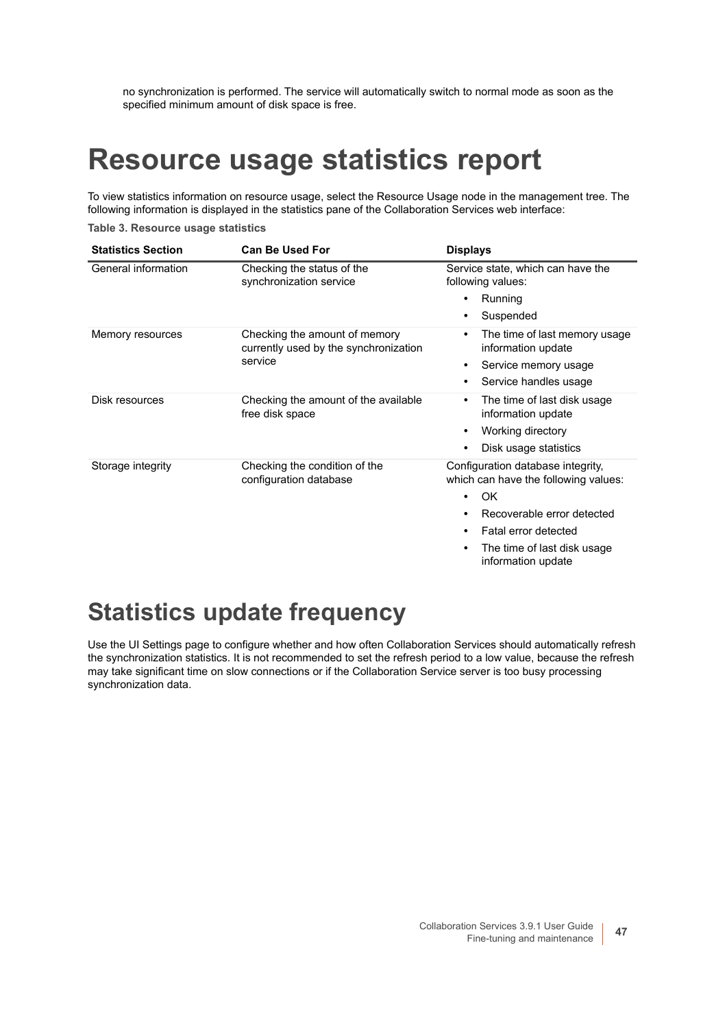no synchronization is performed. The service will automatically switch to normal mode as soon as the specified minimum amount of disk space is free.

# Resource usage statistics report

To view statistics information on resource usage, select the Resource Usage node in the management tree. The following information is displayed in the statistics pane of the Collaboration Services web interface:

**Table 3. Resource usage statistics**

| Statistics Section | Can Be Used For | Displays |
|---|---|---|
| General information | Checking the status of the synchronization service | Service state, which can have the following values:<br>• Running<br>• Suspended |
| Memory resources | Checking the amount of memory currently used by the synchronization service | • The time of last memory usage information update<br>• Service memory usage<br>• Service handles usage |
| Disk resources | Checking the amount of the available free disk space | • The time of last disk usage information update<br>• Working directory<br>• Disk usage statistics |
| Storage integrity | Checking the condition of the configuration database | Configuration database integrity, which can have the following values:<br>• OK<br>• Recoverable error detected<br>• Fatal error detected<br>• The time of last disk usage information update |

# Statistics update frequency

Use the UI Settings page to configure whether and how often Collaboration Services should automatically refresh the synchronization statistics. It is not recommended to set the refresh period to a low value, because the refresh may take significant time on slow connections or if the Collaboration Service server is too busy processing synchronization data.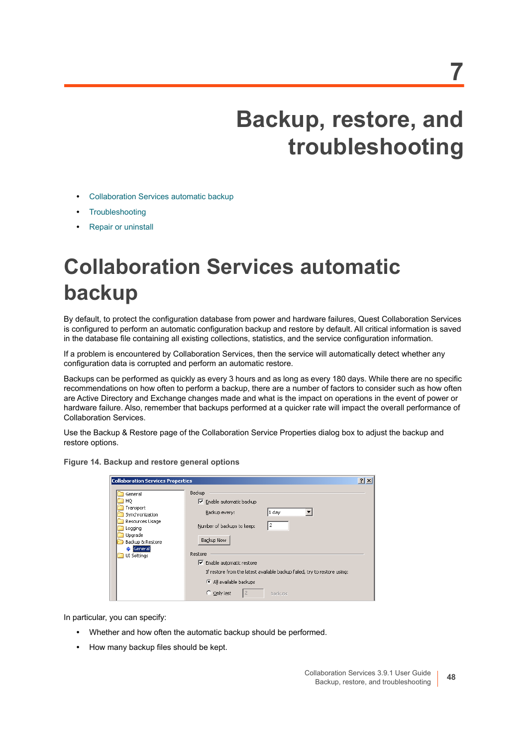# 7

# Backup, restore, and troubleshooting

- Collaboration Services automatic backup
- Troubleshooting
- Repair or uninstall

## Collaboration Services automatic backup

By default, to protect the configuration database from power and hardware failures, Quest Collaboration Services is configured to perform an automatic configuration backup and restore by default. All critical information is saved in the database file containing all existing collections, statistics, and the service configuration information.

If a problem is encountered by Collaboration Services, then the service will automatically detect whether any configuration data is corrupted and perform an automatic restore.

Backups can be performed as quickly as every 3 hours and as long as every 180 days. While there are no specific recommendations on how often to perform a backup, there are a number of factors to consider such as how often are Active Directory and Exchange changes made and what is the impact on operations in the event of power or hardware failure. Also, remember that backups performed at a quicker rate will impact the overall performance of Collaboration Services.

Use the Backup & Restore page of the Collaboration Service Properties dialog box to adjust the backup and restore options.

**Figure 14. Backup and restore general options**

In particular, you can specify:

- Whether and how often the automatic backup should be performed.
- How many backup files should be kept.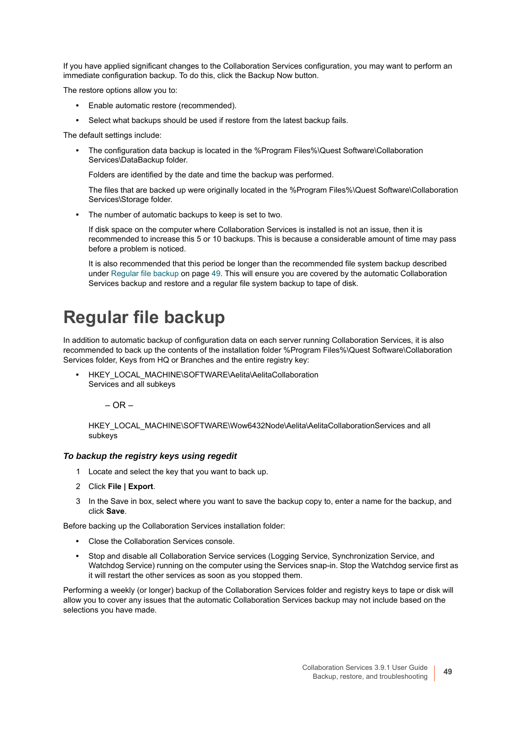If you have applied significant changes to the Collaboration Services configuration, you may want to perform an immediate configuration backup. To do this, click the Backup Now button.

The restore options allow you to:

- Enable automatic restore (recommended).
- Select what backups should be used if restore from the latest backup fails.

The default settings include:

- The configuration data backup is located in the %Program Files%\Quest Software\Collaboration Services\DataBackup folder.

  Folders are identified by the date and time the backup was performed.

  The files that are backed up were originally located in the %Program Files%\Quest Software\Collaboration Services\Storage folder.

- The number of automatic backups to keep is set to two.

  If disk space on the computer where Collaboration Services is installed is not an issue, then it is recommended to increase this 5 or 10 backups. This is because a considerable amount of time may pass before a problem is noticed.

  It is also recommended that this period be longer than the recommended file system backup described under Regular file backup on page 49. This will ensure you are covered by the automatic Collaboration Services backup and restore and a regular file system backup to tape of disk.

# Regular file backup

In addition to automatic backup of configuration data on each server running Collaboration Services, it is also recommended to back up the contents of the installation folder %Program Files%\Quest Software\Collaboration Services folder, Keys from HQ or Branches and the entire registry key:

- HKEY_LOCAL_MACHINE\SOFTWARE\Aelita\AelitaCollaboration Services and all subkeys

  – OR –

  HKEY_LOCAL_MACHINE\SOFTWARE\Wow6432Node\Aelita\AelitaCollaborationServices and all subkeys

### *To backup the registry keys using regedit*

1. Locate and select the key that you want to back up.
2. Click **File | Export**.
3. In the Save in box, select where you want to save the backup copy to, enter a name for the backup, and click **Save**.

Before backing up the Collaboration Services installation folder:

- Close the Collaboration Services console.
- Stop and disable all Collaboration Service services (Logging Service, Synchronization Service, and Watchdog Service) running on the computer using the Services snap-in. Stop the Watchdog service first as it will restart the other services as soon as you stopped them.

Performing a weekly (or longer) backup of the Collaboration Services folder and registry keys to tape or disk will allow you to cover any issues that the automatic Collaboration Services backup may not include based on the selections you have made.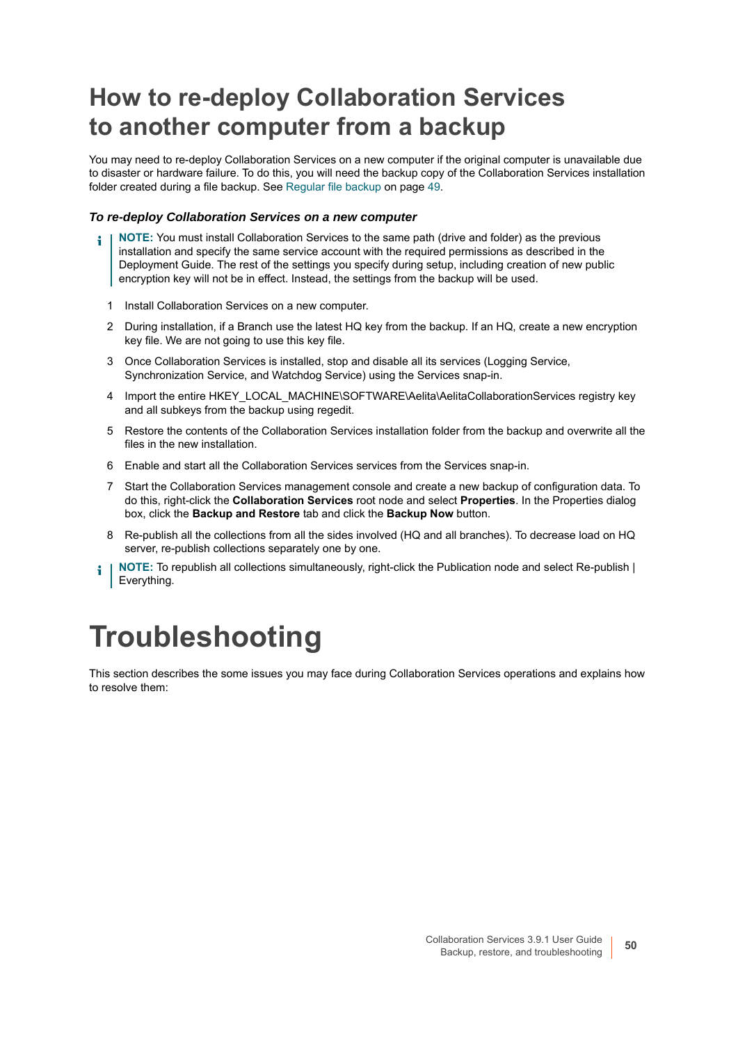# How to re-deploy Collaboration Services to another computer from a backup

You may need to re-deploy Collaboration Services on a new computer if the original computer is unavailable due to disaster or hardware failure. To do this, you will need the backup copy of the Collaboration Services installation folder created during a file backup. See Regular file backup on page 49.

### *To re-deploy Collaboration Services on a new computer*

> **NOTE:** You must install Collaboration Services to the same path (drive and folder) as the previous installation and specify the same service account with the required permissions as described in the Deployment Guide. The rest of the settings you specify during setup, including creation of new public encryption key will not be in effect. Instead, the settings from the backup will be used.

1. Install Collaboration Services on a new computer.
2. During installation, if a Branch use the latest HQ key from the backup. If an HQ, create a new encryption key file. We are not going to use this key file.
3. Once Collaboration Services is installed, stop and disable all its services (Logging Service, Synchronization Service, and Watchdog Service) using the Services snap-in.
4. Import the entire HKEY_LOCAL_MACHINE\SOFTWARE\Aelita\AelitaCollaborationServices registry key and all subkeys from the backup using regedit.
5. Restore the contents of the Collaboration Services installation folder from the backup and overwrite all the files in the new installation.
6. Enable and start all the Collaboration Services services from the Services snap-in.
7. Start the Collaboration Services management console and create a new backup of configuration data. To do this, right-click the **Collaboration Services** root node and select **Properties**. In the Properties dialog box, click the **Backup and Restore** tab and click the **Backup Now** button.
8. Re-publish all the collections from all the sides involved (HQ and all branches). To decrease load on HQ server, re-publish collections separately one by one.

> **NOTE:** To republish all collections simultaneously, right-click the Publication node and select Re-publish | Everything.

# Troubleshooting

This section describes the some issues you may face during Collaboration Services operations and explains how to resolve them: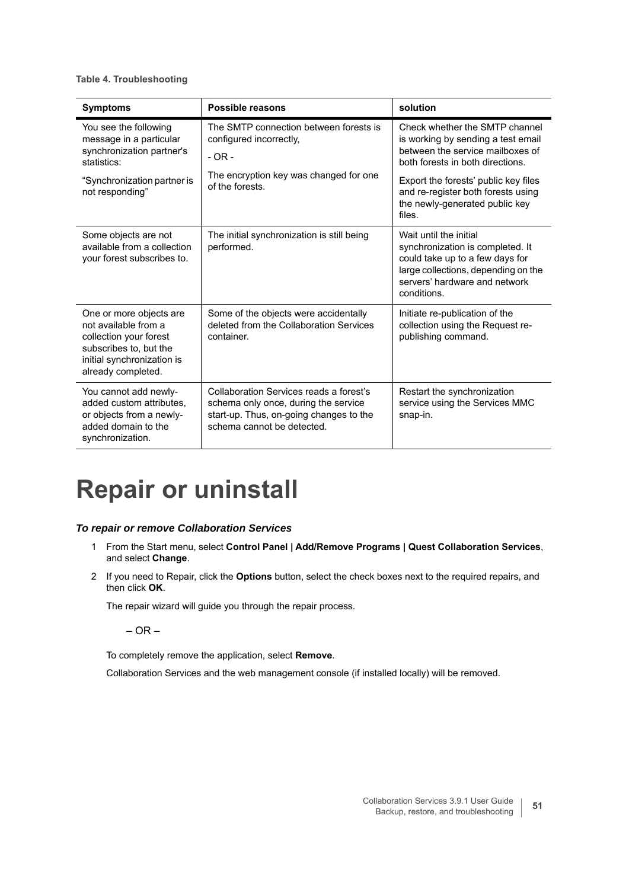**Table 4. Troubleshooting**

| Symptoms | Possible reasons | solution |
|---|---|---|
| You see the following message in a particular synchronization partner's statistics:<br><br>"Synchronization partner is not responding" | The SMTP connection between forests is configured incorrectly,<br><br>- OR -<br><br>The encryption key was changed for one of the forests. | Check whether the SMTP channel is working by sending a test email between the service mailboxes of both forests in both directions.<br><br>Export the forests' public key files and re-register both forests using the newly-generated public key files. |
| Some objects are not available from a collection your forest subscribes to. | The initial synchronization is still being performed. | Wait until the initial synchronization is completed. It could take up to a few days for large collections, depending on the servers' hardware and network conditions. |
| One or more objects are not available from a collection your forest subscribes to, but the initial synchronization is already completed. | Some of the objects were accidentally deleted from the Collaboration Services container. | Initiate re-publication of the collection using the Request re-publishing command. |
| You cannot add newly-added custom attributes, or objects from a newly-added domain to the synchronization. | Collaboration Services reads a forest's schema only once, during the service start-up. Thus, on-going changes to the schema cannot be detected. | Restart the synchronization service using the Services MMC snap-in. |

# Repair or uninstall

***To repair or remove Collaboration Services***

1. From the Start menu, select **Control Panel | Add/Remove Programs | Quest Collaboration Services**, and select **Change**.
2. If you need to Repair, click the **Options** button, select the check boxes next to the required repairs, and then click **OK**.

   The repair wizard will guide you through the repair process.

   – OR –

   To completely remove the application, select **Remove**.

   Collaboration Services and the web management console (if installed locally) will be removed.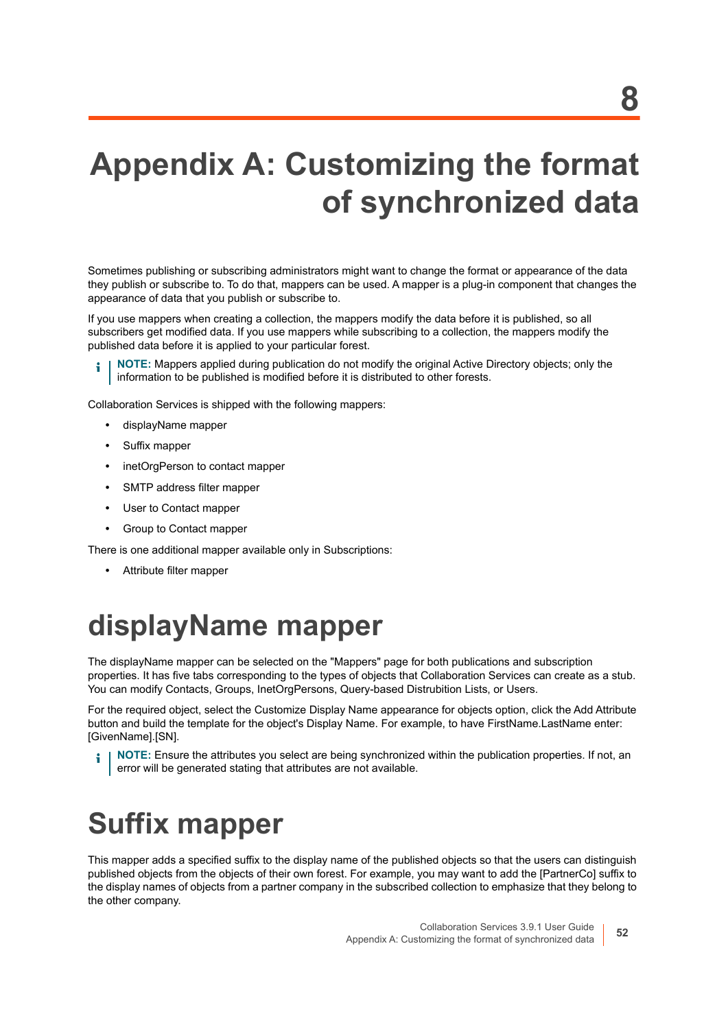# Appendix A: Customizing the format of synchronized data

Sometimes publishing or subscribing administrators might want to change the format or appearance of the data they publish or subscribe to. To do that, mappers can be used. A mapper is a plug-in component that changes the appearance of data that you publish or subscribe to.

If you use mappers when creating a collection, the mappers modify the data before it is published, so all subscribers get modified data. If you use mappers while subscribing to a collection, the mappers modify the published data before it is applied to your particular forest.

> **NOTE:** Mappers applied during publication do not modify the original Active Directory objects; only the information to be published is modified before it is distributed to other forests.

Collaboration Services is shipped with the following mappers:

- displayName mapper
- Suffix mapper
- inetOrgPerson to contact mapper
- SMTP address filter mapper
- User to Contact mapper
- Group to Contact mapper

There is one additional mapper available only in Subscriptions:

- Attribute filter mapper

## displayName mapper

The displayName mapper can be selected on the "Mappers" page for both publications and subscription properties. It has five tabs corresponding to the types of objects that Collaboration Services can create as a stub. You can modify Contacts, Groups, InetOrgPersons, Query-based Distrubition Lists, or Users.

For the required object, select the Customize Display Name appearance for objects option, click the Add Attribute button and build the template for the object's Display Name. For example, to have FirstName.LastName enter: [GivenName].[SN].

> **NOTE:** Ensure the attributes you select are being synchronized within the publication properties. If not, an error will be generated stating that attributes are not available.

## Suffix mapper

This mapper adds a specified suffix to the display name of the published objects so that the users can distinguish published objects from the objects of their own forest. For example, you may want to add the [PartnerCo] suffix to the display names of objects from a partner company in the subscribed collection to emphasize that they belong to the other company.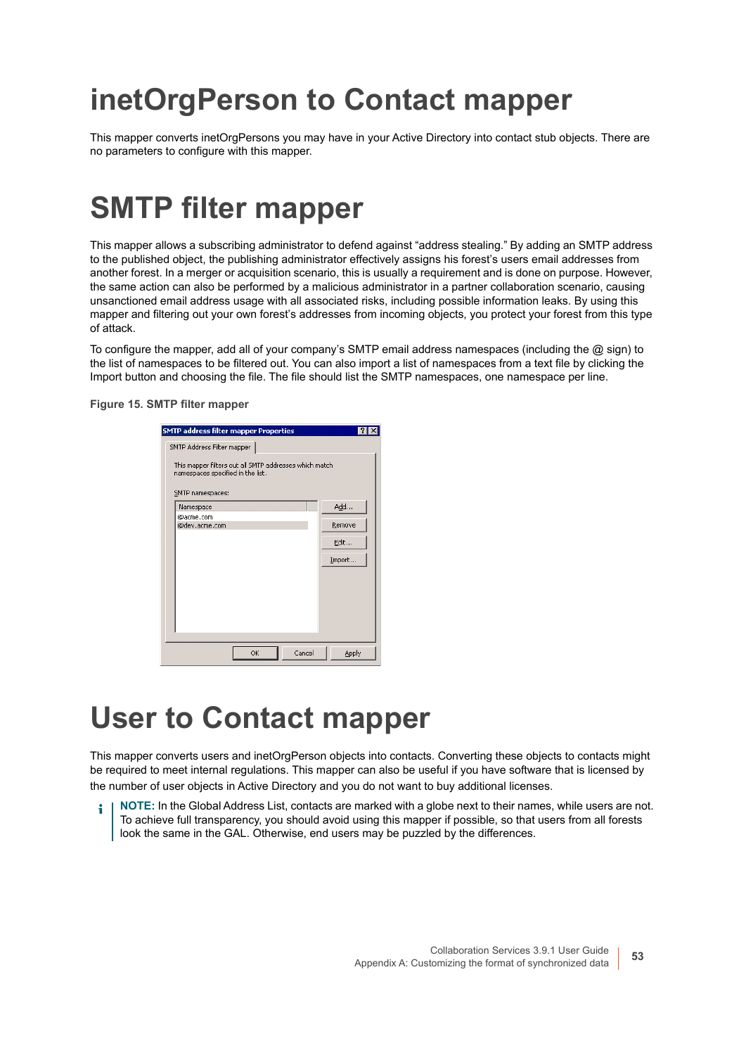# inetOrgPerson to Contact mapper

This mapper converts inetOrgPersons you may have in your Active Directory into contact stub objects. There are no parameters to configure with this mapper.

# SMTP filter mapper

This mapper allows a subscribing administrator to defend against “address stealing.” By adding an SMTP address to the published object, the publishing administrator effectively assigns his forest’s users email addresses from another forest. In a merger or acquisition scenario, this is usually a requirement and is done on purpose. However, the same action can also be performed by a malicious administrator in a partner collaboration scenario, causing unsanctioned email address usage with all associated risks, including possible information leaks. By using this mapper and filtering out your own forest’s addresses from incoming objects, you protect your forest from this type of attack.

To configure the mapper, add all of your company’s SMTP email address namespaces (including the @ sign) to the list of namespaces to be filtered out. You can also import a list of namespaces from a text file by clicking the Import button and choosing the file. The file should list the SMTP namespaces, one namespace per line.

**Figure 15. SMTP filter mapper**

# User to Contact mapper

This mapper converts users and inetOrgPerson objects into contacts. Converting these objects to contacts might be required to meet internal regulations. This mapper can also be useful if you have software that is licensed by the number of user objects in Active Directory and you do not want to buy additional licenses.

> **NOTE:** In the Global Address List, contacts are marked with a globe next to their names, while users are not. To achieve full transparency, you should avoid using this mapper if possible, so that users from all forests look the same in the GAL. Otherwise, end users may be puzzled by the differences.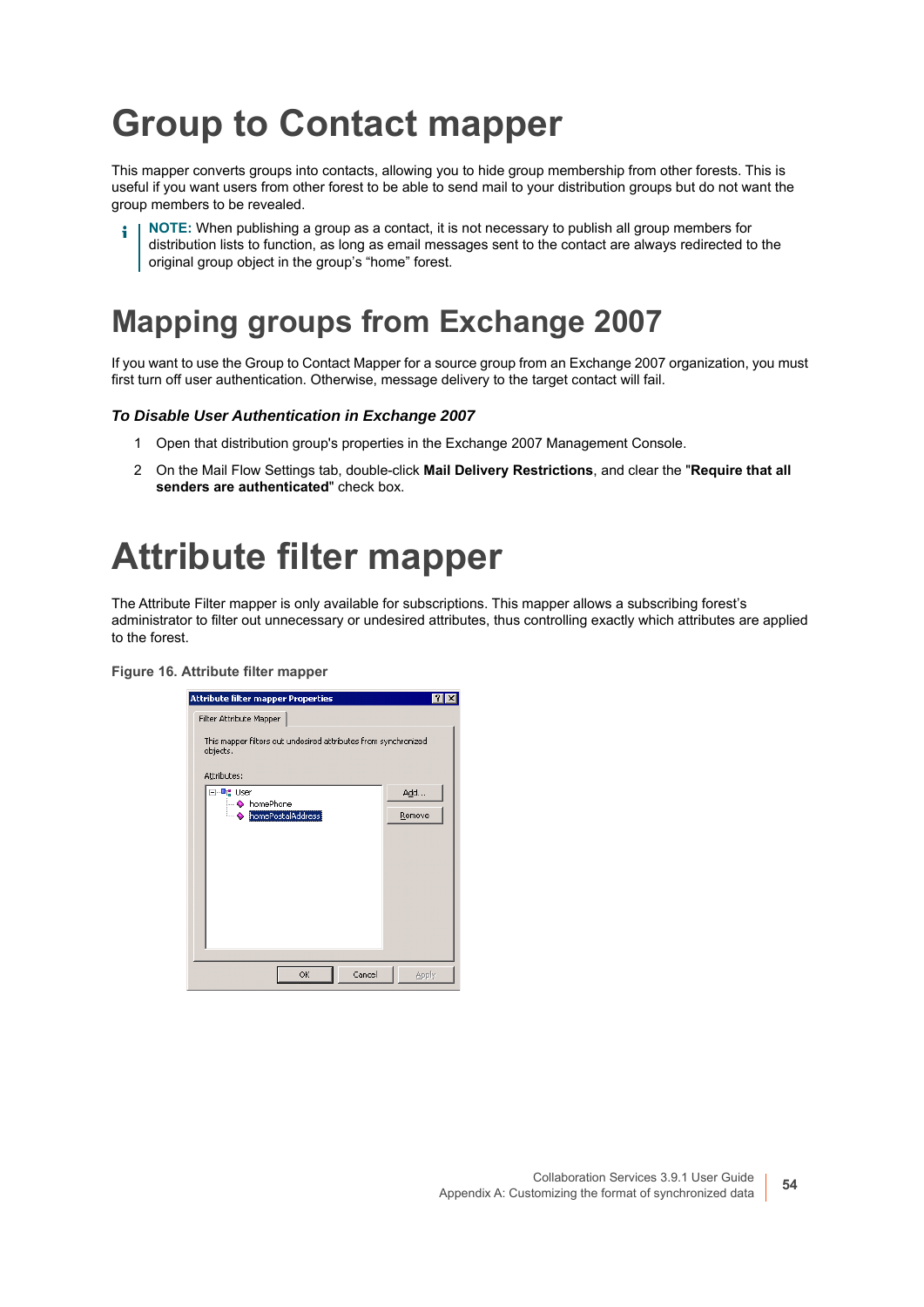# Group to Contact mapper

This mapper converts groups into contacts, allowing you to hide group membership from other forests. This is useful if you want users from other forest to be able to send mail to your distribution groups but do not want the group members to be revealed.

> **NOTE:** When publishing a group as a contact, it is not necessary to publish all group members for distribution lists to function, as long as email messages sent to the contact are always redirected to the original group object in the group's "home" forest.

# Mapping groups from Exchange 2007

If you want to use the Group to Contact Mapper for a source group from an Exchange 2007 organization, you must first turn off user authentication. Otherwise, message delivery to the target contact will fail.

### *To Disable User Authentication in Exchange 2007*

1. Open that distribution group's properties in the Exchange 2007 Management Console.
2. On the Mail Flow Settings tab, double-click **Mail Delivery Restrictions**, and clear the "**Require that all senders are authenticated**" check box.

# Attribute filter mapper

The Attribute Filter mapper is only available for subscriptions. This mapper allows a subscribing forest's administrator to filter out unnecessary or undesired attributes, thus controlling exactly which attributes are applied to the forest.

**Figure 16. Attribute filter mapper**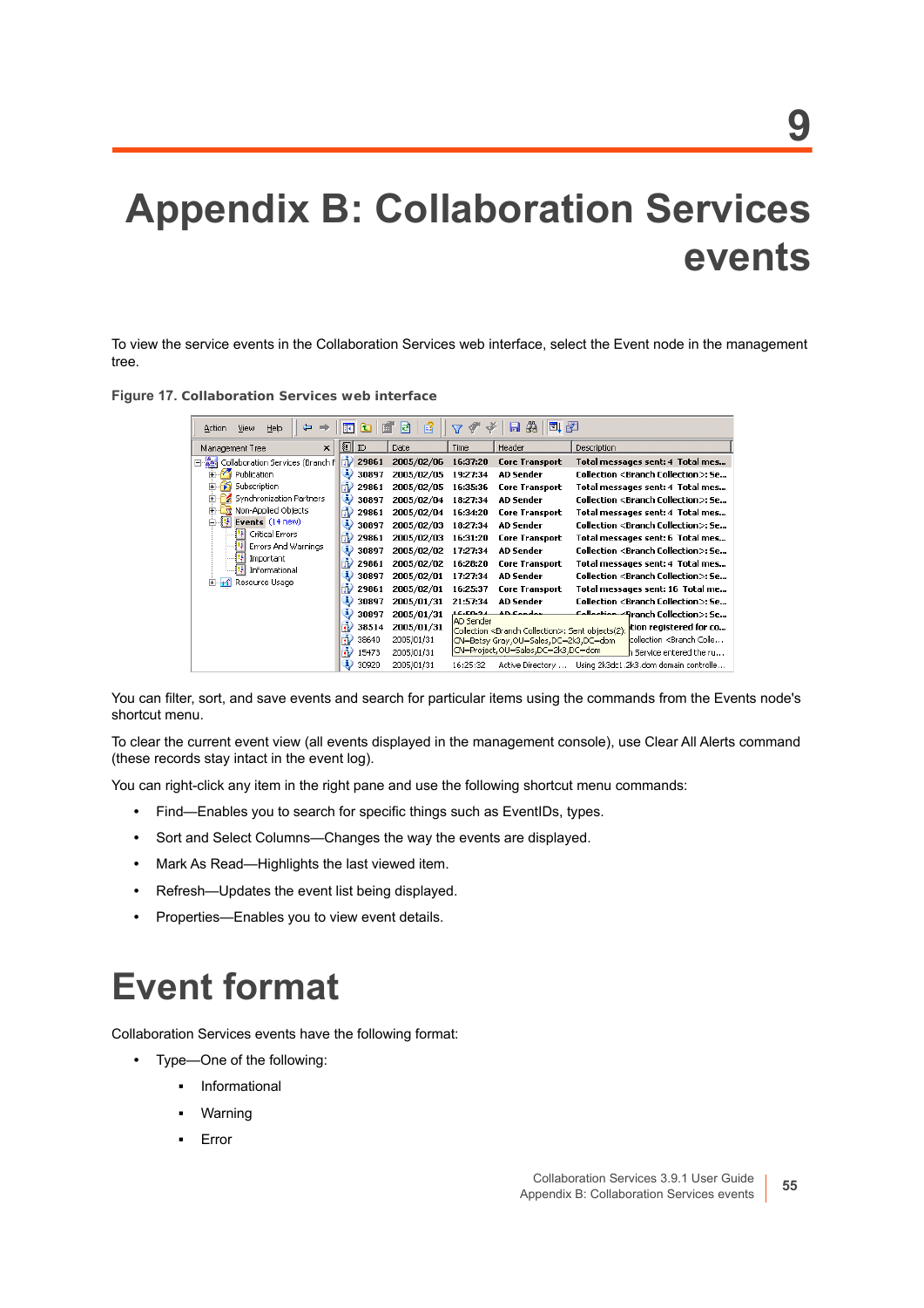# 9

# Appendix B: Collaboration Services events

To view the service events in the Collaboration Services web interface, select the Event node in the management tree.

**Figure 17. Collaboration Services web interface**

You can filter, sort, and save events and search for particular items using the commands from the Events node's shortcut menu.

To clear the current event view (all events displayed in the management console), use Clear All Alerts command (these records stay intact in the event log).

You can right-click any item in the right pane and use the following shortcut menu commands:

- Find—Enables you to search for specific things such as EventIDs, types.
- Sort and Select Columns—Changes the way the events are displayed.
- Mark As Read—Highlights the last viewed item.
- Refresh—Updates the event list being displayed.
- Properties—Enables you to view event details.

# Event format

Collaboration Services events have the following format:

- Type—One of the following:
  - Informational
  - Warning
  - Error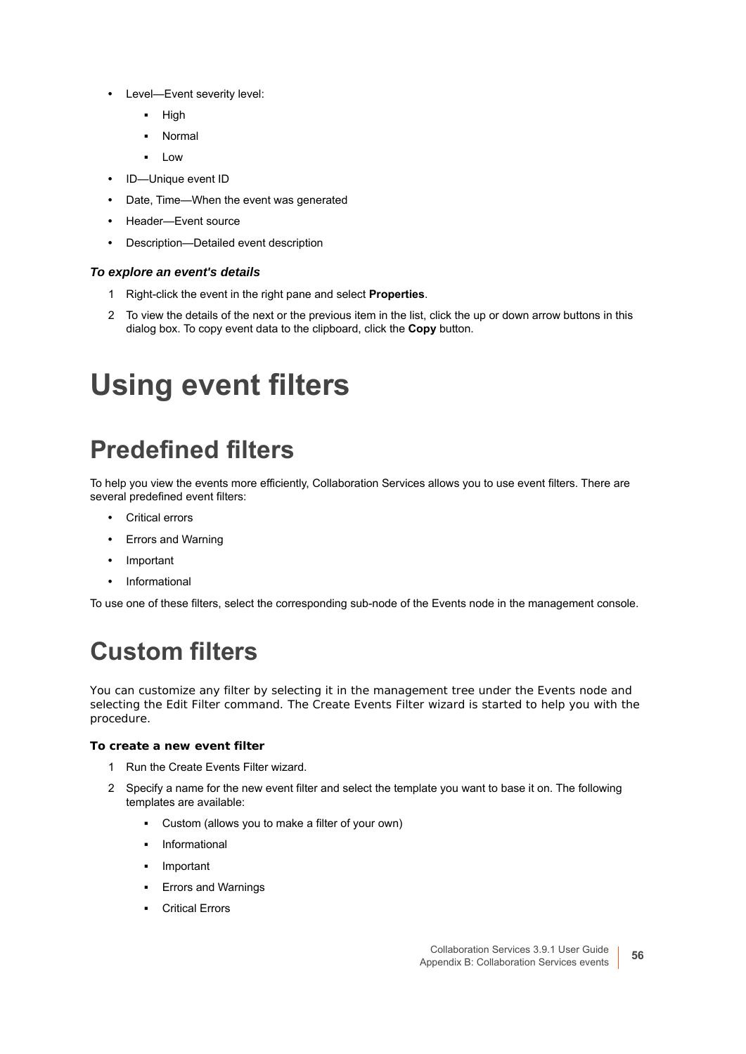- Level—Event severity level:
  - High
  - Normal
  - Low
- ID—Unique event ID
- Date, Time—When the event was generated
- Header—Event source
- Description—Detailed event description

***To explore an event's details***

1. Right-click the event in the right pane and select **Properties**.
2. To view the details of the next or the previous item in the list, click the up or down arrow buttons in this dialog box. To copy event data to the clipboard, click the **Copy** button.

# Using event filters

## Predefined filters

To help you view the events more efficiently, Collaboration Services allows you to use event filters. There are several predefined event filters:

- Critical errors
- Errors and Warning
- Important
- Informational

To use one of these filters, select the corresponding sub-node of the Events node in the management console.

## Custom filters

You can customize any filter by selecting it in the management tree under the Events node and selecting the Edit Filter command. The Create Events Filter wizard is started to help you with the procedure.

**To create a new event filter**

1. Run the Create Events Filter wizard.
2. Specify a name for the new event filter and select the template you want to base it on. The following templates are available:
   - Custom (allows you to make a filter of your own)
   - Informational
   - Important
   - Errors and Warnings
   - Critical Errors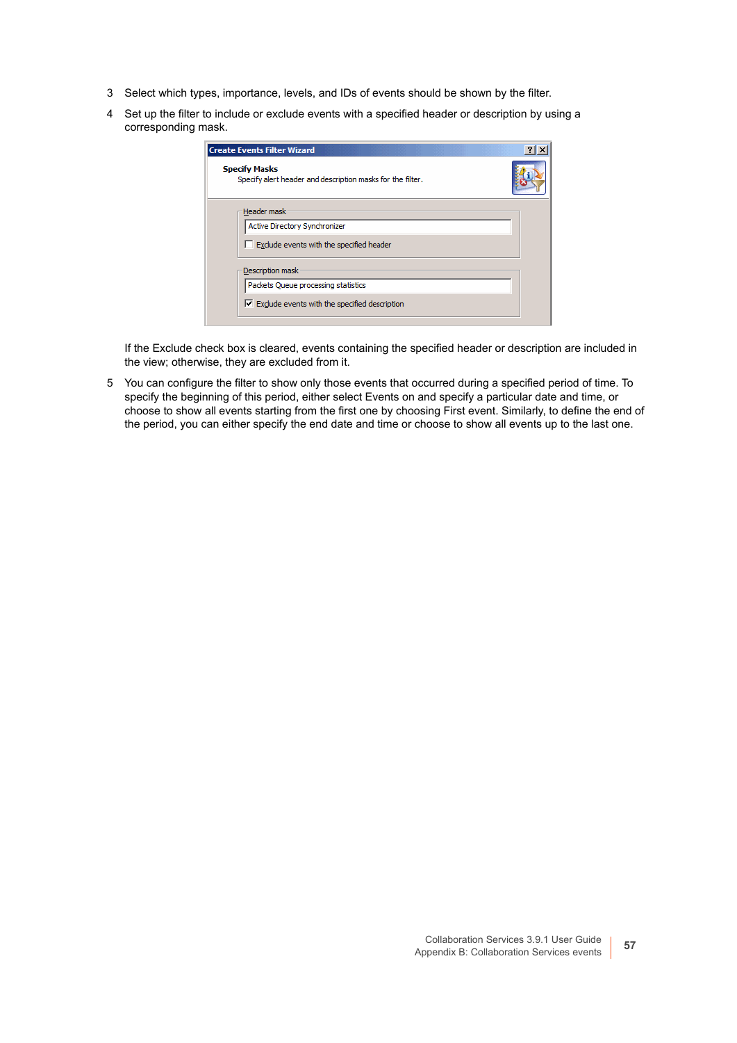3. Select which types, importance, levels, and IDs of events should be shown by the filter.
4. Set up the filter to include or exclude events with a specified header or description by using a corresponding mask.

   If the Exclude check box is cleared, events containing the specified header or description are included in the view; otherwise, they are excluded from it.
5. You can configure the filter to show only those events that occurred during a specified period of time. To specify the beginning of this period, either select Events on and specify a particular date and time, or choose to show all events starting from the first one by choosing First event. Similarly, to define the end of the period, you can either specify the end date and time or choose to show all events up to the last one.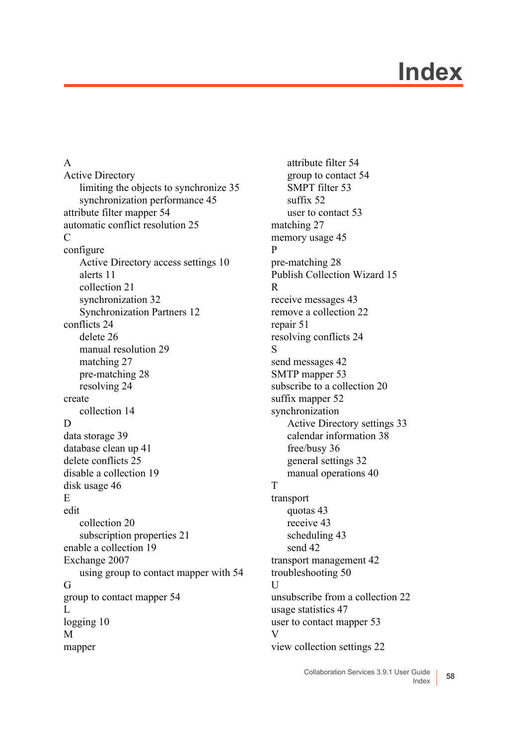# Index

A

Active Directory
- limiting the objects to synchronize 35
- synchronization performance 45

attribute filter mapper 54

automatic conflict resolution 25

C

configure
- Active Directory access settings 10
- alerts 11
- collection 21
- synchronization 32
- Synchronization Partners 12

conflicts 24
- delete 26
- manual resolution 29
- matching 27
- pre-matching 28
- resolving 24

create
- collection 14

D

data storage 39

database clean up 41

delete conflicts 25

disable a collection 19

disk usage 46

E

edit
- collection 20
- subscription properties 21

enable a collection 19

Exchange 2007
- using group to contact mapper with 54

G

group to contact mapper 54

L

logging 10

M

mapper
- attribute filter 54
- group to contact 54
- SMPT filter 53
- suffix 52
- user to contact 53

matching 27

memory usage 45

P

pre-matching 28

Publish Collection Wizard 15

R

receive messages 43

remove a collection 22

repair 51

resolving conflicts 24

S

send messages 42

SMTP mapper 53

subscribe to a collection 20

suffix mapper 52

synchronization
- Active Directory settings 33
- calendar information 38
- free/busy 36
- general settings 32
- manual operations 40

T

transport
- quotas 43
- receive 43
- scheduling 43
- send 42

transport management 42

troubleshooting 50

U

unsubscribe from a collection 22

usage statistics 47

user to contact mapper 53

V

view collection settings 22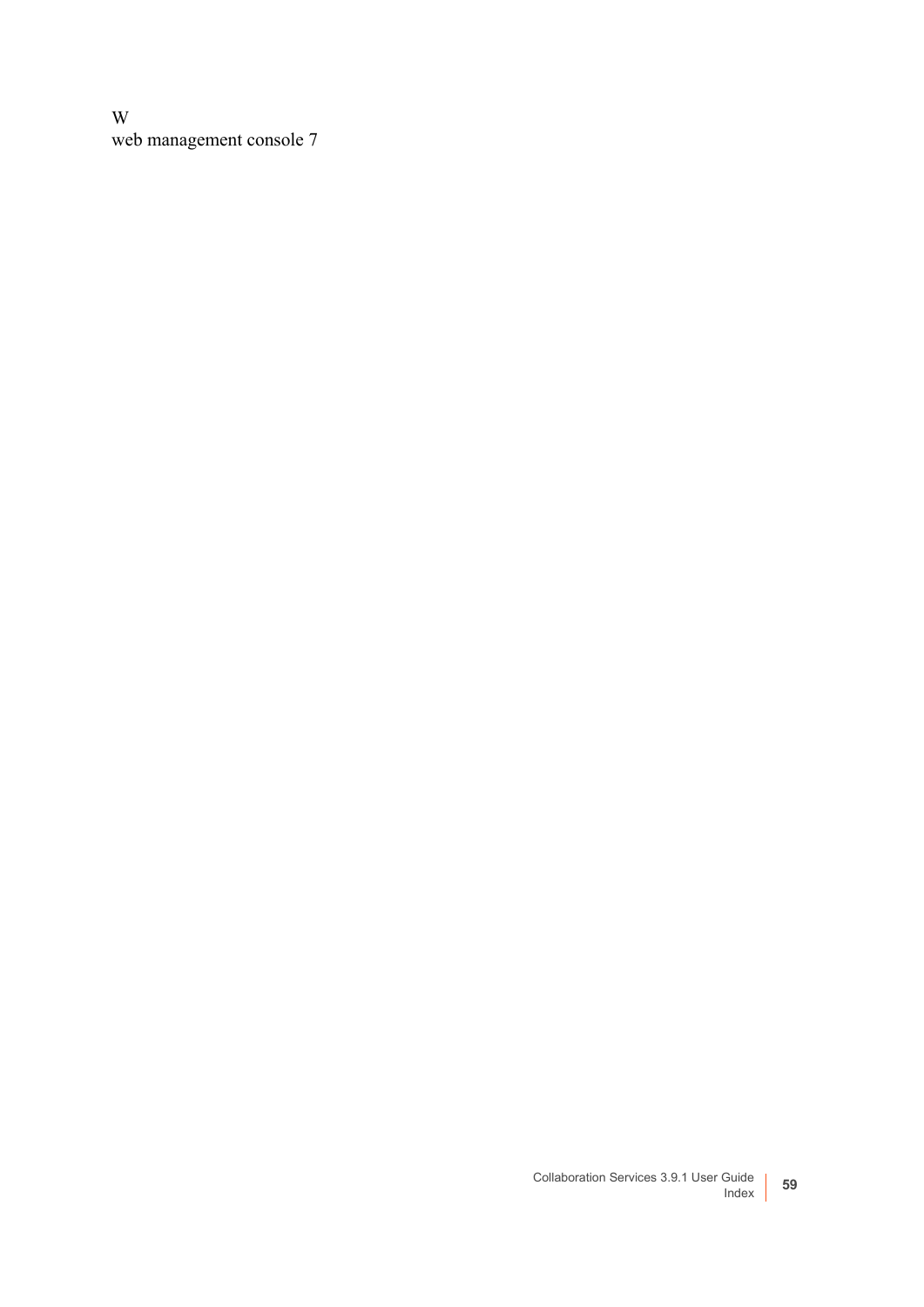W

web management console 7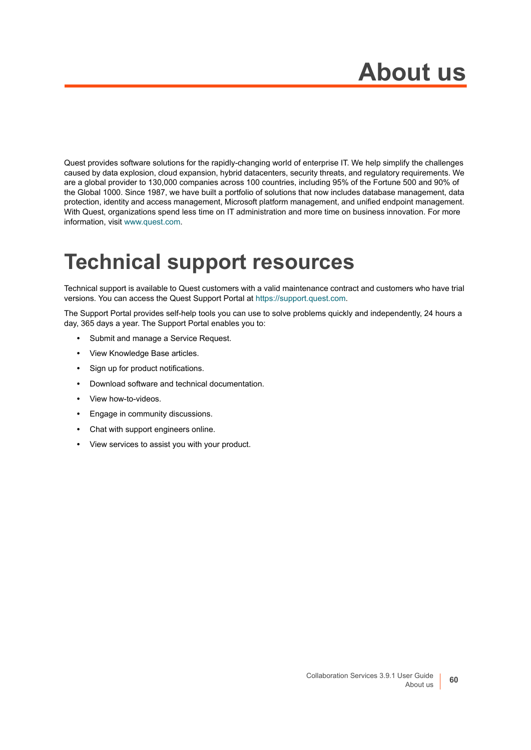# About us

Quest provides software solutions for the rapidly-changing world of enterprise IT. We help simplify the challenges caused by data explosion, cloud expansion, hybrid datacenters, security threats, and regulatory requirements. We are a global provider to 130,000 companies across 100 countries, including 95% of the Fortune 500 and 90% of the Global 1000. Since 1987, we have built a portfolio of solutions that now includes database management, data protection, identity and access management, Microsoft platform management, and unified endpoint management. With Quest, organizations spend less time on IT administration and more time on business innovation. For more information, visit www.quest.com.

# Technical support resources

Technical support is available to Quest customers with a valid maintenance contract and customers who have trial versions. You can access the Quest Support Portal at https://support.quest.com.

The Support Portal provides self-help tools you can use to solve problems quickly and independently, 24 hours a day, 365 days a year. The Support Portal enables you to:

- Submit and manage a Service Request.
- View Knowledge Base articles.
- Sign up for product notifications.
- Download software and technical documentation.
- View how-to-videos.
- Engage in community discussions.
- Chat with support engineers online.
- View services to assist you with your product.